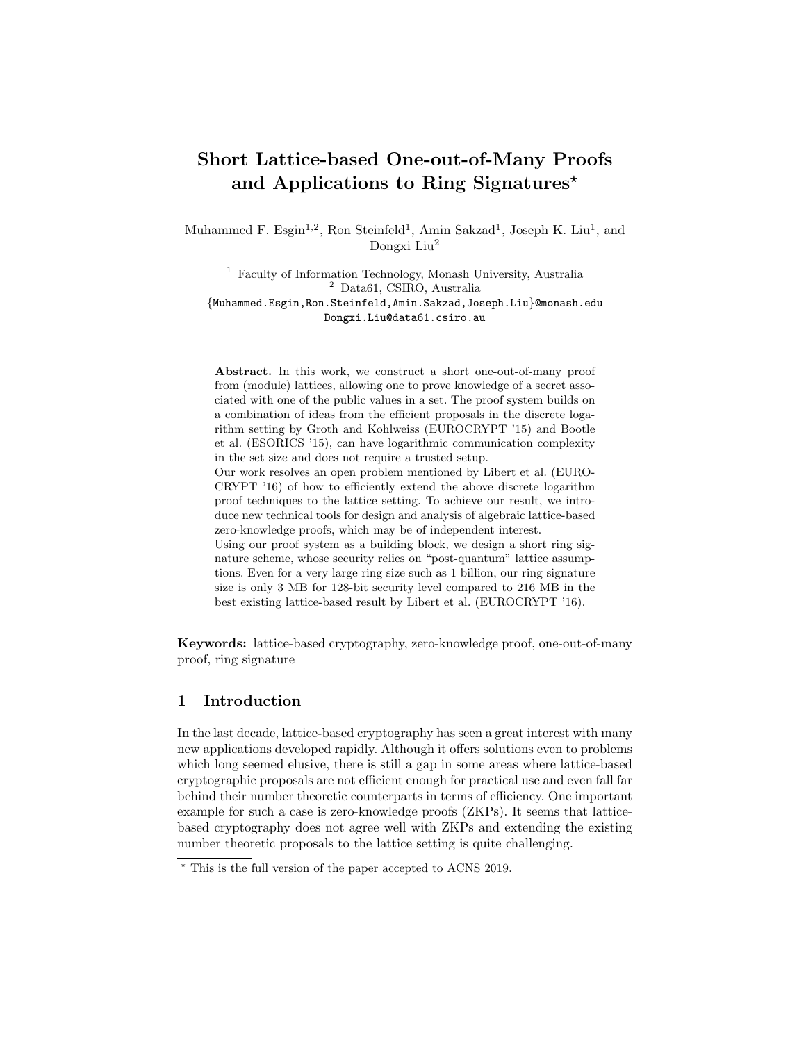# Short Lattice-based One-out-of-Many Proofs and Applications to Ring Signatures*

Muhammed F. Esgin[1,2], Ron Steinfeld[1], Amin Sakzad[1], Joseph K. Liu[1], and Dongxi Liu[2]

[1] Faculty of Information Technology, Monash University, Australia
[2] Data61, CSIRO, Australia
{Muhammed.Esgin,Ron.Steinfeld,Amin.Sakzad,Joseph.Liu}@monash.edu
Dongxi.Liu@data61.csiro.au

**Abstract.** In this work, we construct a short one-out-of-many proof from (module) lattices, allowing one to prove knowledge of a secret associated with one of the public values in a set. The proof system builds on a combination of ideas from the efficient proposals in the discrete logarithm setting by Groth and Kohlweiss (EUROCRYPT '15) and Bootle et al. (ESORICS '15), can have logarithmic communication complexity in the set size and does not require a trusted setup.

Our work resolves an open problem mentioned by Libert et al. (EUROCRYPT '16) of how to efficiently extend the above discrete logarithm proof techniques to the lattice setting. To achieve our result, we introduce new technical tools for design and analysis of algebraic lattice-based zero-knowledge proofs, which may be of independent interest.

Using our proof system as a building block, we design a short ring signature scheme, whose security relies on "post-quantum" lattice assumptions. Even for a very large ring size such as 1 billion, our ring signature size is only 3 MB for 128-bit security level compared to 216 MB in the best existing lattice-based result by Libert et al. (EUROCRYPT '16).

**Keywords:** lattice-based cryptography, zero-knowledge proof, one-out-of-many proof, ring signature

## 1 Introduction

In the last decade, lattice-based cryptography has seen a great interest with many new applications developed rapidly. Although it offers solutions even to problems which long seemed elusive, there is still a gap in some areas where lattice-based cryptographic proposals are not efficient enough for practical use and even fall far behind their number theoretic counterparts in terms of efficiency. One important example for such a case is zero-knowledge proofs (ZKPs). It seems that lattice-based cryptography does not agree well with ZKPs and extending the existing number theoretic proposals to the lattice setting is quite challenging.

* This is the full version of the paper accepted to ACNS 2019.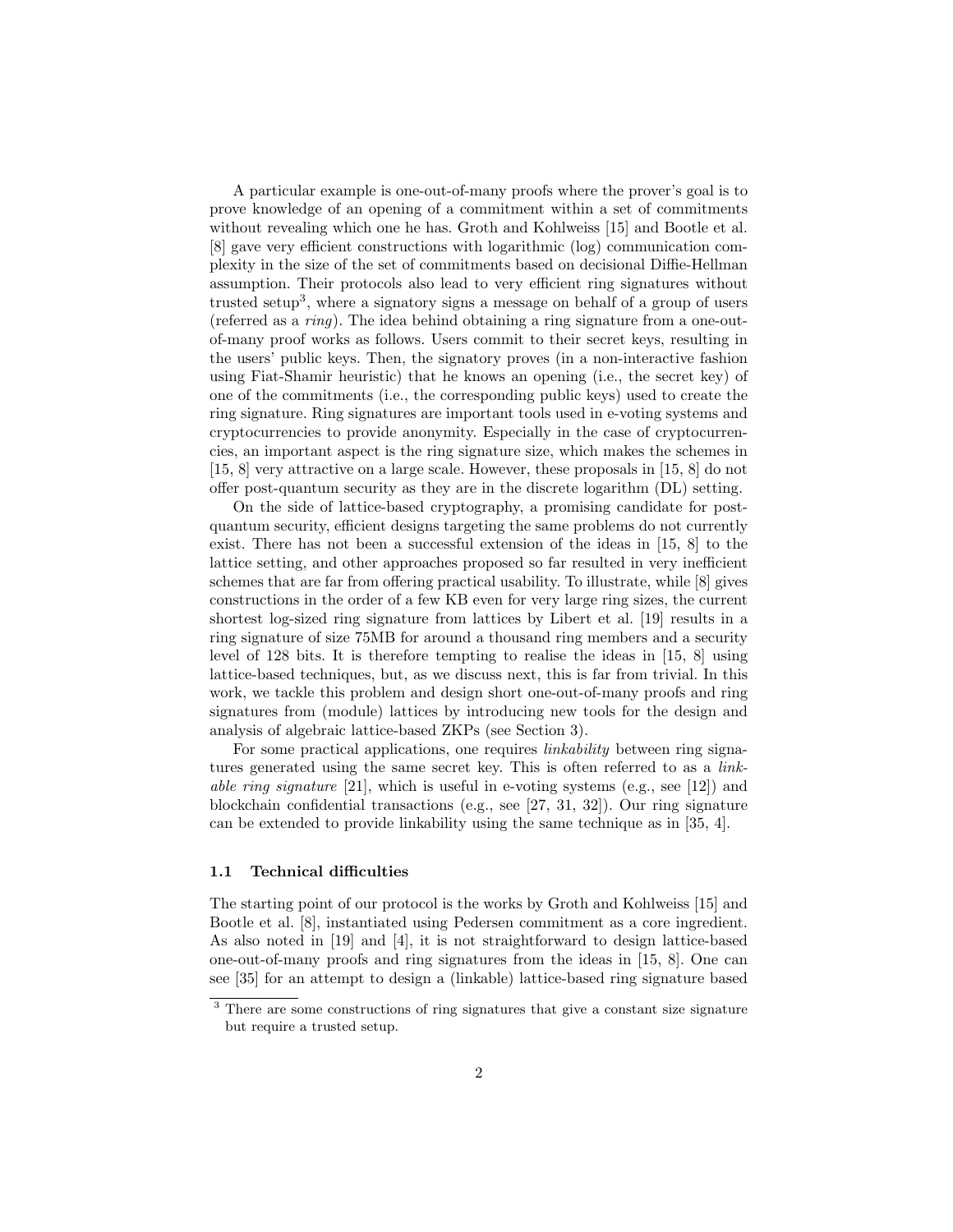A particular example is one-out-of-many proofs where the prover's goal is to prove knowledge of an opening of a commitment within a set of commitments without revealing which one he has. Groth and Kohlweiss [15] and Bootle et al. [8] gave very efficient constructions with logarithmic (log) communication complexity in the size of the set of commitments based on decisional Diffie-Hellman assumption. Their protocols also lead to very efficient ring signatures without trusted setup[3], where a signatory signs a message on behalf of a group of users (referred as a *ring*). The idea behind obtaining a ring signature from a one-out-of-many proof works as follows. Users commit to their secret keys, resulting in the users' public keys. Then, the signatory proves (in a non-interactive fashion using Fiat-Shamir heuristic) that he knows an opening (i.e., the secret key) of one of the commitments (i.e., the corresponding public keys) used to create the ring signature. Ring signatures are important tools used in e-voting systems and cryptocurrencies to provide anonymity. Especially in the case of cryptocurrencies, an important aspect is the ring signature size, which makes the schemes in [15, 8] very attractive on a large scale. However, these proposals in [15, 8] do not offer post-quantum security as they are in the discrete logarithm (DL) setting.

On the side of lattice-based cryptography, a promising candidate for post-quantum security, efficient designs targeting the same problems do not currently exist. There has not been a successful extension of the ideas in [15, 8] to the lattice setting, and other approaches proposed so far resulted in very inefficient schemes that are far from offering practical usability. To illustrate, while [8] gives constructions in the order of a few KB even for very large ring sizes, the current shortest log-sized ring signature from lattices by Libert et al. [19] results in a ring signature of size 75MB for around a thousand ring members and a security level of 128 bits. It is therefore tempting to realise the ideas in [15, 8] using lattice-based techniques, but, as we discuss next, this is far from trivial. In this work, we tackle this problem and design short one-out-of-many proofs and ring signatures from (module) lattices by introducing new tools for the design and analysis of algebraic lattice-based ZKPs (see Section 3).

For some practical applications, one requires *linkability* between ring signatures generated using the same secret key. This is often referred to as a *linkable ring signature* [21], which is useful in e-voting systems (e.g., see [12]) and blockchain confidential transactions (e.g., see [27, 31, 32]). Our ring signature can be extended to provide linkability using the same technique as in [35, 4].

### 1.1 Technical difficulties

The starting point of our protocol is the works by Groth and Kohlweiss [15] and Bootle et al. [8], instantiated using Pedersen commitment as a core ingredient. As also noted in [19] and [4], it is not straightforward to design lattice-based one-out-of-many proofs and ring signatures from the ideas in [15, 8]. One can see [35] for an attempt to design a (linkable) lattice-based ring signature based

[3] There are some constructions of ring signatures that give a constant size signature but require a trusted setup.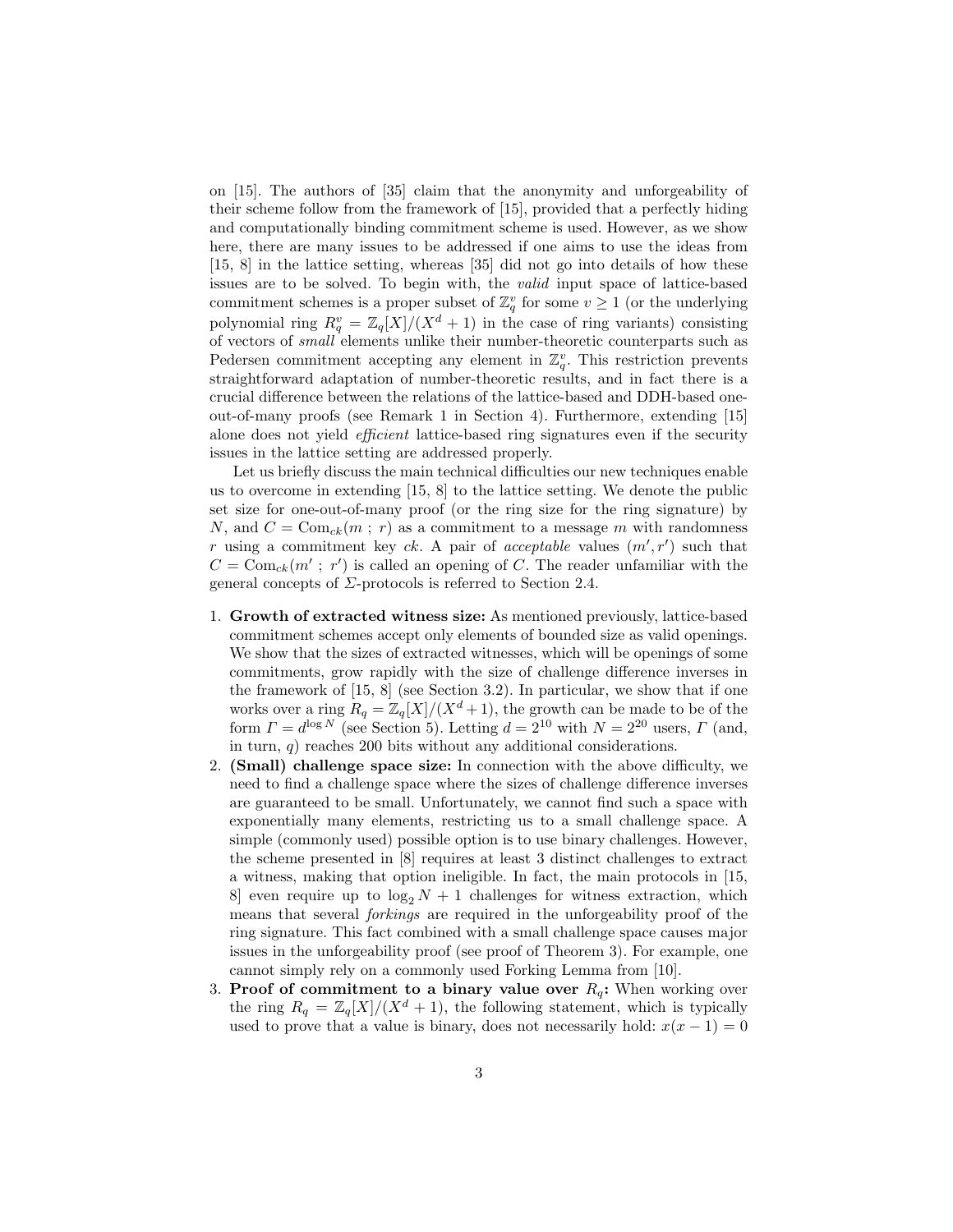on [15]. The authors of [35] claim that the anonymity and unforgeability of their scheme follow from the framework of [15], provided that a perfectly hiding and computationally binding commitment scheme is used. However, as we show here, there are many issues to be addressed if one aims to use the ideas from [15, 8] in the lattice setting, whereas [35] did not go into details of how these issues are to be solved. To begin with, the *valid* input space of lattice-based commitment schemes is a proper subset of $\mathbb{Z}_q^v$ for some $v \geq 1$ (or the underlying polynomial ring $R_q^v = \mathbb{Z}_q[X]/(X^d + 1)$ in the case of ring variants) consisting of vectors of *small* elements unlike their number-theoretic counterparts such as Pedersen commitment accepting any element in $\mathbb{Z}_q^v$. This restriction prevents straightforward adaptation of number-theoretic results, and in fact there is a crucial difference between the relations of the lattice-based and DDH-based one-out-of-many proofs (see Remark 1 in Section 4). Furthermore, extending [15] alone does not yield *efficient* lattice-based ring signatures even if the security issues in the lattice setting are addressed properly.

Let us briefly discuss the main technical difficulties our new techniques enable us to overcome in extending [15, 8] to the lattice setting. We denote the public set size for one-out-of-many proof (or the ring size for the ring signature) by $N$, and $C = \text{Com}_{ck}(m\ ;\ r)$ as a commitment to a message $m$ with randomness $r$ using a commitment key $ck$. A pair of *acceptable* values $(m', r')$ such that $C = \text{Com}_{ck}(m'\ ;\ r')$ is called an opening of $C$. The reader unfamiliar with the general concepts of $\Sigma$-protocols is referred to Section 2.4.

1. **Growth of extracted witness size:** As mentioned previously, lattice-based commitment schemes accept only elements of bounded size as valid openings. We show that the sizes of extracted witnesses, which will be openings of some commitments, grow rapidly with the size of challenge difference inverses in the framework of [15, 8] (see Section 3.2). In particular, we show that if one works over a ring $R_q = \mathbb{Z}_q[X]/(X^d + 1)$, the growth can be made to be of the form $\Gamma = d^{\log N}$ (see Section 5). Letting $d = 2^{10}$ with $N = 2^{20}$ users, $\Gamma$ (and, in turn, $q$) reaches 200 bits without any additional considerations.
2. **(Small) challenge space size:** In connection with the above difficulty, we need to find a challenge space where the sizes of challenge difference inverses are guaranteed to be small. Unfortunately, we cannot find such a space with exponentially many elements, restricting us to a small challenge space. A simple (commonly used) possible option is to use binary challenges. However, the scheme presented in [8] requires at least 3 distinct challenges to extract a witness, making that option ineligible. In fact, the main protocols in [15, 8] even require up to $\log_2 N + 1$ challenges for witness extraction, which means that several *forkings* are required in the unforgeability proof of the ring signature. This fact combined with a small challenge space causes major issues in the unforgeability proof (see proof of Theorem 3). For example, one cannot simply rely on a commonly used Forking Lemma from [10].
3. **Proof of commitment to a binary value over $R_q$:** When working over the ring $R_q = \mathbb{Z}_q[X]/(X^d + 1)$, the following statement, which is typically used to prove that a value is binary, does not necessarily hold: $x(x - 1) = 0$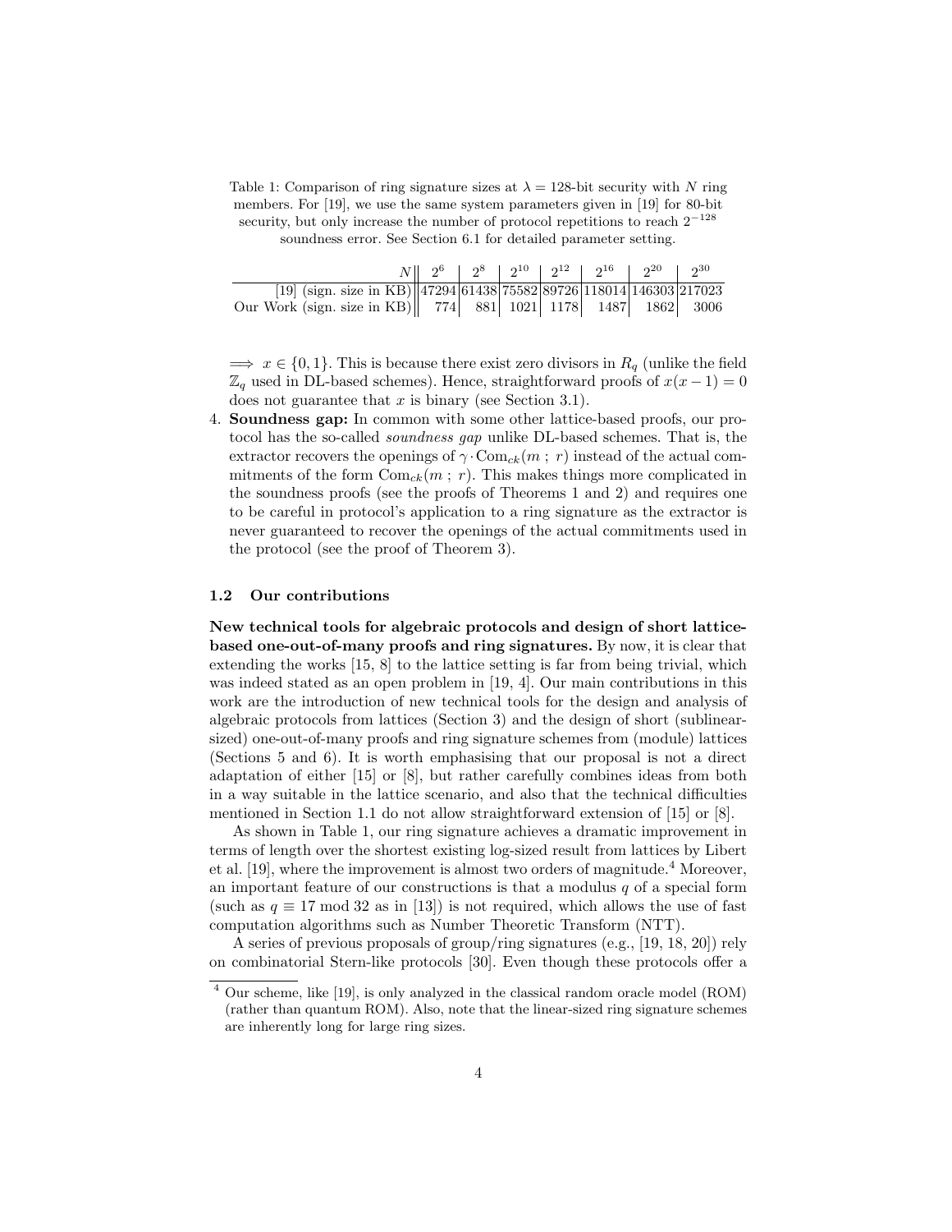Table 1: Comparison of ring signature sizes at $\lambda = 128$-bit security with $N$ ring members. For [19], we use the same system parameters given in [19] for 80-bit security, but only increase the number of protocol repetitions to reach $2^{-128}$ soundness error. See Section 6.1 for detailed parameter setting.

| $N$ | $2^6$ | $2^8$ | $2^{10}$ | $2^{12}$ | $2^{16}$ | $2^{20}$ | $2^{30}$ |
|---|---|---|---|---|---|---|---|
| [19] (sign. size in KB) | 47294 | 61438 | 75582 | 89726 | 118014 | 146303 | 217023 |
| Our Work (sign. size in KB) | 774 | 881 | 1021 | 1178 | 1487 | 1862 | 3006 |

$\implies x \in \{0, 1\}$. This is because there exist zero divisors in $R_q$ (unlike the field $\mathbb{Z}_q$ used in DL-based schemes). Hence, straightforward proofs of $x(x-1) = 0$ does not guarantee that $x$ is binary (see Section 3.1).

4. **Soundness gap:** In common with some other lattice-based proofs, our protocol has the so-called *soundness gap* unlike DL-based schemes. That is, the extractor recovers the openings of $\gamma \cdot \text{Com}_{ck}(m\ ;\ r)$ instead of the actual commitments of the form $\text{Com}_{ck}(m\ ;\ r)$. This makes things more complicated in the soundness proofs (see the proofs of Theorems 1 and 2) and requires one to be careful in protocol's application to a ring signature as the extractor is never guaranteed to recover the openings of the actual commitments used in the protocol (see the proof of Theorem 3).

### 1.2 Our contributions

**New technical tools for algebraic protocols and design of short lattice-based one-out-of-many proofs and ring signatures.** By now, it is clear that extending the works [15, 8] to the lattice setting is far from being trivial, which was indeed stated as an open problem in [19, 4]. Our main contributions in this work are the introduction of new technical tools for the design and analysis of algebraic protocols from lattices (Section 3) and the design of short (sublinear-sized) one-out-of-many proofs and ring signature schemes from (module) lattices (Sections 5 and 6). It is worth emphasising that our proposal is not a direct adaptation of either [15] or [8], but rather carefully combines ideas from both in a way suitable in the lattice scenario, and also that the technical difficulties mentioned in Section 1.1 do not allow straightforward extension of [15] or [8].

As shown in Table 1, our ring signature achieves a dramatic improvement in terms of length over the shortest existing log-sized result from lattices by Libert et al. [19], where the improvement is almost two orders of magnitude.[4] Moreover, an important feature of our constructions is that a modulus $q$ of a special form (such as $q \equiv 17 \bmod 32$ as in [13]) is not required, which allows the use of fast computation algorithms such as Number Theoretic Transform (NTT).

A series of previous proposals of group/ring signatures (e.g., [19, 18, 20]) rely on combinatorial Stern-like protocols [30]. Even though these protocols offer a

[4] Our scheme, like [19], is only analyzed in the classical random oracle model (ROM) (rather than quantum ROM). Also, note that the linear-sized ring signature schemes are inherently long for large ring sizes.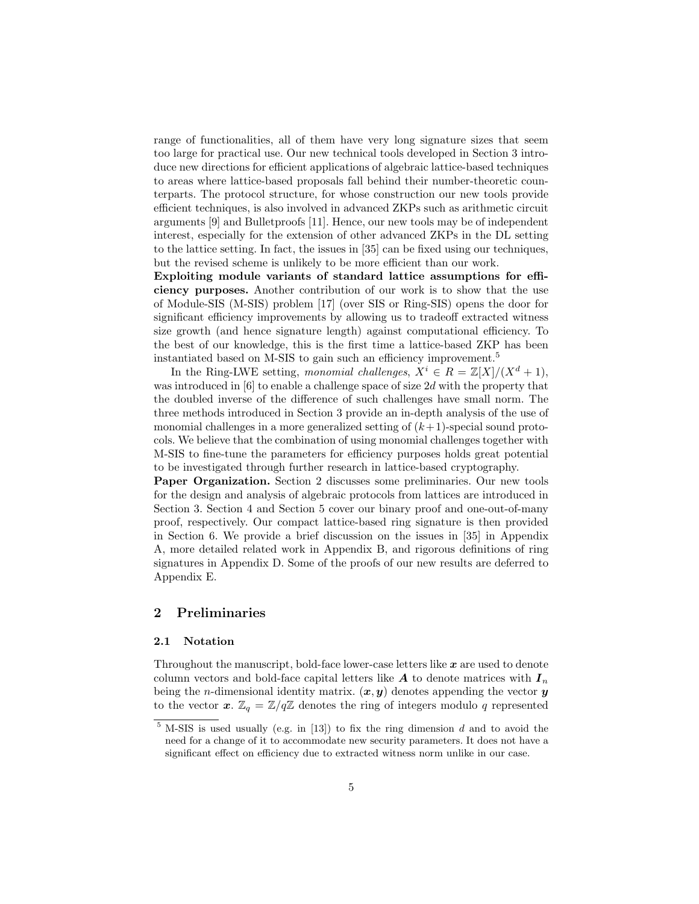range of functionalities, all of them have very long signature sizes that seem too large for practical use. Our new technical tools developed in Section 3 introduce new directions for efficient applications of algebraic lattice-based techniques to areas where lattice-based proposals fall behind their number-theoretic counterparts. The protocol structure, for whose construction our new tools provide efficient techniques, is also involved in advanced ZKPs such as arithmetic circuit arguments [9] and Bulletproofs [11]. Hence, our new tools may be of independent interest, especially for the extension of other advanced ZKPs in the DL setting to the lattice setting. In fact, the issues in [35] can be fixed using our techniques, but the revised scheme is unlikely to be more efficient than our work.

**Exploiting module variants of standard lattice assumptions for efficiency purposes.** Another contribution of our work is to show that the use of Module-SIS (M-SIS) problem [17] (over SIS or Ring-SIS) opens the door for significant efficiency improvements by allowing us to tradeoff extracted witness size growth (and hence signature length) against computational efficiency. To the best of our knowledge, this is the first time a lattice-based ZKP has been instantiated based on M-SIS to gain such an efficiency improvement.[5]

In the Ring-LWE setting, *monomial challenges*, $X^i \in R = \mathbb{Z}[X]/(X^d + 1)$, was introduced in [6] to enable a challenge space of size $2d$ with the property that the doubled inverse of the difference of such challenges have small norm. The three methods introduced in Section 3 provide an in-depth analysis of the use of monomial challenges in a more generalized setting of $(k+1)$-special sound protocols. We believe that the combination of using monomial challenges together with M-SIS to fine-tune the parameters for efficiency purposes holds great potential to be investigated through further research in lattice-based cryptography.

**Paper Organization.** Section 2 discusses some preliminaries. Our new tools for the design and analysis of algebraic protocols from lattices are introduced in Section 3. Section 4 and Section 5 cover our binary proof and one-out-of-many proof, respectively. Our compact lattice-based ring signature is then provided in Section 6. We provide a brief discussion on the issues in [35] in Appendix A, more detailed related work in Appendix B, and rigorous definitions of ring signatures in Appendix D. Some of the proofs of our new results are deferred to Appendix E.

## 2 Preliminaries

### 2.1 Notation

Throughout the manuscript, bold-face lower-case letters like $\boldsymbol{x}$ are used to denote column vectors and bold-face capital letters like $\boldsymbol{A}$ to denote matrices with $\boldsymbol{I}_n$ being the $n$-dimensional identity matrix. $(\boldsymbol{x}, \boldsymbol{y})$ denotes appending the vector $\boldsymbol{y}$ to the vector $\boldsymbol{x}$. $\mathbb{Z}_q = \mathbb{Z}/q\mathbb{Z}$ denotes the ring of integers modulo $q$ represented

[5] M-SIS is used usually (e.g. in [13]) to fix the ring dimension $d$ and to avoid the need for a change of it to accommodate new security parameters. It does not have a significant effect on efficiency due to extracted witness norm unlike in our case.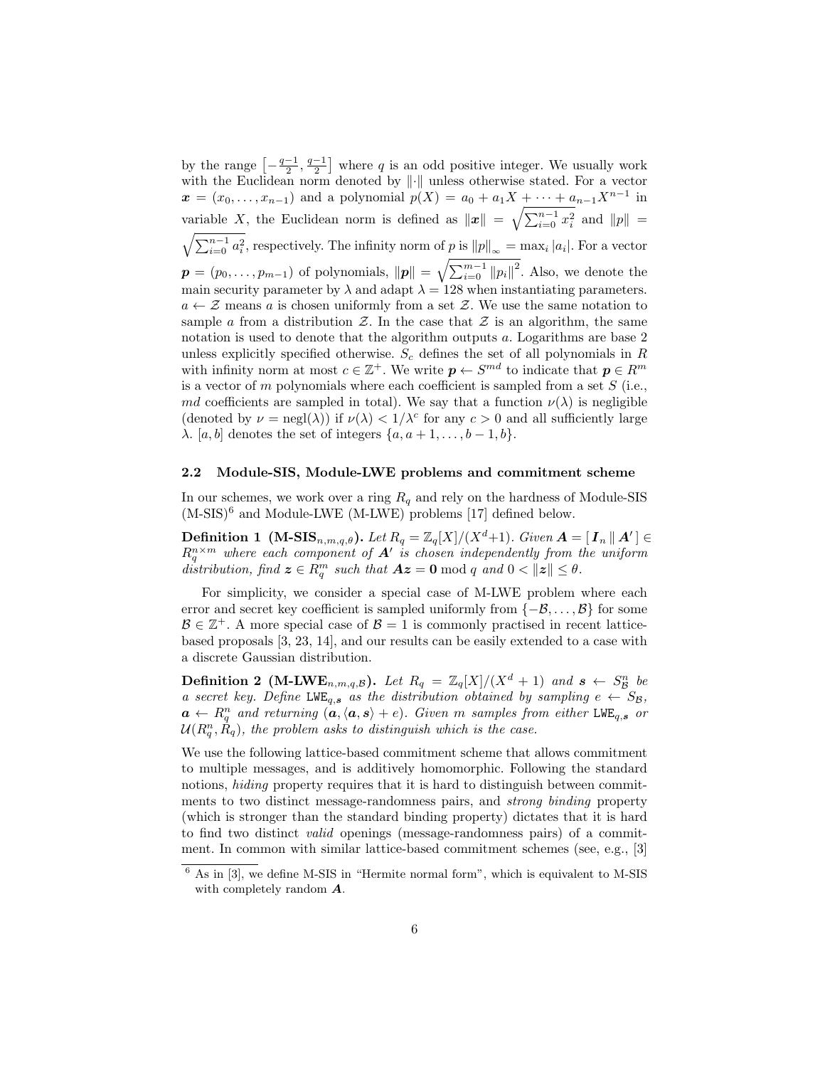by the range $\left[-\frac{q-1}{2}, \frac{q-1}{2}\right]$ where $q$ is an odd positive integer. We usually work with the Euclidean norm denoted by $\|\cdot\|$ unless otherwise stated. For a vector $\boldsymbol{x} = (x_0, \ldots, x_{n-1})$ and a polynomial $p(X) = a_0 + a_1 X + \cdots + a_{n-1}X^{n-1}$ in variable $X$, the Euclidean norm is defined as $\|\boldsymbol{x}\| = \sqrt{\sum_{i=0}^{n-1} x_i^2}$ and $\|p\| = \sqrt{\sum_{i=0}^{n-1} a_i^2}$, respectively. The infinity norm of $p$ is $\|p\|_\infty = \max_i |a_i|$. For a vector $\boldsymbol{p} = (p_0, \ldots, p_{m-1})$ of polynomials, $\|\boldsymbol{p}\| = \sqrt{\sum_{i=0}^{m-1} \|p_i\|^2}$. Also, we denote the main security parameter by $\lambda$ and adapt $\lambda = 128$ when instantiating parameters. $a \leftarrow \mathcal{Z}$ means $a$ is chosen uniformly from a set $\mathcal{Z}$. We use the same notation to sample $a$ from a distribution $\mathcal{Z}$. In the case that $\mathcal{Z}$ is an algorithm, the same notation is used to denote that the algorithm outputs $a$. Logarithms are base 2 unless explicitly specified otherwise. $S_c$ defines the set of all polynomials in $R$ with infinity norm at most $c \in \mathbb{Z}^+$. We write $\boldsymbol{p} \leftarrow S^{md}$ to indicate that $\boldsymbol{p} \in R^m$ is a vector of $m$ polynomials where each coefficient is sampled from a set $S$ (i.e., $md$ coefficients are sampled in total). We say that a function $\nu(\lambda)$ is negligible (denoted by $\nu = \text{negl}(\lambda)$) if $\nu(\lambda) < 1/\lambda^c$ for any $c > 0$ and all sufficiently large $\lambda$. $[a, b]$ denotes the set of integers $\{a, a+1, \ldots, b-1, b\}$.

### 2.2 Module-SIS, Module-LWE problems and commitment scheme

In our schemes, we work over a ring $R_q$ and rely on the hardness of Module-SIS (M-SIS)[6] and Module-LWE (M-LWE) problems [17] defined below.

**Definition 1 (M-SIS$_{n,m,q,\theta}$).** *Let $R_q = \mathbb{Z}_q[X]/(X^d+1)$. Given $\boldsymbol{A} = [\, \boldsymbol{I}_n \,\|\, \boldsymbol{A}' \,] \in R_q^{n \times m}$ where each component of $\boldsymbol{A}'$ is chosen independently from the uniform distribution, find $\boldsymbol{z} \in R_q^m$ such that $\boldsymbol{A}\boldsymbol{z} = \boldsymbol{0} \bmod q$ and $0 < \|\boldsymbol{z}\| \leq \theta$.*

For simplicity, we consider a special case of M-LWE problem where each error and secret key coefficient is sampled uniformly from $\{-\mathcal{B}, \ldots, \mathcal{B}\}$ for some $\mathcal{B} \in \mathbb{Z}^+$. A more special case of $\mathcal{B} = 1$ is commonly practised in recent lattice-based proposals [3, 23, 14], and our results can be easily extended to a case with a discrete Gaussian distribution.

**Definition 2 (M-LWE$_{n,m,q,\mathcal{B}}$).** *Let $R_q = \mathbb{Z}_q[X]/(X^d + 1)$ and $\boldsymbol{s} \leftarrow S_{\mathcal{B}}^n$ be a secret key. Define $\mathtt{LWE}_{q,\boldsymbol{s}}$ as the distribution obtained by sampling $e \leftarrow S_{\mathcal{B}}$, $\boldsymbol{a} \leftarrow R_q^n$ and returning $(\boldsymbol{a}, \langle \boldsymbol{a}, \boldsymbol{s} \rangle + e)$. Given $m$ samples from either $\mathtt{LWE}_{q,\boldsymbol{s}}$ or $\mathcal{U}(R_q^n, R_q)$, the problem asks to distinguish which is the case.*

We use the following lattice-based commitment scheme that allows commitment to multiple messages, and is additively homomorphic. Following the standard notions, *hiding* property requires that it is hard to distinguish between commitments to two distinct message-randomness pairs, and *strong binding* property (which is stronger than the standard binding property) dictates that it is hard to find two distinct *valid* openings (message-randomness pairs) of a commitment. In common with similar lattice-based commitment schemes (see, e.g., [3]

[6] As in [3], we define M-SIS in "Hermite normal form", which is equivalent to M-SIS with completely random $\boldsymbol{A}$.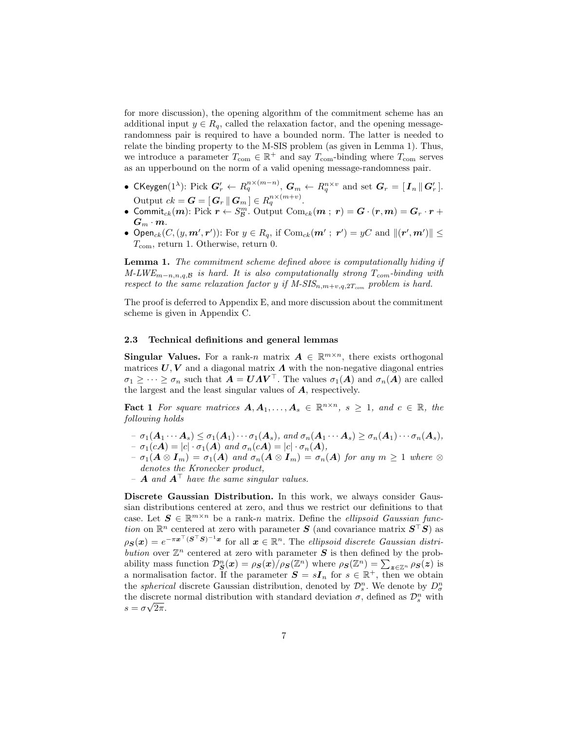for more discussion), the opening algorithm of the commitment scheme has an additional input $y \in R_q$, called the relaxation factor, and the opening message-randomness pair is required to have a bounded norm. The latter is needed to relate the binding property to the M-SIS problem (as given in Lemma 1). Thus, we introduce a parameter $T_{\text{com}} \in \mathbb{R}^+$ and say $T_{\text{com}}$-binding where $T_{\text{com}}$ serves as an upperbound on the norm of a valid opening message-randomness pair.

- $\mathsf{CKeygen}(1^\lambda)$: Pick $\boldsymbol{G}'_r \leftarrow R_q^{n\times(m-n)}$, $\boldsymbol{G}_m \leftarrow R_q^{n\times v}$ and set $\boldsymbol{G}_r = [\, \boldsymbol{I}_n \,\|\, \boldsymbol{G}'_r \,]$. Output $ck = \boldsymbol{G} = [\, \boldsymbol{G}_r \,\|\, \boldsymbol{G}_m \,] \in R_q^{n\times(m+v)}$.
- $\mathsf{Commit}_{ck}(\boldsymbol{m})$: Pick $\boldsymbol{r} \leftarrow S_{\mathcal{B}}^m$. Output $\mathrm{Com}_{ck}(\boldsymbol{m}\ ;\ \boldsymbol{r}) = \boldsymbol{G}\cdot(\boldsymbol{r}, \boldsymbol{m}) = \boldsymbol{G}_r \cdot \boldsymbol{r} + \boldsymbol{G}_m \cdot \boldsymbol{m}$.
- $\mathsf{Open}_{ck}(C, (y, \boldsymbol{m}', \boldsymbol{r}'))$: For $y \in R_q$, if $\mathrm{Com}_{ck}(\boldsymbol{m}'\ ;\ \boldsymbol{r}') = yC$ and $\|(\boldsymbol{r}', \boldsymbol{m}')\| \leq T_{\text{com}}$, return 1. Otherwise, return 0.

**Lemma 1.** *The commitment scheme defined above is computationally hiding if M-LWE$_{m-n,n,q,\mathcal{B}}$ is hard. It is also computationally strong $T_{com}$-binding with respect to the same relaxation factor $y$ if M-SIS$_{n,m+v,q,2T_{com}}$ problem is hard.*

The proof is deferred to Appendix E, and more discussion about the commitment scheme is given in Appendix C.

### 2.3 Technical definitions and general lemmas

**Singular Values.** For a rank-$n$ matrix $\boldsymbol{A} \in \mathbb{R}^{m\times n}$, there exists orthogonal matrices $\boldsymbol{U}, \boldsymbol{V}$ and a diagonal matrix $\boldsymbol{\Lambda}$ with the non-negative diagonal entries $\sigma_1 \geq \cdots \geq \sigma_n$ such that $\boldsymbol{A} = \boldsymbol{U}\boldsymbol{\Lambda}\boldsymbol{V}^\top$. The values $\sigma_1(\boldsymbol{A})$ and $\sigma_n(\boldsymbol{A})$ are called the largest and the least singular values of $\boldsymbol{A}$, respectively.

**Fact 1** *For square matrices $\boldsymbol{A}, \boldsymbol{A}_1, \ldots, \boldsymbol{A}_s \in \mathbb{R}^{n\times n}$, $s \geq 1$, and $c \in \mathbb{R}$, the following holds*

- *$\sigma_1(\boldsymbol{A}_1 \cdots \boldsymbol{A}_s) \leq \sigma_1(\boldsymbol{A}_1)\cdots\sigma_1(\boldsymbol{A}_s)$, and $\sigma_n(\boldsymbol{A}_1 \cdots \boldsymbol{A}_s) \geq \sigma_n(\boldsymbol{A}_1)\cdots\sigma_n(\boldsymbol{A}_s)$,*
- *$\sigma_1(c\boldsymbol{A}) = |c|\cdot\sigma_1(\boldsymbol{A})$ and $\sigma_n(c\boldsymbol{A}) = |c|\cdot\sigma_n(\boldsymbol{A})$,*
- *$\sigma_1(\boldsymbol{A}\otimes\boldsymbol{I}_m) = \sigma_1(\boldsymbol{A})$ and $\sigma_n(\boldsymbol{A}\otimes\boldsymbol{I}_m) = \sigma_n(\boldsymbol{A})$ for any $m \geq 1$ where $\otimes$ denotes the Kronecker product,*
- *$\boldsymbol{A}$ and $\boldsymbol{A}^\top$ have the same singular values.*

**Discrete Gaussian Distribution.** In this work, we always consider Gaussian distributions centered at zero, and thus we restrict our definitions to that case. Let $\boldsymbol{S} \in \mathbb{R}^{m\times n}$ be a rank-$n$ matrix. Define the *ellipsoid Gaussian function* on $\mathbb{R}^n$ centered at zero with parameter $\boldsymbol{S}$ (and covariance matrix $\boldsymbol{S}^\top\boldsymbol{S}$) as $\rho_{\boldsymbol{S}}(\boldsymbol{x}) = e^{-\pi\boldsymbol{x}^\top(\boldsymbol{S}^\top\boldsymbol{S})^{-1}\boldsymbol{x}}$ for all $\boldsymbol{x} \in \mathbb{R}^n$. The *ellipsoid discrete Gaussian distribution* over $\mathbb{Z}^n$ centered at zero with parameter $\boldsymbol{S}$ is then defined by the probability mass function $\mathcal{D}^n_{\boldsymbol{S}}(\boldsymbol{x}) = \rho_{\boldsymbol{S}}(\boldsymbol{x})/\rho_{\boldsymbol{S}}(\mathbb{Z}^n)$ where $\rho_{\boldsymbol{S}}(\mathbb{Z}^n) = \sum_{\boldsymbol{z}\in\mathbb{Z}^n}\rho_{\boldsymbol{S}}(\boldsymbol{z})$ is a normalisation factor. If the parameter $\boldsymbol{S} = s\boldsymbol{I}_n$ for $s \in \mathbb{R}^+$, then we obtain the *spherical* discrete Gaussian distribution, denoted by $\mathcal{D}^n_s$. We denote by $D^n_\sigma$ the discrete normal distribution with standard deviation $\sigma$, defined as $\mathcal{D}^n_s$ with $s = \sigma\sqrt{2\pi}$.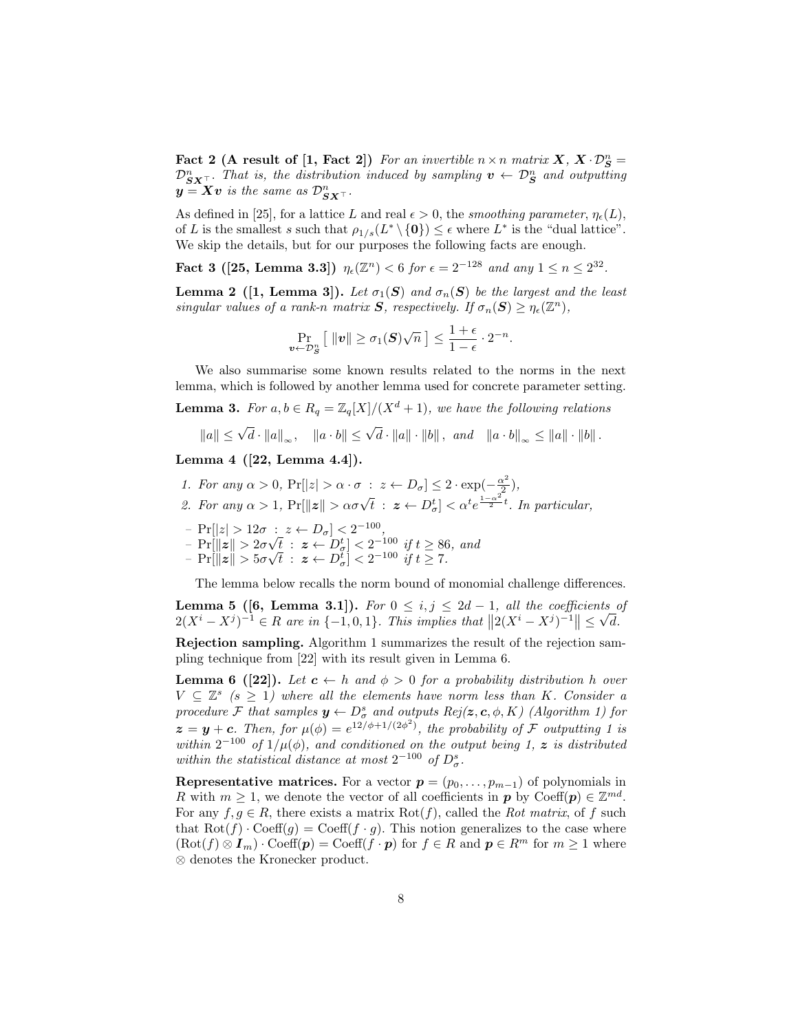**Fact 2 (A result of [1, Fact 2])** *For an invertible $n \times n$ matrix $\boldsymbol{X}$, $\boldsymbol{X} \cdot \mathcal{D}^n_{\boldsymbol{S}} = \mathcal{D}^n_{\boldsymbol{S}\boldsymbol{X}^\top}$. That is, the distribution induced by sampling $\boldsymbol{v} \leftarrow \mathcal{D}^n_{\boldsymbol{S}}$ and outputting $\boldsymbol{y} = \boldsymbol{X}\boldsymbol{v}$ is the same as $\mathcal{D}^n_{\boldsymbol{S}\boldsymbol{X}^\top}$.*

As defined in [25], for a lattice $L$ and real $\epsilon > 0$, the *smoothing parameter*, $\eta_\epsilon(L)$, of $L$ is the smallest $s$ such that $\rho_{1/s}(L^* \setminus \{\boldsymbol{0}\}) \leq \epsilon$ where $L^*$ is the "dual lattice". We skip the details, but for our purposes the following facts are enough.

**Fact 3 ([25, Lemma 3.3])** *$\eta_\epsilon(\mathbb{Z}^n) < 6$ for $\epsilon = 2^{-128}$ and any $1 \leq n \leq 2^{32}$.*

**Lemma 2 ([1, Lemma 3]).** *Let $\sigma_1(\boldsymbol{S})$ and $\sigma_n(\boldsymbol{S})$ be the largest and the least singular values of a rank-$n$ matrix $\boldsymbol{S}$, respectively. If $\sigma_n(\boldsymbol{S}) \geq \eta_\epsilon(\mathbb{Z}^n)$,*

$$\Pr_{\boldsymbol{v} \leftarrow \mathcal{D}^n_{\boldsymbol{S}}}\left[\, \|\boldsymbol{v}\| \geq \sigma_1(\boldsymbol{S})\sqrt{n}\,\right] \leq \frac{1+\epsilon}{1-\epsilon} \cdot 2^{-n}.$$

We also summarise some known results related to the norms in the next lemma, which is followed by another lemma used for concrete parameter setting.

**Lemma 3.** *For $a, b \in R_q = \mathbb{Z}_q[X]/(X^d+1)$, we have the following relations*

$$\|a\| \leq \sqrt{d} \cdot \|a\|_\infty, \quad \|a \cdot b\| \leq \sqrt{d} \cdot \|a\| \cdot \|b\|, \text{ and } \quad \|a \cdot b\|_\infty \leq \|a\| \cdot \|b\|.$$

**Lemma 4 ([22, Lemma 4.4]).**

1. *For any $\alpha > 0$, $\Pr[|z| > \alpha \cdot \sigma \,:\, z \leftarrow D_\sigma] \leq 2 \cdot \exp(-\frac{\alpha^2}{2})$,*
2. *For any $\alpha > 1$, $\Pr[\|\boldsymbol{z}\| > \alpha\sigma\sqrt{t} \,:\, \boldsymbol{z} \leftarrow D^t_\sigma] < \alpha^t e^{\frac{1-\alpha^2}{2}t}$. In particular,*

- *$\Pr[|z| > 12\sigma \,:\, z \leftarrow D_\sigma] < 2^{-100}$,*
- *$\Pr[\|\boldsymbol{z}\| > 2\sigma\sqrt{t} \,:\, \boldsymbol{z} \leftarrow D^t_\sigma] < 2^{-100}$ if $t \geq 86$, and*
- *$\Pr[\|\boldsymbol{z}\| > 5\sigma\sqrt{t} \,:\, \boldsymbol{z} \leftarrow D^t_\sigma] < 2^{-100}$ if $t \geq 7$.*

The lemma below recalls the norm bound of monomial challenge differences.

**Lemma 5 ([6, Lemma 3.1]).** *For $0 \leq i, j \leq 2d-1$, all the coefficients of $2(X^i - X^j)^{-1} \in R$ are in $\{-1, 0, 1\}$. This implies that $\left\|2(X^i - X^j)^{-1}\right\| \leq \sqrt{d}$.*

**Rejection sampling.** Algorithm 1 summarizes the result of the rejection sampling technique from [22] with its result given in Lemma 6.

**Lemma 6 ([22]).** *Let $\boldsymbol{c} \leftarrow h$ and $\phi > 0$ for a probability distribution $h$ over $V \subseteq \mathbb{Z}^s$ ($s \geq 1$) where all the elements have norm less than $K$. Consider a procedure $\mathcal{F}$ that samples $\boldsymbol{y} \leftarrow D^s_\sigma$ and outputs Rej($\boldsymbol{z}, \boldsymbol{c}, \phi, K$) (Algorithm 1) for $\boldsymbol{z} = \boldsymbol{y} + \boldsymbol{c}$. Then, for $\mu(\phi) = e^{12/\phi + 1/(2\phi^2)}$, the probability of $\mathcal{F}$ outputting 1 is within $2^{-100}$ of $1/\mu(\phi)$, and conditioned on the output being 1, $\boldsymbol{z}$ is distributed within the statistical distance at most $2^{-100}$ of $D^s_\sigma$.*

**Representative matrices.** For a vector $\boldsymbol{p} = (p_0, \ldots, p_{m-1})$ of polynomials in $R$ with $m \geq 1$, we denote the vector of all coefficients in $\boldsymbol{p}$ by $\text{Coeff}(\boldsymbol{p}) \in \mathbb{Z}^{md}$. For any $f, g \in R$, there exists a matrix $\text{Rot}(f)$, called the *Rot matrix*, of $f$ such that $\text{Rot}(f) \cdot \text{Coeff}(g) = \text{Coeff}(f \cdot g)$. This notion generalizes to the case where $(\text{Rot}(f) \otimes \boldsymbol{I}_m) \cdot \text{Coeff}(\boldsymbol{p}) = \text{Coeff}(f \cdot \boldsymbol{p})$ for $f \in R$ and $\boldsymbol{p} \in R^m$ for $m \geq 1$ where $\otimes$ denotes the Kronecker product.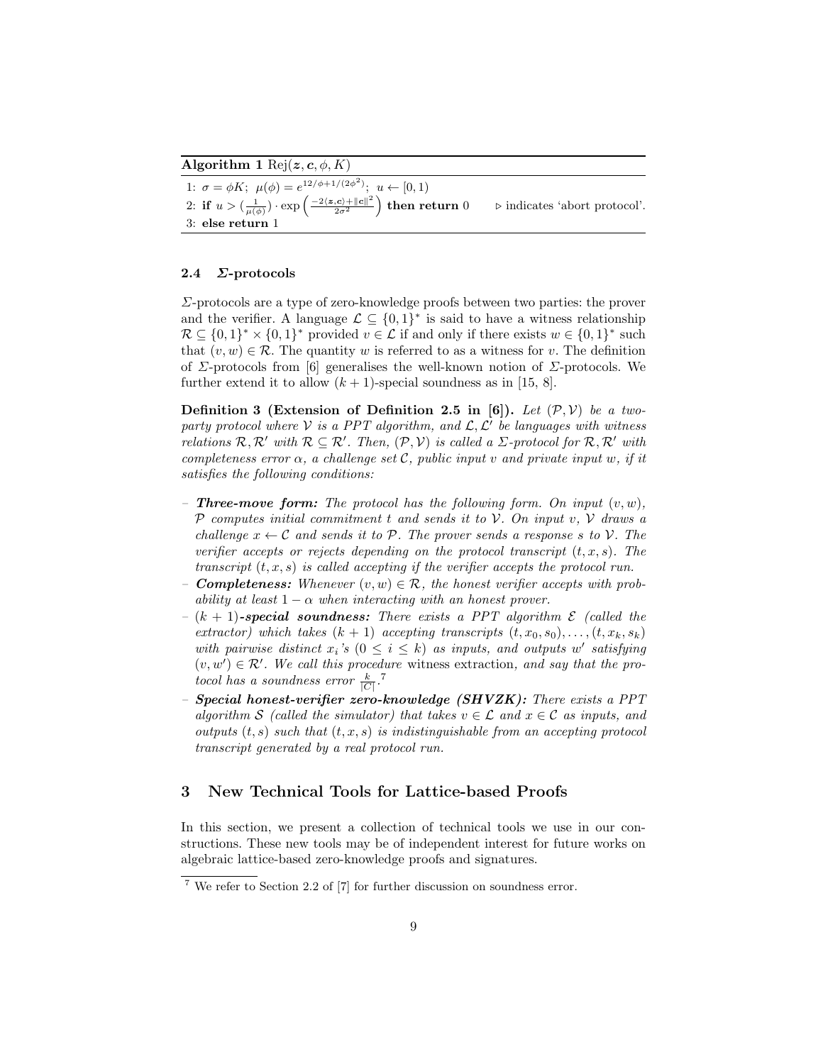**Algorithm 1** $\mathrm{Rej}(\boldsymbol{z}, \boldsymbol{c}, \phi, K)$

1: $\sigma = \phi K$; $\mu(\phi) = e^{12/\phi + 1/(2\phi^2)}$; $u \leftarrow [0, 1)$

2: **if** $u > (\frac{1}{\mu(\phi)}) \cdot \exp\left(\frac{-2\langle \boldsymbol{z}, \boldsymbol{c}\rangle + \|\boldsymbol{c}\|^2}{2\sigma^2}\right)$ **then return** 0 $\quad \triangleright$ indicates 'abort protocol'.

3: **else return** 1

### 2.4 *Σ*-protocols

*Σ*-protocols are a type of zero-knowledge proofs between two parties: the prover and the verifier. A language $\mathcal{L} \subseteq \{0,1\}^*$ is said to have a witness relationship $\mathcal{R} \subseteq \{0,1\}^* \times \{0,1\}^*$ provided $v \in \mathcal{L}$ if and only if there exists $w \in \{0,1\}^*$ such that $(v, w) \in \mathcal{R}$. The quantity $w$ is referred to as a witness for $v$. The definition of *Σ*-protocols from [6] generalises the well-known notion of *Σ*-protocols. We further extend it to allow $(k+1)$-special soundness as in [15, 8].

**Definition 3 (Extension of Definition 2.5 in [6]).** *Let $(\mathcal{P}, \mathcal{V})$ be a two-party protocol where $\mathcal{V}$ is a PPT algorithm, and $\mathcal{L}, \mathcal{L}'$ be languages with witness relations $\mathcal{R}, \mathcal{R}'$ with $\mathcal{R} \subseteq \mathcal{R}'$. Then, $(\mathcal{P}, \mathcal{V})$ is called a Σ-protocol for $\mathcal{R}, \mathcal{R}'$ with completeness error $\alpha$, a challenge set $\mathcal{C}$, public input $v$ and private input $w$, if it satisfies the following conditions:*

- ***Three-move form:*** *The protocol has the following form. On input $(v, w)$, $\mathcal{P}$ computes initial commitment $t$ and sends it to $\mathcal{V}$. On input $v$, $\mathcal{V}$ draws a challenge $x \leftarrow \mathcal{C}$ and sends it to $\mathcal{P}$. The prover sends a response $s$ to $\mathcal{V}$. The verifier accepts or rejects depending on the protocol transcript $(t, x, s)$. The transcript $(t, x, s)$ is called accepting if the verifier accepts the protocol run.*
- ***Completeness:*** *Whenever $(v, w) \in \mathcal{R}$, the honest verifier accepts with probability at least $1 - \alpha$ when interacting with an honest prover.*
- *$(k+1)$**-special soundness:*** *There exists a PPT algorithm $\mathcal{E}$ (called the extractor) which takes $(k+1)$ accepting transcripts $(t, x_0, s_0), \ldots, (t, x_k, s_k)$ with pairwise distinct $x_i$'s $(0 \leq i \leq k)$ as inputs, and outputs $w'$ satisfying $(v, w') \in \mathcal{R}'$. We call this procedure* witness extraction*, and say that the protocol has a soundness error $\frac{k}{|C|}$.*[7]
- ***Special honest-verifier zero-knowledge (SHVZK):*** *There exists a PPT algorithm $\mathcal{S}$ (called the simulator) that takes $v \in \mathcal{L}$ and $x \in \mathcal{C}$ as inputs, and outputs $(t, s)$ such that $(t, x, s)$ is indistinguishable from an accepting protocol transcript generated by a real protocol run.*

## 3 New Technical Tools for Lattice-based Proofs

In this section, we present a collection of technical tools we use in our constructions. These new tools may be of independent interest for future works on algebraic lattice-based zero-knowledge proofs and signatures.

[7] We refer to Section 2.2 of [7] for further discussion on soundness error.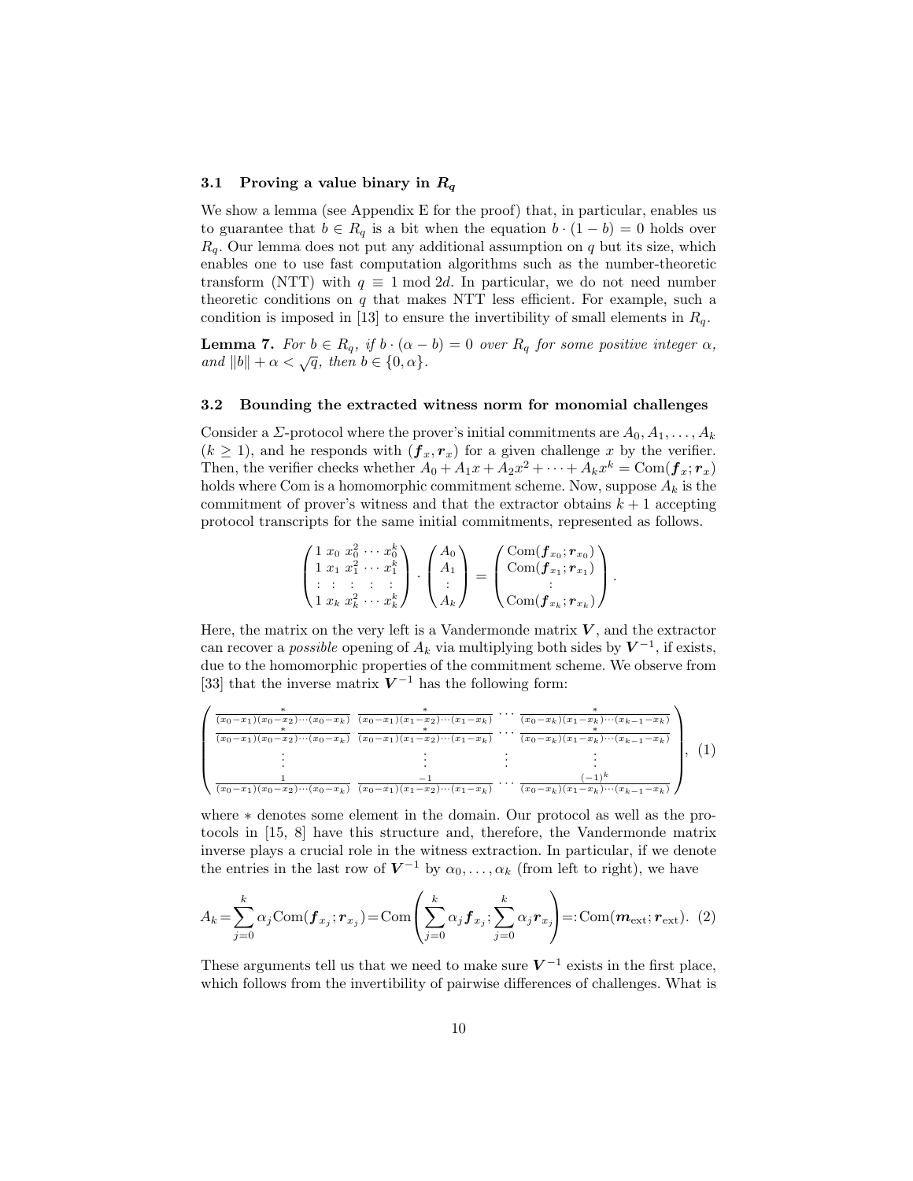### 3.1 Proving a value binary in $R_q$

We show a lemma (see Appendix E for the proof) that, in particular, enables us to guarantee that $b \in R_q$ is a bit when the equation $b \cdot (1 - b) = 0$ holds over $R_q$. Our lemma does not put any additional assumption on $q$ but its size, which enables one to use fast computation algorithms such as the number-theoretic transform (NTT) with $q \equiv 1 \bmod 2d$. In particular, we do not need number theoretic conditions on $q$ that makes NTT less efficient. For example, such a condition is imposed in [13] to ensure the invertibility of small elements in $R_q$.

**Lemma 7.** *For $b \in R_q$, if $b \cdot (\alpha - b) = 0$ over $R_q$ for some positive integer $\alpha$, and $\|b\| + \alpha < \sqrt{q}$, then $b \in \{0, \alpha\}$.*

### 3.2 Bounding the extracted witness norm for monomial challenges

Consider a $\Sigma$-protocol where the prover's initial commitments are $A_0, A_1, \ldots, A_k$ ($k \geq 1$), and he responds with $(\boldsymbol{f}_x, \boldsymbol{r}_x)$ for a given challenge $x$ by the verifier. Then, the verifier checks whether $A_0 + A_1 x + A_2 x^2 + \cdots + A_k x^k = \mathrm{Com}(\boldsymbol{f}_x; \boldsymbol{r}_x)$ holds where Com is a homomorphic commitment scheme. Now, suppose $A_k$ is the commitment of prover's witness and that the extractor obtains $k+1$ accepting protocol transcripts for the same initial commitments, represented as follows.

$$
\begin{pmatrix}
1 & x_0 & x_0^2 & \cdots & x_0^k \\
1 & x_1 & x_1^2 & \cdots & x_1^k \\
\vdots & \vdots & \vdots & \vdots & \vdots \\
1 & x_k & x_k^2 & \cdots & x_k^k
\end{pmatrix}
\cdot
\begin{pmatrix}
A_0 \\ A_1 \\ \vdots \\ A_k
\end{pmatrix}
=
\begin{pmatrix}
\mathrm{Com}(\boldsymbol{f}_{x_0}; \boldsymbol{r}_{x_0}) \\
\mathrm{Com}(\boldsymbol{f}_{x_1}; \boldsymbol{r}_{x_1}) \\
\vdots \\
\mathrm{Com}(\boldsymbol{f}_{x_k}; \boldsymbol{r}_{x_k})
\end{pmatrix}.
$$

Here, the matrix on the very left is a Vandermonde matrix $\boldsymbol{V}$, and the extractor can recover a *possible* opening of $A_k$ via multiplying both sides by $\boldsymbol{V}^{-1}$, if exists, due to the homomorphic properties of the commitment scheme. We observe from [33] that the inverse matrix $\boldsymbol{V}^{-1}$ has the following form:

$$
\begin{pmatrix}
\frac{*}{(x_0-x_1)(x_0-x_2)\cdots(x_0-x_k)} & \frac{*}{(x_0-x_1)(x_1-x_2)\cdots(x_1-x_k)} & \cdots & \frac{*}{(x_0-x_k)(x_1-x_k)\cdots(x_{k-1}-x_k)} \\
\frac{*}{(x_0-x_1)(x_0-x_2)\cdots(x_0-x_k)} & \frac{*}{(x_0-x_1)(x_1-x_2)\cdots(x_1-x_k)} & \cdots & \frac{*}{(x_0-x_k)(x_1-x_k)\cdots(x_{k-1}-x_k)} \\
\vdots & \vdots & \vdots & \vdots \\
\frac{1}{(x_0-x_1)(x_0-x_2)\cdots(x_0-x_k)} & \frac{-1}{(x_0-x_1)(x_1-x_2)\cdots(x_1-x_k)} & \cdots & \frac{(-1)^k}{(x_0-x_k)(x_1-x_k)\cdots(x_{k-1}-x_k)}
\end{pmatrix}, \quad (1)
$$

where $*$ denotes some element in the domain. Our protocol as well as the protocols in [15, 8] have this structure and, therefore, the Vandermonde matrix inverse plays a crucial role in the witness extraction. In particular, if we denote the entries in the last row of $\boldsymbol{V}^{-1}$ by $\alpha_0, \ldots, \alpha_k$ (from left to right), we have

$$
A_k = \sum_{j=0}^{k} \alpha_j \mathrm{Com}(\boldsymbol{f}_{x_j}; \boldsymbol{r}_{x_j}) = \mathrm{Com}\left( \sum_{j=0}^{k} \alpha_j \boldsymbol{f}_{x_j}; \sum_{j=0}^{k} \alpha_j \boldsymbol{r}_{x_j} \right) =: \mathrm{Com}(\boldsymbol{m}_{\mathrm{ext}}; \boldsymbol{r}_{\mathrm{ext}}). \quad (2)
$$

These arguments tell us that we need to make sure $\boldsymbol{V}^{-1}$ exists in the first place, which follows from the invertibility of pairwise differences of challenges. What is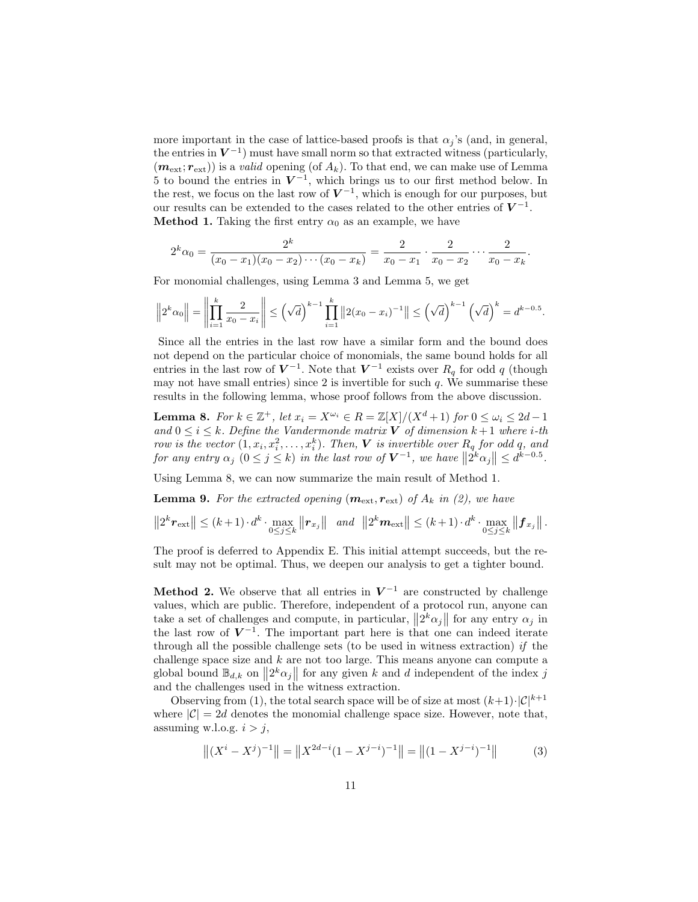more important in the case of lattice-based proofs is that $\alpha_j$'s (and, in general, the entries in $\boldsymbol{V}^{-1}$) must have small norm so that extracted witness (particularly, $(\boldsymbol{m}_{\text{ext}}; \boldsymbol{r}_{\text{ext}})$) is a *valid* opening (of $A_k$). To that end, we can make use of Lemma 5 to bound the entries in $\boldsymbol{V}^{-1}$, which brings us to our first method below. In the rest, we focus on the last row of $\boldsymbol{V}^{-1}$, which is enough for our purposes, but our results can be extended to the cases related to the other entries of $\boldsymbol{V}^{-1}$.

**Method 1.** Taking the first entry $\alpha_0$ as an example, we have

$$2^k \alpha_0 = \frac{2^k}{(x_0 - x_1)(x_0 - x_2)\cdots(x_0 - x_k)} = \frac{2}{x_0 - x_1} \cdot \frac{2}{x_0 - x_2} \cdots \frac{2}{x_0 - x_k}.$$

For monomial challenges, using Lemma 3 and Lemma 5, we get

$$\left\| 2^k \alpha_0 \right\| = \left\| \prod_{i=1}^{k} \frac{2}{x_0 - x_i} \right\| \leq \left(\sqrt{d}\right)^{k-1} \prod_{i=1}^{k} \left\| 2(x_0 - x_i)^{-1} \right\| \leq \left(\sqrt{d}\right)^{k-1} \left(\sqrt{d}\right)^{k} = d^{k-0.5}.$$

Since all the entries in the last row have a similar form and the bound does not depend on the particular choice of monomials, the same bound holds for all entries in the last row of $\boldsymbol{V}^{-1}$. Note that $\boldsymbol{V}^{-1}$ exists over $R_q$ for odd $q$ (though may not have small entries) since 2 is invertible for such $q$. We summarise these results in the following lemma, whose proof follows from the above discussion.

**Lemma 8.** *For $k \in \mathbb{Z}^+$, let $x_i = X^{\omega_i} \in R = \mathbb{Z}[X]/(X^d + 1)$ for $0 \leq \omega_i \leq 2d - 1$ and $0 \leq i \leq k$. Define the Vandermonde matrix $\boldsymbol{V}$ of dimension $k+1$ where $i$-th row is the vector $(1, x_i, x_i^2, \ldots, x_i^k)$. Then, $\boldsymbol{V}$ is invertible over $R_q$ for odd $q$, and for any entry $\alpha_j$ $(0 \leq j \leq k)$ in the last row of $\boldsymbol{V}^{-1}$, we have $\left\| 2^k \alpha_j \right\| \leq d^{k-0.5}$.*

Using Lemma 8, we can now summarize the main result of Method 1.

**Lemma 9.** *For the extracted opening $(\boldsymbol{m}_{\text{ext}}, \boldsymbol{r}_{\text{ext}})$ of $A_k$ in (2), we have*

$$\left\| 2^k \boldsymbol{r}_{\text{ext}} \right\| \leq (k+1) \cdot d^k \cdot \max_{0 \leq j \leq k} \left\| \boldsymbol{r}_{x_j} \right\| \quad \textit{and} \quad \left\| 2^k \boldsymbol{m}_{\text{ext}} \right\| \leq (k+1) \cdot d^k \cdot \max_{0 \leq j \leq k} \left\| \boldsymbol{f}_{x_j} \right\|.$$

The proof is deferred to Appendix E. This initial attempt succeeds, but the result may not be optimal. Thus, we deepen our analysis to get a tighter bound.

**Method 2.** We observe that all entries in $\boldsymbol{V}^{-1}$ are constructed by challenge values, which are public. Therefore, independent of a protocol run, anyone can take a set of challenges and compute, in particular, $\left\| 2^k \alpha_j \right\|$ for any entry $\alpha_j$ in the last row of $\boldsymbol{V}^{-1}$. The important part here is that one can indeed iterate through all the possible challenge sets (to be used in witness extraction) *if* the challenge space size and $k$ are not too large. This means anyone can compute a global bound $\mathbb{B}_{d,k}$ on $\left\| 2^k \alpha_j \right\|$ for any given $k$ and $d$ independent of the index $j$ and the challenges used in the witness extraction.

Observing from (1), the total search space will be of size at most $(k+1) \cdot |\mathcal{C}|^{k+1}$ where $|\mathcal{C}| = 2d$ denotes the monomial challenge space size. However, note that, assuming w.l.o.g. $i > j$,

$$\left\| (X^i - X^j)^{-1} \right\| = \left\| X^{2d-i}(1 - X^{j-i})^{-1} \right\| = \left\| (1 - X^{j-i})^{-1} \right\| \tag{3}$$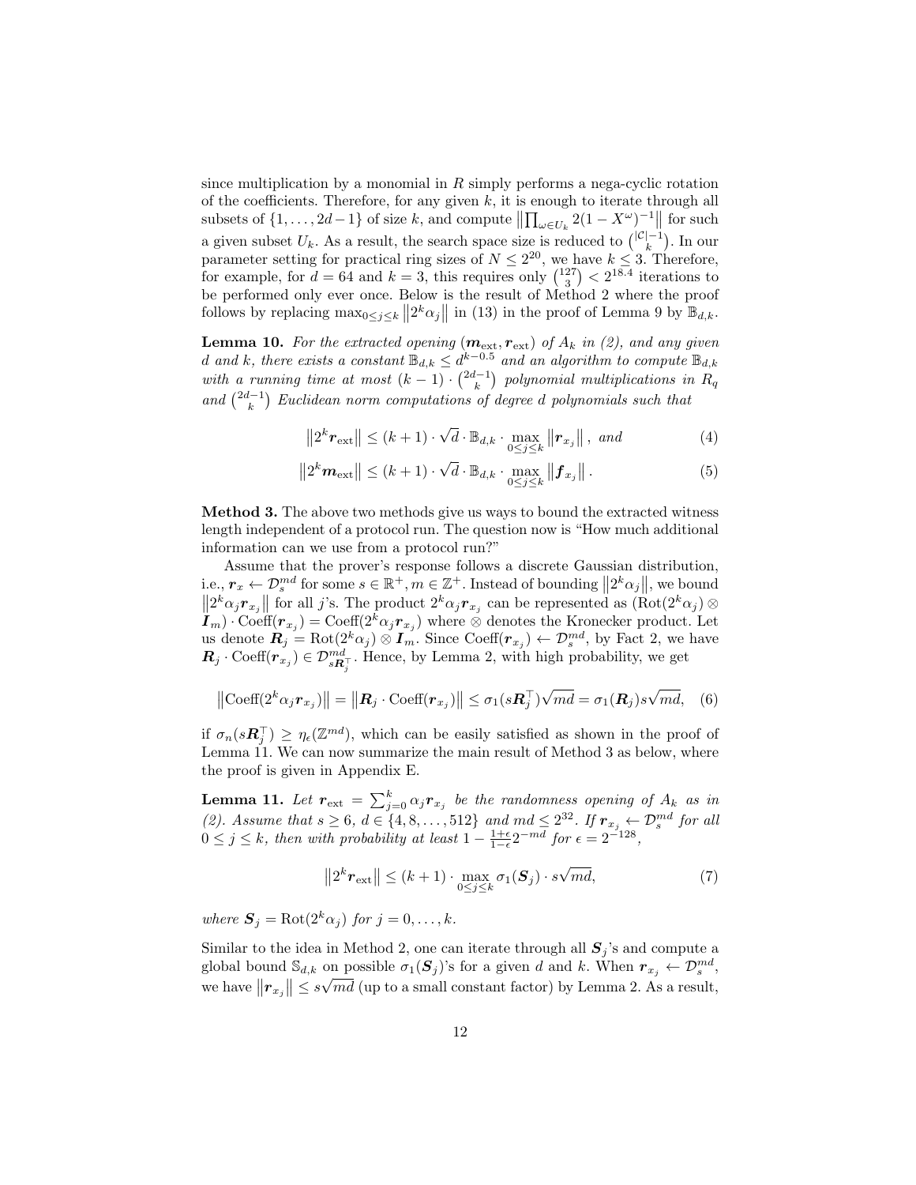since multiplication by a monomial in $R$ simply performs a nega-cyclic rotation of the coefficients. Therefore, for any given $k$, it is enough to iterate through all subsets of $\{1,\ldots,2d-1\}$ of size $k$, and compute $\left\|\prod_{\omega\in U_k} 2(1-X^{\omega})^{-1}\right\|$ for such a given subset $U_k$. As a result, the search space size is reduced to $\binom{|\mathcal{C}|-1}{k}$. In our parameter setting for practical ring sizes of $N \le 2^{20}$, we have $k \le 3$. Therefore, for example, for $d = 64$ and $k = 3$, this requires only $\binom{127}{3} < 2^{18.4}$ iterations to be performed only ever once. Below is the result of Method 2 where the proof follows by replacing $\max_{0\le j\le k}\left\|2^k\alpha_j\right\|$ in (13) in the proof of Lemma 9 by $\mathbb{B}_{d,k}$.

**Lemma 10.** *For the extracted opening $(\boldsymbol{m}_{\text{ext}}, \boldsymbol{r}_{\text{ext}})$ of $A_k$ in (2), and any given $d$ and $k$, there exists a constant $\mathbb{B}_{d,k} \le d^{k-0.5}$ and an algorithm to compute $\mathbb{B}_{d,k}$ with a running time at most $(k-1)\cdot\binom{2d-1}{k}$ polynomial multiplications in $R_q$ and $\binom{2d-1}{k}$ Euclidean norm computations of degree $d$ polynomials such that*

$$\left\|2^k \boldsymbol{r}_{\text{ext}}\right\| \le (k+1)\cdot\sqrt{d}\cdot\mathbb{B}_{d,k}\cdot\max_{0\le j\le k}\left\|\boldsymbol{r}_{x_j}\right\|, \text{ and} \tag{4}$$

$$\left\|2^k \boldsymbol{m}_{\text{ext}}\right\| \le (k+1)\cdot\sqrt{d}\cdot\mathbb{B}_{d,k}\cdot\max_{0\le j\le k}\left\|\boldsymbol{f}_{x_j}\right\|. \tag{5}$$

**Method 3.** The above two methods give us ways to bound the extracted witness length independent of a protocol run. The question now is "How much additional information can we use from a protocol run?"

Assume that the prover's response follows a discrete Gaussian distribution, i.e., $\boldsymbol{r}_x \leftarrow \mathcal{D}_s^{md}$ for some $s \in \mathbb{R}^+, m \in \mathbb{Z}^+$. Instead of bounding $\left\|2^k\alpha_j\right\|$, we bound $\left\|2^k\alpha_j\boldsymbol{r}_{x_j}\right\|$ for all $j$'s. The product $2^k\alpha_j\boldsymbol{r}_{x_j}$ can be represented as $(\text{Rot}(2^k\alpha_j)\otimes \boldsymbol{I}_m)\cdot\text{Coeff}(\boldsymbol{r}_{x_j}) = \text{Coeff}(2^k\alpha_j\boldsymbol{r}_{x_j})$ where $\otimes$ denotes the Kronecker product. Let us denote $\boldsymbol{R}_j = \text{Rot}(2^k\alpha_j)\otimes\boldsymbol{I}_m$. Since $\text{Coeff}(\boldsymbol{r}_{x_j}) \leftarrow \mathcal{D}_s^{md}$, by Fact 2, we have $\boldsymbol{R}_j\cdot\text{Coeff}(\boldsymbol{r}_{x_j}) \in \mathcal{D}^{md}_{s\boldsymbol{R}_j^\top}$. Hence, by Lemma 2, with high probability, we get

$$\left\|\text{Coeff}(2^k\alpha_j\boldsymbol{r}_{x_j})\right\| = \left\|\boldsymbol{R}_j\cdot\text{Coeff}(\boldsymbol{r}_{x_j})\right\| \le \sigma_1(s\boldsymbol{R}_j^\top)\sqrt{md} = \sigma_1(\boldsymbol{R}_j)s\sqrt{md}, \tag{6}$$

if $\sigma_n(s\boldsymbol{R}_j^\top) \ge \eta_\epsilon(\mathbb{Z}^{md})$, which can be easily satisfied as shown in the proof of Lemma 11. We can now summarize the main result of Method 3 as below, where the proof is given in Appendix E.

**Lemma 11.** *Let $\boldsymbol{r}_{\text{ext}} = \sum_{j=0}^k \alpha_j\boldsymbol{r}_{x_j}$ be the randomness opening of $A_k$ as in (2). Assume that $s \ge 6$, $d \in \{4, 8, \ldots, 512\}$ and $md \le 2^{32}$. If $\boldsymbol{r}_{x_j} \leftarrow \mathcal{D}_s^{md}$ for all $0 \le j \le k$, then with probability at least $1 - \frac{1+\epsilon}{1-\epsilon}2^{-md}$ for $\epsilon = 2^{-128}$,*

$$\left\|2^k\boldsymbol{r}_{\text{ext}}\right\| \le (k+1)\cdot\max_{0\le j\le k}\sigma_1(\boldsymbol{S}_j)\cdot s\sqrt{md}, \tag{7}$$

*where $\boldsymbol{S}_j = \text{Rot}(2^k\alpha_j)$ for $j = 0, \ldots, k$.*

Similar to the idea in Method 2, one can iterate through all $\boldsymbol{S}_j$'s and compute a global bound $\mathbb{S}_{d,k}$ on possible $\sigma_1(\boldsymbol{S}_j)$'s for a given $d$ and $k$. When $\boldsymbol{r}_{x_j} \leftarrow \mathcal{D}_s^{md}$, we have $\left\|\boldsymbol{r}_{x_j}\right\| \le s\sqrt{md}$ (up to a small constant factor) by Lemma 2. As a result,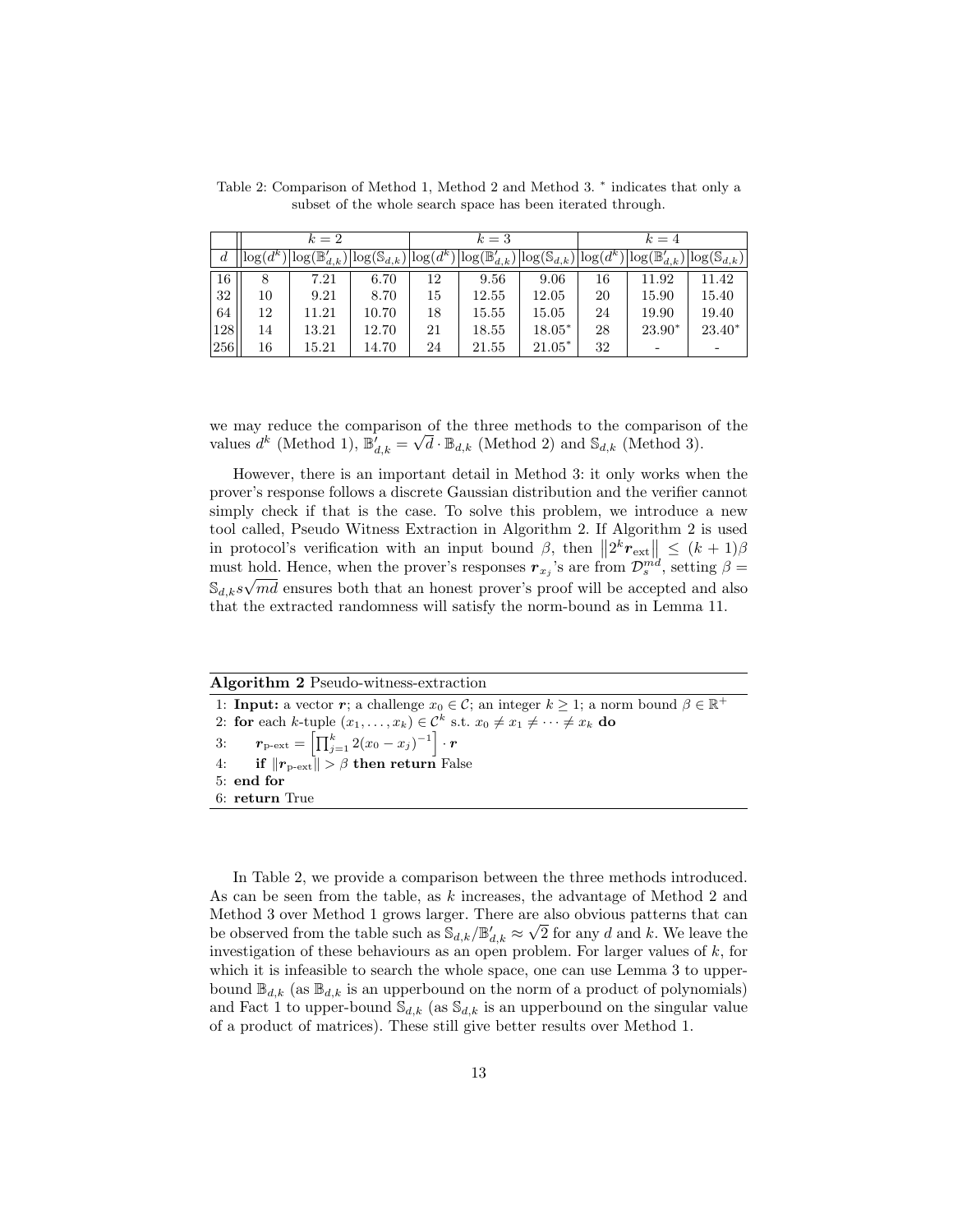Table 2: Comparison of Method 1, Method 2 and Method 3. $^*$ indicates that only a subset of the whole search space has been iterated through.

| | $k=2$ | | | $k=3$ | | | $k=4$ | | |
|---|---|---|---|---|---|---|---|---|---|
| $d$ | $\log(d^k)$ | $\log(\mathbb{B}'_{d,k})$ | $\log(\mathbb{S}_{d,k})$ | $\log(d^k)$ | $\log(\mathbb{B}'_{d,k})$ | $\log(\mathbb{S}_{d,k})$ | $\log(d^k)$ | $\log(\mathbb{B}'_{d,k})$ | $\log(\mathbb{S}_{d,k})$ |
| 16 | 8 | 7.21 | 6.70 | 12 | 9.56 | 9.06 | 16 | 11.92 | 11.42 |
| 32 | 10 | 9.21 | 8.70 | 15 | 12.55 | 12.05 | 20 | 15.90 | 15.40 |
| 64 | 12 | 11.21 | 10.70 | 18 | 15.55 | 15.05 | 24 | 19.90 | 19.40 |
| 128 | 14 | 13.21 | 12.70 | 21 | 18.55 | $18.05^*$ | 28 | $23.90^*$ | $23.40^*$ |
| 256 | 16 | 15.21 | 14.70 | 24 | 21.55 | $21.05^*$ | 32 | - | - |

we may reduce the comparison of the three methods to the comparison of the values $d^k$ (Method 1), $\mathbb{B}'_{d,k} = \sqrt{d} \cdot \mathbb{B}_{d,k}$ (Method 2) and $\mathbb{S}_{d,k}$ (Method 3).

However, there is an important detail in Method 3: it only works when the prover's response follows a discrete Gaussian distribution and the verifier cannot simply check if that is the case. To solve this problem, we introduce a new tool called, Pseudo Witness Extraction in Algorithm 2. If Algorithm 2 is used in protocol's verification with an input bound $\beta$, then $\left\|2^k \boldsymbol{r}_{\text{ext}}\right\| \leq (k+1)\beta$ must hold. Hence, when the prover's responses $\boldsymbol{r}_{x_j}$'s are from $\mathcal{D}_s^{md}$, setting $\beta = \mathbb{S}_{d,k} s \sqrt{md}$ ensures both that an honest prover's proof will be accepted and also that the extracted randomness will satisfy the norm-bound as in Lemma 11.

**Algorithm 2** Pseudo-witness-extraction

```
1: Input: a vector r; a challenge x_0 ∈ C; an integer k ≥ 1; a norm bound β ∈ R^+
2: for each k-tuple (x_1, ..., x_k) ∈ C^k s.t. x_0 ≠ x_1 ≠ ··· ≠ x_k do
3:     r_p-ext = [ ∏_{j=1}^{k} 2(x_0 − x_j)^{−1} ] · r
4:     if ||r_p-ext|| > β then return False
5: end for
6: return True
```

In Table 2, we provide a comparison between the three methods introduced. As can be seen from the table, as $k$ increases, the advantage of Method 2 and Method 3 over Method 1 grows larger. There are also obvious patterns that can be observed from the table such as $\mathbb{S}_{d,k}/\mathbb{B}'_{d,k} \approx \sqrt{2}$ for any $d$ and $k$. We leave the investigation of these behaviours as an open problem. For larger values of $k$, for which it is infeasible to search the whole space, one can use Lemma 3 to upper-bound $\mathbb{B}_{d,k}$ (as $\mathbb{B}_{d,k}$ is an upperbound on the norm of a product of polynomials) and Fact 1 to upper-bound $\mathbb{S}_{d,k}$ (as $\mathbb{S}_{d,k}$ is an upperbound on the singular value of a product of matrices). These still give better results over Method 1.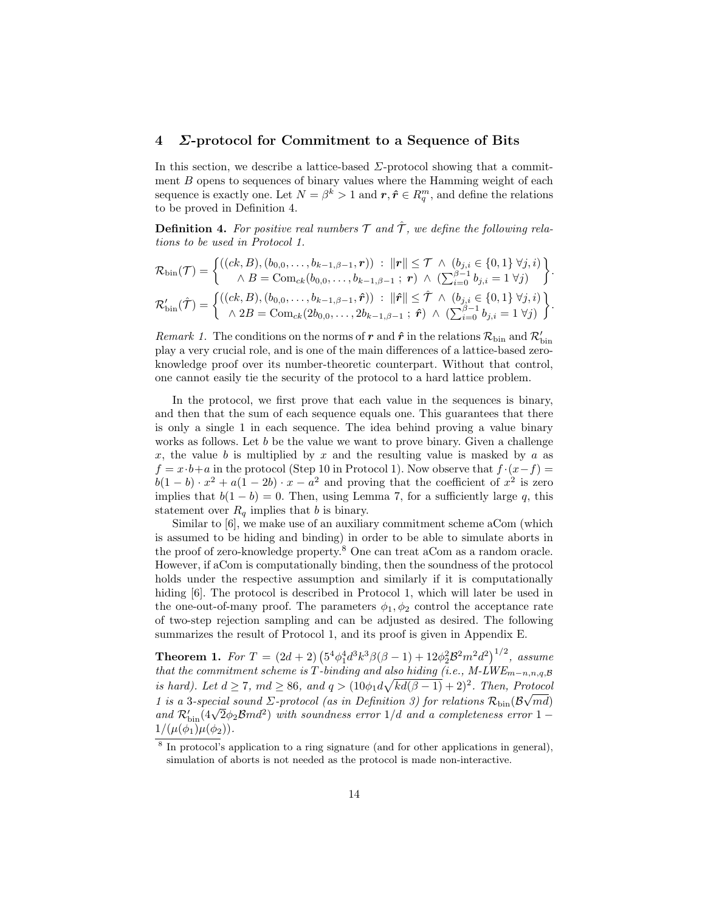## 4 *Σ*-protocol for Commitment to a Sequence of Bits

In this section, we describe a lattice-based *Σ*-protocol showing that a commitment $B$ opens to sequences of binary values where the Hamming weight of each sequence is exactly one. Let $N = \beta^k > 1$ and $\boldsymbol{r}, \hat{\boldsymbol{r}} \in R_q^m$, and define the relations to be proved in Definition 4.

**Definition 4.** *For positive real numbers $\mathcal{T}$ and $\hat{\mathcal{T}}$, we define the following relations to be used in Protocol 1.*

$$\mathcal{R}_{\text{bin}}(\mathcal{T}) = \left\{ \begin{array}{c} ((ck, B), (b_{0,0}, \ldots, b_{k-1,\beta-1}, \boldsymbol{r})) \ : \ \|\boldsymbol{r}\| \leq \mathcal{T} \ \wedge \ (b_{j,i} \in \{0,1\} \ \forall j, i) \\ \wedge \ B = \text{Com}_{ck}(b_{0,0}, \ldots, b_{k-1,\beta-1} \ ; \ \boldsymbol{r}) \ \wedge \ (\sum_{i=0}^{\beta-1} b_{j,i} = 1 \ \forall j) \end{array} \right\}.$$

$$\mathcal{R}'_{\text{bin}}(\hat{\mathcal{T}}) = \left\{ \begin{array}{c} ((ck, B), (b_{0,0}, \ldots, b_{k-1,\beta-1}, \hat{\boldsymbol{r}})) \ : \ \|\hat{\boldsymbol{r}}\| \leq \hat{\mathcal{T}} \ \wedge \ (b_{j,i} \in \{0,1\} \ \forall j, i) \\ \wedge \ 2B = \text{Com}_{ck}(2b_{0,0}, \ldots, 2b_{k-1,\beta-1} \ ; \ \hat{\boldsymbol{r}}) \ \wedge \ (\sum_{i=0}^{\beta-1} b_{j,i} = 1 \ \forall j) \end{array} \right\}.$$

*Remark 1.* The conditions on the norms of $\boldsymbol{r}$ and $\hat{\boldsymbol{r}}$ in the relations $\mathcal{R}_{\text{bin}}$ and $\mathcal{R}'_{\text{bin}}$ play a very crucial role, and is one of the main differences of a lattice-based zero-knowledge proof over its number-theoretic counterpart. Without that control, one cannot easily tie the security of the protocol to a hard lattice problem.

In the protocol, we first prove that each value in the sequences is binary, and then that the sum of each sequence equals one. This guarantees that there is only a single 1 in each sequence. The idea behind proving a value binary works as follows. Let $b$ be the value we want to prove binary. Given a challenge $x$, the value $b$ is multiplied by $x$ and the resulting value is masked by $a$ as $f = x \cdot b + a$ in the protocol (Step 10 in Protocol 1). Now observe that $f \cdot (x - f) = b(1-b) \cdot x^2 + a(1-2b) \cdot x - a^2$ and proving that the coefficient of $x^2$ is zero implies that $b(1-b) = 0$. Then, using Lemma 7, for a sufficiently large $q$, this statement over $R_q$ implies that $b$ is binary.

Similar to [6], we make use of an auxiliary commitment scheme aCom (which is assumed to be hiding and binding) in order to be able to simulate aborts in the proof of zero-knowledge property.[8] One can treat aCom as a random oracle. However, if aCom is computationally binding, then the soundness of the protocol holds under the respective assumption and similarly if it is computationally hiding [6]. The protocol is described in Protocol 1, which will later be used in the one-out-of-many proof. The parameters $\phi_1, \phi_2$ control the acceptance rate of two-step rejection sampling and can be adjusted as desired. The following summarizes the result of Protocol 1, and its proof is given in Appendix E.

**Theorem 1.** *For $T = (2d+2)\left(5^4\phi_1^4 d^3 k^3 \beta(\beta-1) + 12\phi_2^2 \mathcal{B}^2 m^2 d^2\right)^{1/2}$, assume that the commitment scheme is $T$-binding and also hiding (i.e., M-LWE$_{m-n,n,q,\mathcal{B}}$ is hard). Let $d \geq 7$, $md \geq 86$, and $q > (10\phi_1 d\sqrt{kd(\beta-1)} + 2)^2$. Then, Protocol 1 is a 3-special sound Σ-protocol (as in Definition 3) for relations $\mathcal{R}_{\text{bin}}(\mathcal{B}\sqrt{md})$ and $\mathcal{R}'_{\text{bin}}(4\sqrt{2}\phi_2\mathcal{B}md^2)$ with soundness error $1/d$ and a completeness error $1 - 1/(\mu(\phi_1)\mu(\phi_2))$.*

[8] In protocol's application to a ring signature (and for other applications in general), simulation of aborts is not needed as the protocol is made non-interactive.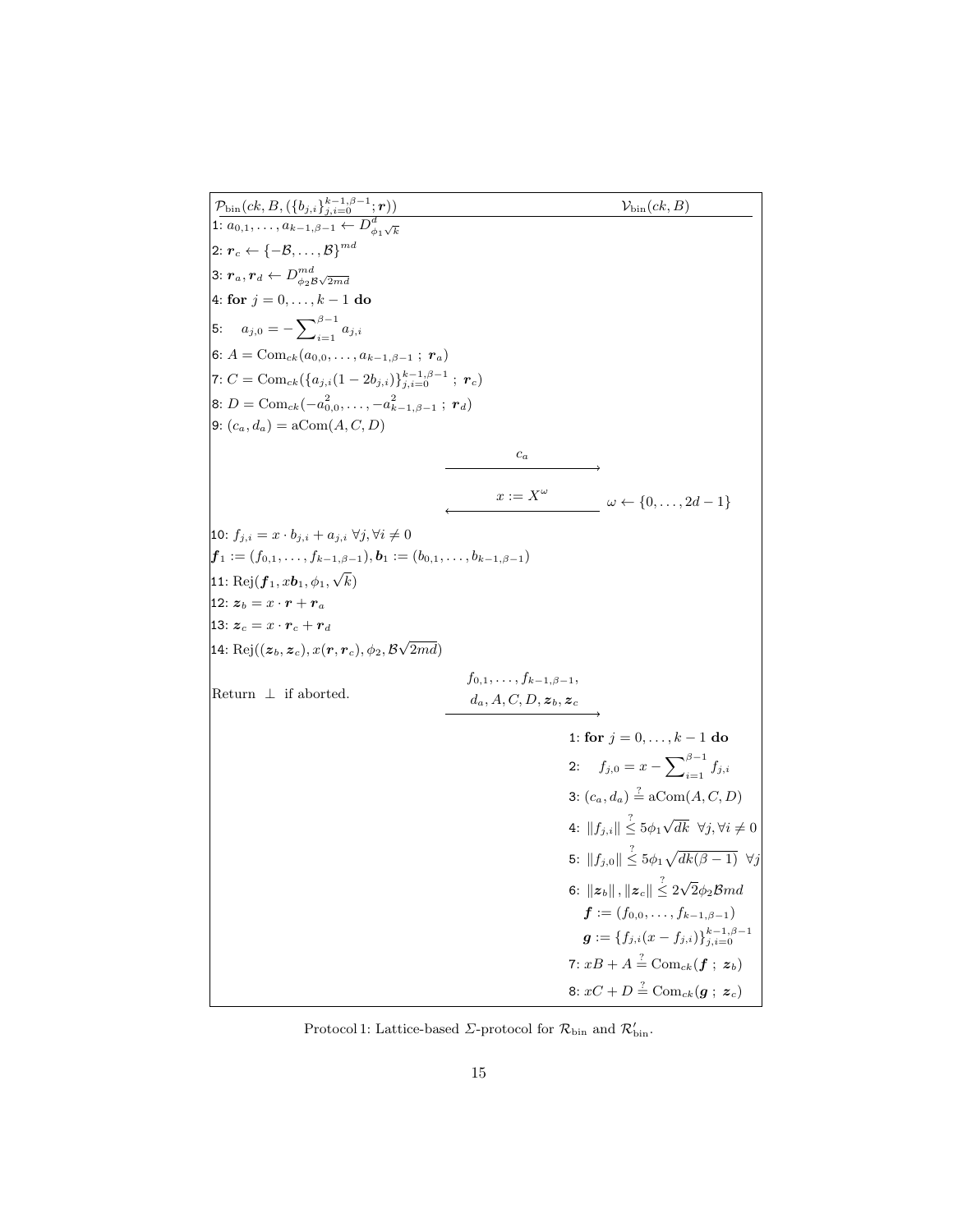**$\mathcal{P}_{\text{bin}}(ck, B, (\{b_{j,i}\}_{j,i=0}^{k-1,\beta-1}; \boldsymbol{r}))$** — **$\mathcal{V}_{\text{bin}}(ck, B)$**

**Prover:**

1: $a_{0,1}, \ldots, a_{k-1,\beta-1} \leftarrow D^d_{\phi_1\sqrt{k}}$

2: $\boldsymbol{r}_c \leftarrow \{-\mathcal{B}, \ldots, \mathcal{B}\}^{md}$

3: $\boldsymbol{r}_a, \boldsymbol{r}_d \leftarrow D^{md}_{\phi_2\mathcal{B}\sqrt{2md}}$

4: **for** $j = 0, \ldots, k-1$ **do**

5: $\quad a_{j,0} = -\sum_{i=1}^{\beta-1} a_{j,i}$

6: $A = \text{Com}_{ck}(a_{0,0}, \ldots, a_{k-1,\beta-1} \ ; \ \boldsymbol{r}_a)$

7: $C = \text{Com}_{ck}(\{a_{j,i}(1-2b_{j,i})\}_{j,i=0}^{k-1,\beta-1} \ ; \ \boldsymbol{r}_c)$

8: $D = \text{Com}_{ck}(-a_{0,0}^2, \ldots, -a_{k-1,\beta-1}^2 \ ; \ \boldsymbol{r}_d)$

9: $(c_a, d_a) = \text{aCom}(A, C, D)$

$\mathcal{P} \rightarrow \mathcal{V}$: $c_a$

$\mathcal{V} \rightarrow \mathcal{P}$: $x := X^\omega$, where $\omega \leftarrow \{0, \ldots, 2d-1\}$

10: $f_{j,i} = x \cdot b_{j,i} + a_{j,i} \ \forall j, \forall i \neq 0$

$\boldsymbol{f}_1 := (f_{0,1}, \ldots, f_{k-1,\beta-1}), \boldsymbol{b}_1 := (b_{0,1}, \ldots, b_{k-1,\beta-1})$

11: $\text{Rej}(\boldsymbol{f}_1, x\boldsymbol{b}_1, \phi_1, \sqrt{k})$

12: $\boldsymbol{z}_b = x \cdot \boldsymbol{r} + \boldsymbol{r}_a$

13: $\boldsymbol{z}_c = x \cdot \boldsymbol{r}_c + \boldsymbol{r}_d$

14: $\text{Rej}((\boldsymbol{z}_b, \boldsymbol{z}_c), x(\boldsymbol{r}, \boldsymbol{r}_c), \phi_2, \mathcal{B}\sqrt{2md})$

Return $\perp$ if aborted.

$\mathcal{P} \rightarrow \mathcal{V}$: $f_{0,1}, \ldots, f_{k-1,\beta-1}, d_a, A, C, D, \boldsymbol{z}_b, \boldsymbol{z}_c$

**Verifier:**

1: **for** $j = 0, \ldots, k-1$ **do**

2: $\quad f_{j,0} = x - \sum_{i=1}^{\beta-1} f_{j,i}$

3: $(c_a, d_a) \stackrel{?}{=} \text{aCom}(A, C, D)$

4: $\|f_{j,i}\| \stackrel{?}{\leq} 5\phi_1\sqrt{dk} \ \ \forall j, \forall i \neq 0$

5: $\|f_{j,0}\| \stackrel{?}{\leq} 5\phi_1\sqrt{dk(\beta-1)} \ \ \forall j$

6: $\|\boldsymbol{z}_b\|, \|\boldsymbol{z}_c\| \stackrel{?}{\leq} 2\sqrt{2}\phi_2\mathcal{B}md$

$\quad \boldsymbol{f} := (f_{0,0}, \ldots, f_{k-1,\beta-1})$

$\quad \boldsymbol{g} := \{f_{j,i}(x - f_{j,i})\}_{j,i=0}^{k-1,\beta-1}$

7: $xB + A \stackrel{?}{=} \text{Com}_{ck}(\boldsymbol{f} \ ; \ \boldsymbol{z}_b)$

8: $xC + D \stackrel{?}{=} \text{Com}_{ck}(\boldsymbol{g} \ ; \ \boldsymbol{z}_c)$

Protocol 1: Lattice-based $\Sigma$-protocol for $\mathcal{R}_{\text{bin}}$ and $\mathcal{R}'_{\text{bin}}$.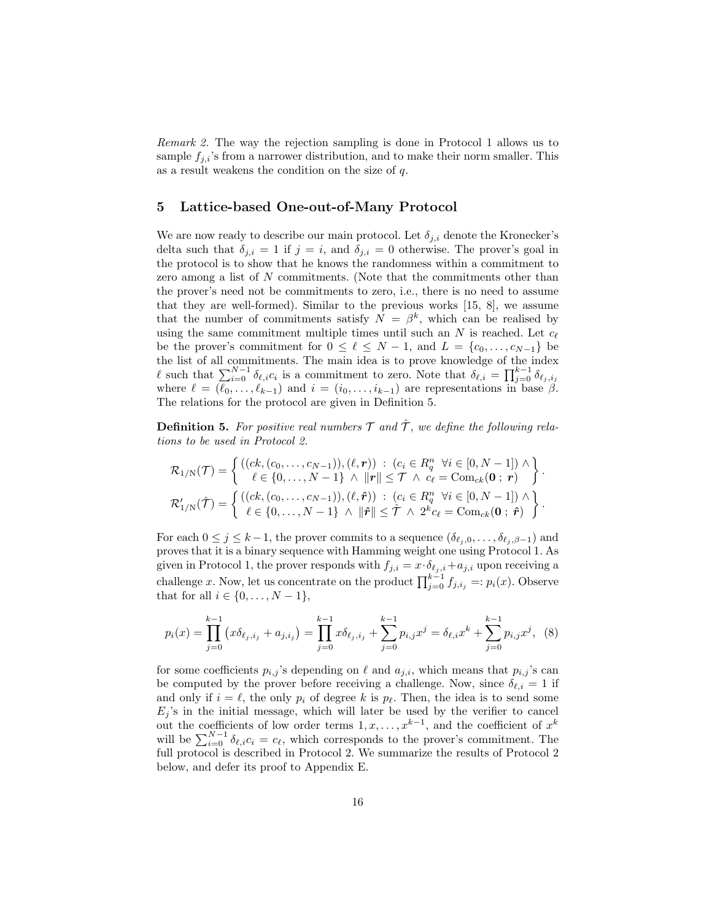*Remark 2.* The way the rejection sampling is done in Protocol 1 allows us to sample $f_{j,i}$'s from a narrower distribution, and to make their norm smaller. This as a result weakens the condition on the size of $q$.

## 5 Lattice-based One-out-of-Many Protocol

We are now ready to describe our main protocol. Let $\delta_{j,i}$ denote the Kronecker's delta such that $\delta_{j,i} = 1$ if $j = i$, and $\delta_{j,i} = 0$ otherwise. The prover's goal in the protocol is to show that he knows the randomness within a commitment to zero among a list of $N$ commitments. (Note that the commitments other than the prover's need not be commitments to zero, i.e., there is no need to assume that they are well-formed). Similar to the previous works [15, 8], we assume that the number of commitments satisfy $N = \beta^k$, which can be realised by using the same commitment multiple times until such an $N$ is reached. Let $c_\ell$ be the prover's commitment for $0 \leq \ell \leq N-1$, and $L = \{c_0, \ldots, c_{N-1}\}$ be the list of all commitments. The main idea is to prove knowledge of the index $\ell$ such that $\sum_{i=0}^{N-1} \delta_{\ell,i} c_i$ is a commitment to zero. Note that $\delta_{\ell,i} = \prod_{j=0}^{k-1} \delta_{\ell_j,i_j}$ where $\ell = (\ell_0, \ldots, \ell_{k-1})$ and $i = (i_0, \ldots, i_{k-1})$ are representations in base $\beta$. The relations for the protocol are given in Definition 5.

**Definition 5.** *For positive real numbers $\mathcal{T}$ and $\hat{\mathcal{T}}$, we define the following relations to be used in Protocol 2.*

$$\mathcal{R}_{1/\mathrm{N}}(\mathcal{T}) = \left\{ \begin{array}{c} ((ck, (c_0, \ldots, c_{N-1})), (\ell, \boldsymbol{r})) \ : \ (c_i \in R_q^n \ \ \forall i \in [0, N-1]) \wedge \\ \ell \in \{0, \ldots, N-1\} \ \wedge \ \|\boldsymbol{r}\| \leq \mathcal{T} \ \wedge \ c_\ell = \mathrm{Com}_{ck}(\boldsymbol{0} \ ; \ \boldsymbol{r}) \end{array} \right\}.$$

$$\mathcal{R}'_{1/\mathrm{N}}(\hat{\mathcal{T}}) = \left\{ \begin{array}{c} ((ck, (c_0, \ldots, c_{N-1})), (\ell, \hat{\boldsymbol{r}})) \ : \ (c_i \in R_q^n \ \ \forall i \in [0, N-1]) \wedge \\ \ell \in \{0, \ldots, N-1\} \ \wedge \ \|\hat{\boldsymbol{r}}\| \leq \hat{\mathcal{T}} \ \wedge \ 2^k c_\ell = \mathrm{Com}_{ck}(\boldsymbol{0} \ ; \ \hat{\boldsymbol{r}}) \end{array} \right\}.$$

For each $0 \leq j \leq k-1$, the prover commits to a sequence $(\delta_{\ell_j,0}, \ldots, \delta_{\ell_j,\beta-1})$ and proves that it is a binary sequence with Hamming weight one using Protocol 1. As given in Protocol 1, the prover responds with $f_{j,i} = x \cdot \delta_{\ell_j,i} + a_{j,i}$ upon receiving a challenge $x$. Now, let us concentrate on the product $\prod_{j=0}^{k-1} f_{j,i_j} =: p_i(x)$. Observe that for all $i \in \{0, \ldots, N-1\}$,

$$p_i(x) = \prod_{j=0}^{k-1} \left( x\delta_{\ell_j,i_j} + a_{j,i_j} \right) = \prod_{j=0}^{k-1} x\delta_{\ell_j,i_j} + \sum_{j=0}^{k-1} p_{i,j} x^j = \delta_{\ell,i} x^k + \sum_{j=0}^{k-1} p_{i,j} x^j, \quad (8)$$

for some coefficients $p_{i,j}$'s depending on $\ell$ and $a_{j,i}$, which means that $p_{i,j}$'s can be computed by the prover before receiving a challenge. Now, since $\delta_{\ell,i} = 1$ if and only if $i = \ell$, the only $p_i$ of degree $k$ is $p_\ell$. Then, the idea is to send some $E_j$'s in the initial message, which will later be used by the verifier to cancel out the coefficients of low order terms $1, x, \ldots, x^{k-1}$, and the coefficient of $x^k$ will be $\sum_{i=0}^{N-1} \delta_{\ell,i} c_i = c_\ell$, which corresponds to the prover's commitment. The full protocol is described in Protocol 2. We summarize the results of Protocol 2 below, and defer its proof to Appendix E.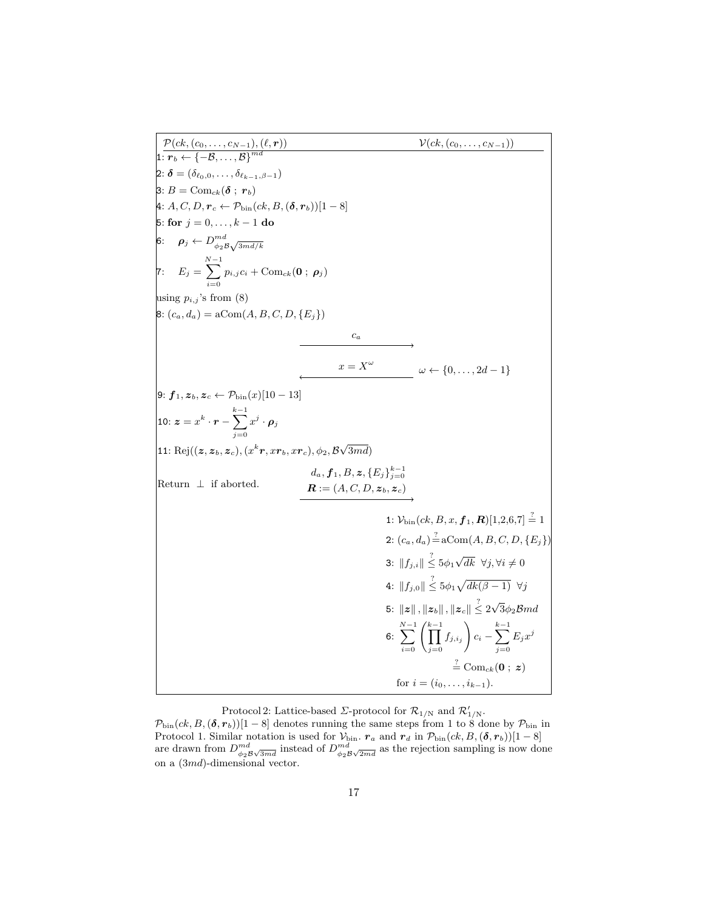**Prover** $\mathcal{P}(ck, (c_0, \ldots, c_{N-1}), (\ell, \boldsymbol{r}))$ — **Verifier** $\mathcal{V}(ck, (c_0, \ldots, c_{N-1}))$

**Prover:**

1: $\boldsymbol{r}_b \leftarrow \{-\mathcal{B}, \ldots, \mathcal{B}\}^{md}$

2: $\boldsymbol{\delta} = (\delta_{\ell_0,0}, \ldots, \delta_{\ell_{k-1},\beta-1})$

3: $B = \mathrm{Com}_{ck}(\boldsymbol{\delta}\ ;\ \boldsymbol{r}_b)$

4: $A, C, D, \boldsymbol{r}_c \leftarrow \mathcal{P}_{\mathrm{bin}}(ck, B, (\boldsymbol{\delta}, \boldsymbol{r}_b))[1-8]$

5: **for** $j = 0, \ldots, k-1$ **do**

6: $\quad \boldsymbol{\rho}_j \leftarrow D^{md}_{\phi_2 \mathcal{B}\sqrt{3md/k}}$

7: $\quad E_j = \sum_{i=0}^{N-1} p_{i,j} c_i + \mathrm{Com}_{ck}(\boldsymbol{0}\ ;\ \boldsymbol{\rho}_j)$

using $p_{i,j}$'s from (8)

8: $(c_a, d_a) = \mathrm{aCom}(A, B, C, D, \{E_j\})$

$\mathcal{P} \rightarrow \mathcal{V}$: $c_a$

$\mathcal{V} \rightarrow \mathcal{P}$: $x = X^{\omega}$, where $\omega \leftarrow \{0, \ldots, 2d-1\}$

**Prover:**

9: $\boldsymbol{f}_1, \boldsymbol{z}_b, \boldsymbol{z}_c \leftarrow \mathcal{P}_{\mathrm{bin}}(x)[10-13]$

10: $\boldsymbol{z} = x^k \cdot \boldsymbol{r} - \sum_{j=0}^{k-1} x^j \cdot \boldsymbol{\rho}_j$

11: $\mathrm{Rej}((\boldsymbol{z}, \boldsymbol{z}_b, \boldsymbol{z}_c), (x^k \boldsymbol{r}, x\boldsymbol{r}_b, x\boldsymbol{r}_c), \phi_2, \mathcal{B}\sqrt{3md})$

Return $\perp$ if aborted.

$\mathcal{P} \rightarrow \mathcal{V}$: $d_a, \boldsymbol{f}_1, B, \boldsymbol{z}, \{E_j\}_{j=0}^{k-1}$, $\boldsymbol{R} := (A, C, D, \boldsymbol{z}_b, \boldsymbol{z}_c)$

**Verifier:**

1: $\mathcal{V}_{\mathrm{bin}}(ck, B, x, \boldsymbol{f}_1, \boldsymbol{R})[1,2,6,7] \stackrel{?}{=} 1$

2: $(c_a, d_a) \stackrel{?}{=} \mathrm{aCom}(A, B, C, D, \{E_j\})$

3: $\|f_{j,i}\| \stackrel{?}{\leq} 5\phi_1\sqrt{dk} \quad \forall j, \forall i \neq 0$

4: $\|f_{j,0}\| \stackrel{?}{\leq} 5\phi_1\sqrt{dk(\beta-1)} \quad \forall j$

5: $\|\boldsymbol{z}\|, \|\boldsymbol{z}_b\|, \|\boldsymbol{z}_c\| \stackrel{?}{\leq} 2\sqrt{3}\phi_2\mathcal{B}md$

6: $\sum_{i=0}^{N-1} \left( \prod_{j=0}^{k-1} f_{j,i_j} \right) c_i - \sum_{j=0}^{k-1} E_j x^j \stackrel{?}{=} \mathrm{Com}_{ck}(\boldsymbol{0}\ ;\ \boldsymbol{z})$

for $i = (i_0, \ldots, i_{k-1})$.

Protocol 2: Lattice-based $\Sigma$-protocol for $\mathcal{R}_{1/\mathrm{N}}$ and $\mathcal{R}'_{1/\mathrm{N}}$.
$\mathcal{P}_{\mathrm{bin}}(ck, B, (\boldsymbol{\delta}, \boldsymbol{r}_b))[1-8]$ denotes running the same steps from 1 to 8 done by $\mathcal{P}_{\mathrm{bin}}$ in Protocol 1. Similar notation is used for $\mathcal{V}_{\mathrm{bin}}$. $\boldsymbol{r}_a$ and $\boldsymbol{r}_d$ in $\mathcal{P}_{\mathrm{bin}}(ck, B, (\boldsymbol{\delta}, \boldsymbol{r}_b))[1-8]$ are drawn from $D^{md}_{\phi_2\mathcal{B}\sqrt{3md}}$ instead of $D^{md}_{\phi_2\mathcal{B}\sqrt{2md}}$ as the rejection sampling is now done on a $(3md)$-dimensional vector.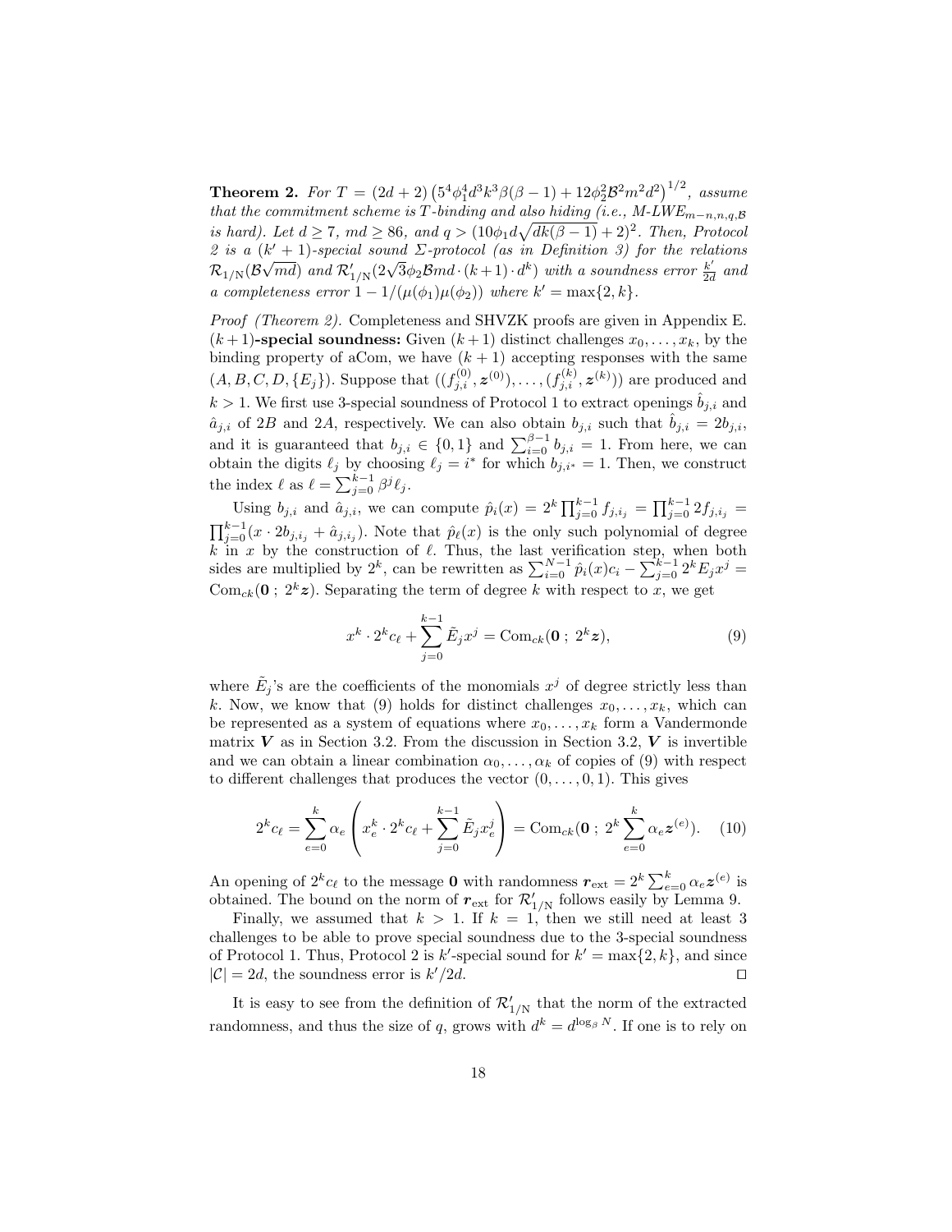**Theorem 2.** *For $T = (2d + 2)\left(5^4\phi_1^4 d^3 k^3 \beta(\beta-1) + 12\phi_2^2 \mathcal{B}^2 m^2 d^2\right)^{1/2}$, assume that the commitment scheme is $T$-binding and also hiding (i.e., M-LWE$_{m-n,n,q,\mathcal{B}}$ is hard). Let $d \geq 7$, $md \geq 86$, and $q > (10\phi_1 d\sqrt{dk(\beta-1)} + 2)^2$. Then, Protocol 2 is a $(k'+1)$-special sound $\Sigma$-protocol (as in Definition 3) for the relations $\mathcal{R}_{1/\mathrm{N}}(\mathcal{B}\sqrt{md})$ and $\mathcal{R}'_{1/\mathrm{N}}(2\sqrt{3}\phi_2\mathcal{B}md \cdot (k+1) \cdot d^k)$ with a soundness error $\frac{k'}{2d}$ and a completeness error $1 - 1/(\mu(\phi_1)\mu(\phi_2))$ where $k' = \max\{2, k\}$.*

*Proof (Theorem 2).* Completeness and SHVZK proofs are given in Appendix E. **$(k+1)$-special soundness:** Given $(k+1)$ distinct challenges $x_0, \ldots, x_k$, by the binding property of aCom, we have $(k+1)$ accepting responses with the same $(A, B, C, D, \{E_j\})$. Suppose that $((f_{j,i}^{(0)}, \boldsymbol{z}^{(0)}), \ldots, (f_{j,i}^{(k)}, \boldsymbol{z}^{(k)}))$ are produced and $k > 1$. We first use 3-special soundness of Protocol 1 to extract openings $\hat{b}_{j,i}$ and $\hat{a}_{j,i}$ of $2B$ and $2A$, respectively. We can also obtain $b_{j,i}$ such that $\hat{b}_{j,i} = 2b_{j,i}$, and it is guaranteed that $b_{j,i} \in \{0, 1\}$ and $\sum_{i=0}^{\beta-1} b_{j,i} = 1$. From here, we can obtain the digits $\ell_j$ by choosing $\ell_j = i^*$ for which $b_{j,i^*} = 1$. Then, we construct the index $\ell$ as $\ell = \sum_{j=0}^{k-1} \beta^j \ell_j$.

Using $b_{j,i}$ and $\hat{a}_{j,i}$, we can compute $\hat{p}_i(x) = 2^k \prod_{j=0}^{k-1} f_{j,i_j} = \prod_{j=0}^{k-1} 2f_{j,i_j} = \prod_{j=0}^{k-1}(x \cdot 2b_{j,i_j} + \hat{a}_{j,i_j})$. Note that $\hat{p}_\ell(x)$ is the only such polynomial of degree $k$ in $x$ by the construction of $\ell$. Thus, the last verification step, when both sides are multiplied by $2^k$, can be rewritten as $\sum_{i=0}^{N-1} \hat{p}_i(x) c_i - \sum_{j=0}^{k-1} 2^k E_j x^j = \mathrm{Com}_{ck}(\boldsymbol{0}\ ;\ 2^k \boldsymbol{z})$. Separating the term of degree $k$ with respect to $x$, we get

$$x^k \cdot 2^k c_\ell + \sum_{j=0}^{k-1} \tilde{E}_j x^j = \mathrm{Com}_{ck}(\boldsymbol{0}\ ;\ 2^k \boldsymbol{z}), \tag{9}$$

where $\tilde{E}_j$'s are the coefficients of the monomials $x^j$ of degree strictly less than $k$. Now, we know that (9) holds for distinct challenges $x_0, \ldots, x_k$, which can be represented as a system of equations where $x_0, \ldots, x_k$ form a Vandermonde matrix $\boldsymbol{V}$ as in Section 3.2. From the discussion in Section 3.2, $\boldsymbol{V}$ is invertible and we can obtain a linear combination $\alpha_0, \ldots, \alpha_k$ of copies of (9) with respect to different challenges that produces the vector $(0, \ldots, 0, 1)$. This gives

$$2^k c_\ell = \sum_{e=0}^{k} \alpha_e \left( x_e^k \cdot 2^k c_\ell + \sum_{j=0}^{k-1} \tilde{E}_j x_e^j \right) = \mathrm{Com}_{ck}(\boldsymbol{0}\ ;\ 2^k \sum_{e=0}^{k} \alpha_e \boldsymbol{z}^{(e)}). \tag{10}$$

An opening of $2^k c_\ell$ to the message $\boldsymbol{0}$ with randomness $\boldsymbol{r}_{\mathrm{ext}} = 2^k \sum_{e=0}^{k} \alpha_e \boldsymbol{z}^{(e)}$ is obtained. The bound on the norm of $\boldsymbol{r}_{\mathrm{ext}}$ for $\mathcal{R}'_{1/\mathrm{N}}$ follows easily by Lemma 9.

Finally, we assumed that $k > 1$. If $k = 1$, then we still need at least 3 challenges to be able to prove special soundness due to the 3-special soundness of Protocol 1. Thus, Protocol 2 is $k'$-special sound for $k' = \max\{2, k\}$, and since $|\mathcal{C}| = 2d$, the soundness error is $k'/2d$. □

It is easy to see from the definition of $\mathcal{R}'_{1/\mathrm{N}}$ that the norm of the extracted randomness, and thus the size of $q$, grows with $d^k = d^{\log_\beta N}$. If one is to rely on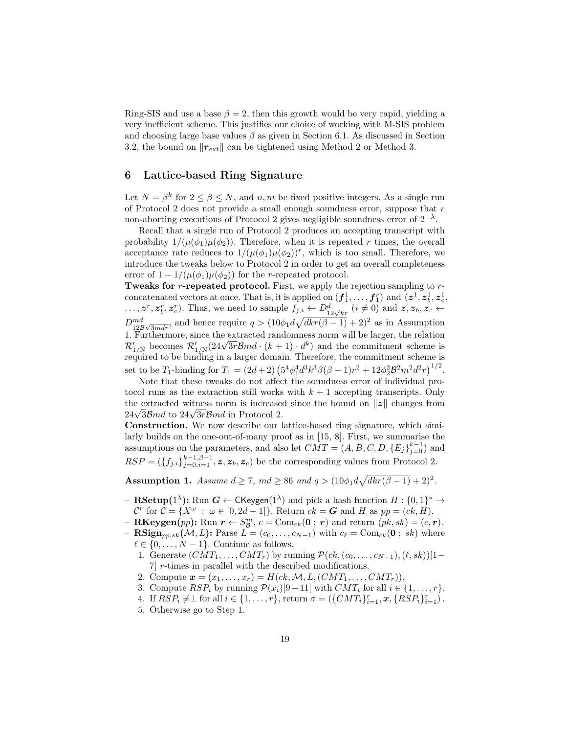Ring-SIS and use a base $\beta = 2$, then this growth would be very rapid, yielding a very inefficient scheme. This justifies our choice of working with M-SIS problem and choosing large base values $\beta$ as given in Section 6.1. As discussed in Section 3.2, the bound on $\|\boldsymbol{r}_{\text{ext}}\|$ can be tightened using Method 2 or Method 3.

# 6 Lattice-based Ring Signature

Let $N = \beta^k$ for $2 \le \beta \le N$, and $n, m$ be fixed positive integers. As a single run of Protocol 2 does not provide a small enough soundness error, suppose that $r$ non-aborting executions of Protocol 2 gives negligible soundness error of $2^{-\lambda}$.

Recall that a single run of Protocol 2 produces an accepting transcript with probability $1/(\mu(\phi_1)\mu(\phi_2))$. Therefore, when it is repeated $r$ times, the overall acceptance rate reduces to $1/(\mu(\phi_1)\mu(\phi_2))^r$, which is too small. Therefore, we introduce the tweaks below to Protocol 2 in order to get an overall completeness error of $1 - 1/(\mu(\phi_1)\mu(\phi_2))$ for the $r$-repeated protocol.

**Tweaks for $r$-repeated protocol.** First, we apply the rejection sampling to $r$-concatenated vectors at once. That is, it is applied on $(\boldsymbol{f}_1^1, \ldots, \boldsymbol{f}_1^r)$ and $(\boldsymbol{z}^1, \boldsymbol{z}_b^1, \boldsymbol{z}_c^1, \ldots, \boldsymbol{z}^r, \boldsymbol{z}_b^r, \boldsymbol{z}_c^r)$. Thus, we need to sample $f_{j,i} \leftarrow D^d_{12\sqrt{kr}}$ $(i \neq 0)$ and $\boldsymbol{z}, \boldsymbol{z}_b, \boldsymbol{z}_c \leftarrow D^{md}_{12\mathcal{B}\sqrt{3mdr}}$, and hence require $q > (10\phi_1 d\sqrt{dkr(\beta-1)} + 2)^2$ as in Assumption 1. Furthermore, since the extracted randomness norm will be larger, the relation $\mathcal{R}'_{1/\text{N}}$ becomes $\mathcal{R}'_{1/\text{N}}(24\sqrt{3r}\mathcal{B}md \cdot (k+1) \cdot d^k)$ and the commitment scheme is required to be binding in a larger domain. Therefore, the commitment scheme is set to be $T_1$-binding for $T_1 = (2d+2)\left(5^4\phi_1^4 d^3 k^3 \beta(\beta-1) r^2 + 12\phi_2^2 \mathcal{B}^2 m^2 d^2 r\right)^{1/2}$.

Note that these tweaks do not affect the soundness error of individual protocol runs as the extraction still works with $k+1$ accepting transcripts. Only the extracted witness norm is increased since the bound on $\|\boldsymbol{z}\|$ changes from $24\sqrt{3}\mathcal{B}md$ to $24\sqrt{3r}\mathcal{B}md$ in Protocol 2.

**Construction.** We now describe our lattice-based ring signature, which similarly builds on the one-out-of-many proof as in [15, 8]. First, we summarise the assumptions on the parameters, and also let $CMT = (A, B, C, D, \{E_j\}_{j=0}^{k-1})$ and $RSP = (\{f_{j,i}\}_{j=0,i=1}^{k-1,\beta-1}, \boldsymbol{z}, \boldsymbol{z}_b, \boldsymbol{z}_c)$ be the corresponding values from Protocol 2.

**Assumption 1.** *Assume $d \ge 7$, $md \ge 86$ and $q > (10\phi_1 d\sqrt{dkr(\beta-1)} + 2)^2$.*

- **RSetup($1^\lambda$):** Run $\boldsymbol{G} \leftarrow \mathsf{CKeygen}(1^\lambda)$ and pick a hash function $H : \{0,1\}^* \to \mathcal{C}^r$ for $\mathcal{C} = \{X^\omega \,:\, \omega \in [0, 2d-1]\}$. Return $ck = \boldsymbol{G}$ and $H$ as $pp = (ck, H)$.
- **RKeygen($pp$):** Run $\boldsymbol{r} \leftarrow S^m_{\mathcal{B}}$, $c = \text{Com}_{ck}(\boldsymbol{0}\,;\,\boldsymbol{r})$ and return $(pk, sk) = (c, \boldsymbol{r})$.
- **RSign$_{pp,sk}(\mathcal{M}, L)$:** Parse $L = (c_0, \ldots, c_{N-1})$ with $c_\ell = \text{Com}_{ck}(\boldsymbol{0}\,;\,sk)$ where $\ell \in \{0, \ldots, N-1\}$. Continue as follows.
  1. Generate $(CMT_1, \ldots, CMT_r)$ by running $\mathcal{P}(ck, (c_0, \ldots, c_{N-1}), (\ell, sk))[1-7]$ $r$-times in parallel with the described modifications.
  2. Compute $\boldsymbol{x} = (x_1, \ldots, x_r) = H(ck, \mathcal{M}, L, (CMT_1, \ldots, CMT_r))$.
  3. Compute $RSP_i$ by running $\mathcal{P}(x_i)[9-11]$ with $CMT_i$ for all $i \in \{1, \ldots, r\}$.
  4. If $RSP_i \neq \perp$ for all $i \in \{1, \ldots, r\}$, return $\sigma = (\{CMT_i\}_{i=1}^r, \boldsymbol{x}, \{RSP_i\}_{i=1}^r)$.
  5. Otherwise go to Step 1.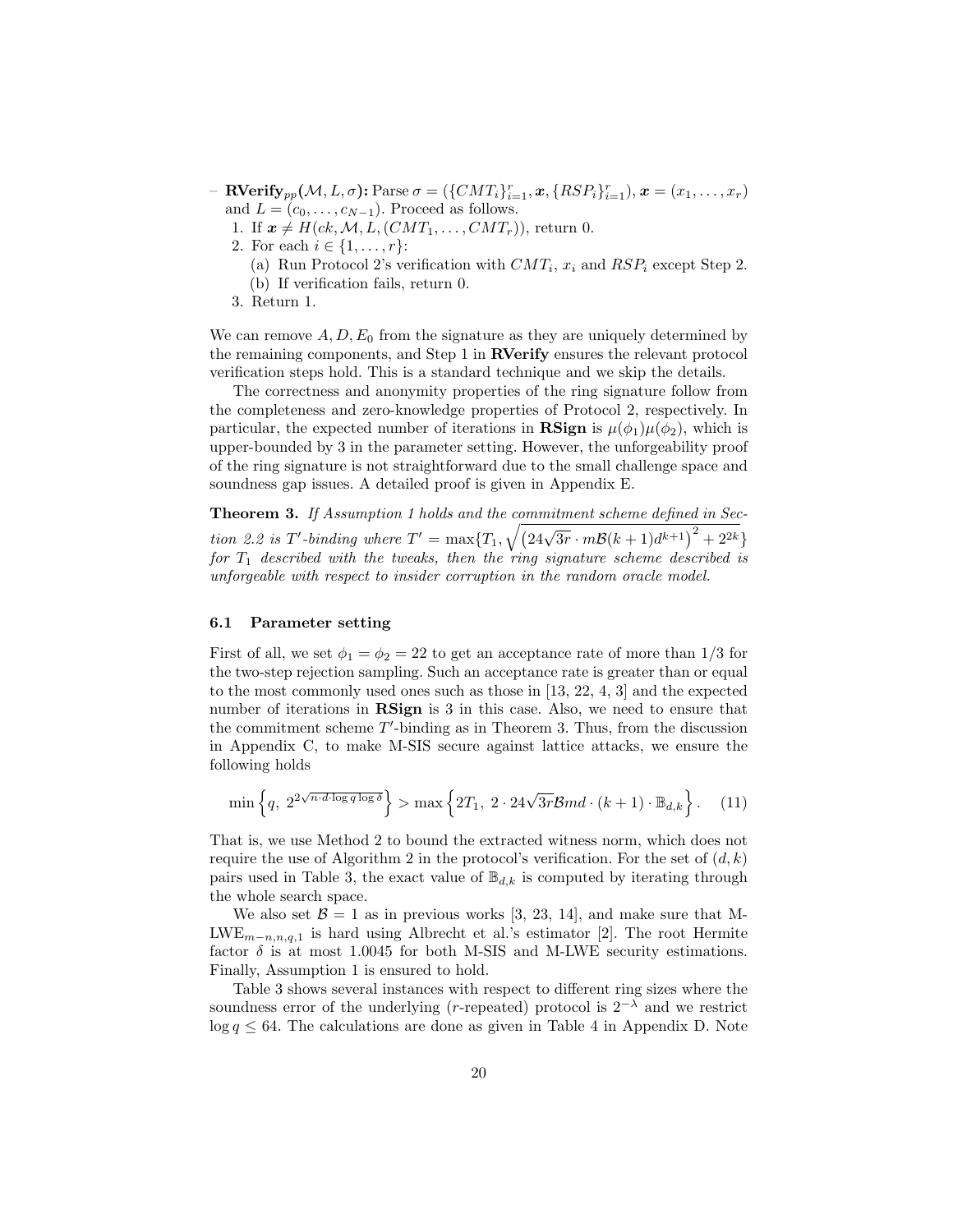– **RVerify**$_{pp}(\mathcal{M}, L, \sigma)$**:** Parse $\sigma = (\{CMT_i\}_{i=1}^r, \boldsymbol{x}, \{RSP_i\}_{i=1}^r)$, $\boldsymbol{x} = (x_1, \dots, x_r)$ and $L = (c_0, \dots, c_{N-1})$. Proceed as follows.
  1. If $\boldsymbol{x} \neq H(ck, \mathcal{M}, L, (CMT_1, \dots, CMT_r))$, return 0.
  2. For each $i \in \{1, \dots, r\}$:
     (a) Run Protocol 2's verification with $CMT_i$, $x_i$ and $RSP_i$ except Step 2.
     (b) If verification fails, return 0.
  3. Return 1.

We can remove $A, D, E_0$ from the signature as they are uniquely determined by the remaining components, and Step 1 in **RVerify** ensures the relevant protocol verification steps hold. This is a standard technique and we skip the details.

The correctness and anonymity properties of the ring signature follow from the completeness and zero-knowledge properties of Protocol 2, respectively. In particular, the expected number of iterations in **RSign** is $\mu(\phi_1)\mu(\phi_2)$, which is upper-bounded by 3 in the parameter setting. However, the unforgeability proof of the ring signature is not straightforward due to the small challenge space and soundness gap issues. A detailed proof is given in Appendix E.

**Theorem 3.** *If Assumption 1 holds and the commitment scheme defined in Section 2.2 is $T'$-binding where $T' = \max\{T_1, \sqrt{\left(24\sqrt{3r} \cdot m\mathcal{B}(k+1)d^{k+1}\right)^2 + 2^{2k}}\}$ for $T_1$ described with the tweaks, then the ring signature scheme described is unforgeable with respect to insider corruption in the random oracle model.*

### 6.1 Parameter setting

First of all, we set $\phi_1 = \phi_2 = 22$ to get an acceptance rate of more than 1/3 for the two-step rejection sampling. Such an acceptance rate is greater than or equal to the most commonly used ones such as those in [13, 22, 4, 3] and the expected number of iterations in **RSign** is 3 in this case. Also, we need to ensure that the commitment scheme $T'$-binding as in Theorem 3. Thus, from the discussion in Appendix C, to make M-SIS secure against lattice attacks, we ensure the following holds

$$\min\left\{q,\ 2^{2\sqrt{n \cdot d \cdot \log q \log \delta}}\right\} > \max\left\{2T_1,\ 2 \cdot 24\sqrt{3r}\mathcal{B}md \cdot (k+1) \cdot \mathbb{B}_{d,k}\right\}. \quad (11)$$

That is, we use Method 2 to bound the extracted witness norm, which does not require the use of Algorithm 2 in the protocol's verification. For the set of $(d, k)$ pairs used in Table 3, the exact value of $\mathbb{B}_{d,k}$ is computed by iterating through the whole search space.

We also set $\mathcal{B} = 1$ as in previous works [3, 23, 14], and make sure that M-LWE$_{m-n,n,q,1}$ is hard using Albrecht et al.'s estimator [2]. The root Hermite factor $\delta$ is at most 1.0045 for both M-SIS and M-LWE security estimations. Finally, Assumption 1 is ensured to hold.

Table 3 shows several instances with respect to different ring sizes where the soundness error of the underlying ($r$-repeated) protocol is $2^{-\lambda}$ and we restrict $\log q \leq 64$. The calculations are done as given in Table 4 in Appendix D. Note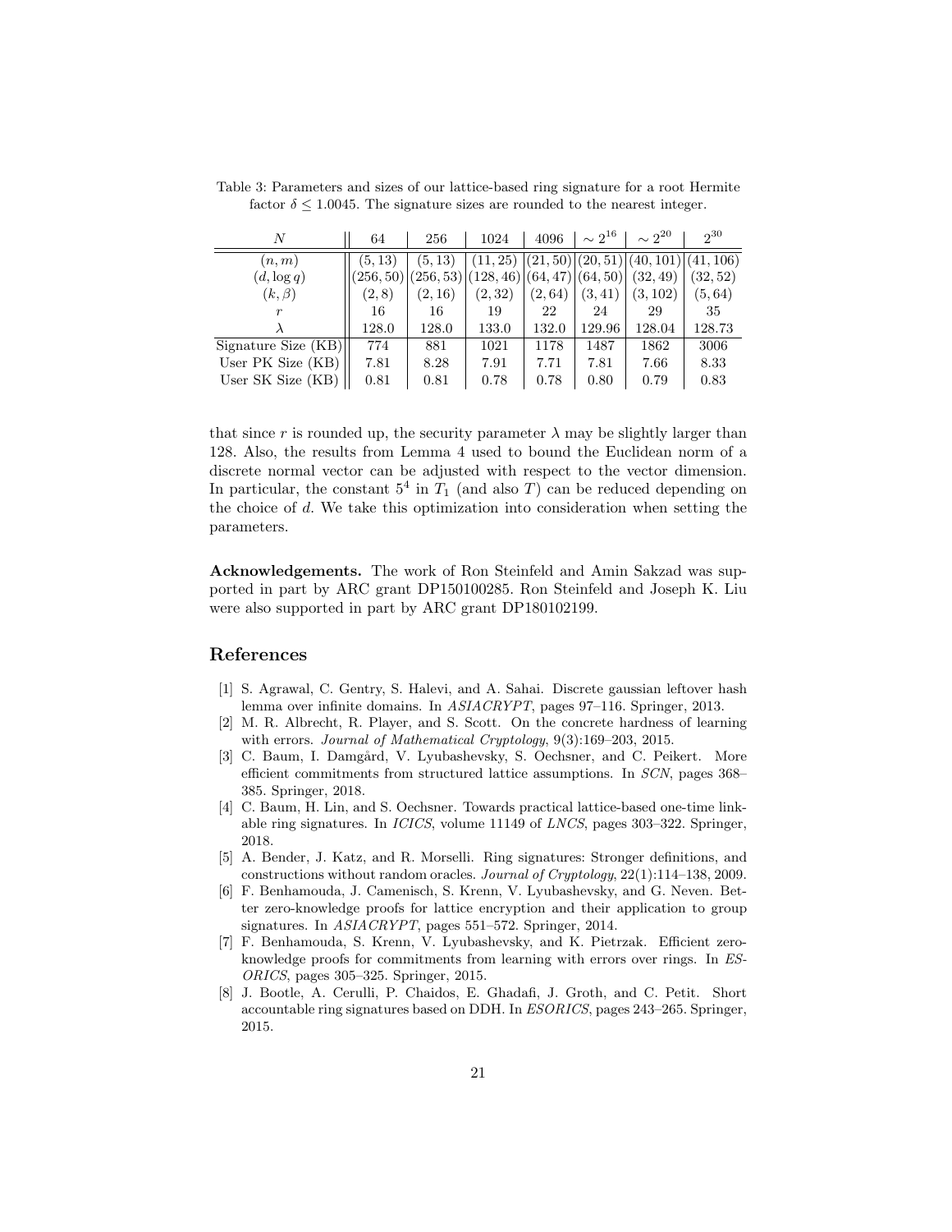Table 3: Parameters and sizes of our lattice-based ring signature for a root Hermite factor $\delta \leq 1.0045$. The signature sizes are rounded to the nearest integer.

| $N$ | 64 | 256 | 1024 | 4096 | $\sim 2^{16}$ | $\sim 2^{20}$ | $2^{30}$ |
|---|---|---|---|---|---|---|---|
| $(n, m)$ | $(5, 13)$ | $(5, 13)$ | $(11, 25)$ | $(21, 50)$ | $(20, 51)$ | $(40, 101)$ | $(41, 106)$ |
| $(d, \log q)$ | $(256, 50)$ | $(256, 53)$ | $(128, 46)$ | $(64, 47)$ | $(64, 50)$ | $(32, 49)$ | $(32, 52)$ |
| $(k, \beta)$ | $(2, 8)$ | $(2, 16)$ | $(2, 32)$ | $(2, 64)$ | $(3, 41)$ | $(3, 102)$ | $(5, 64)$ |
| $r$ | 16 | 16 | 19 | 22 | 24 | 29 | 35 |
| $\lambda$ | 128.0 | 128.0 | 133.0 | 132.0 | 129.96 | 128.04 | 128.73 |
| Signature Size (KB) | 774 | 881 | 1021 | 1178 | 1487 | 1862 | 3006 |
| User PK Size (KB) | 7.81 | 8.28 | 7.91 | 7.71 | 7.81 | 7.66 | 8.33 |
| User SK Size (KB) | 0.81 | 0.81 | 0.78 | 0.78 | 0.80 | 0.79 | 0.83 |

that since $r$ is rounded up, the security parameter $\lambda$ may be slightly larger than 128. Also, the results from Lemma 4 used to bound the Euclidean norm of a discrete normal vector can be adjusted with respect to the vector dimension. In particular, the constant $5^4$ in $T_1$ (and also $T$) can be reduced depending on the choice of $d$. We take this optimization into consideration when setting the parameters.

**Acknowledgements.** The work of Ron Steinfeld and Amin Sakzad was supported in part by ARC grant DP150100285. Ron Steinfeld and Joseph K. Liu were also supported in part by ARC grant DP180102199.

## References

[1] S. Agrawal, C. Gentry, S. Halevi, and A. Sahai. Discrete gaussian leftover hash lemma over infinite domains. In *ASIACRYPT*, pages 97–116. Springer, 2013.

[2] M. R. Albrecht, R. Player, and S. Scott. On the concrete hardness of learning with errors. *Journal of Mathematical Cryptology*, 9(3):169–203, 2015.

[3] C. Baum, I. Damgård, V. Lyubashevsky, S. Oechsner, and C. Peikert. More efficient commitments from structured lattice assumptions. In *SCN*, pages 368–385. Springer, 2018.

[4] C. Baum, H. Lin, and S. Oechsner. Towards practical lattice-based one-time linkable ring signatures. In *ICICS*, volume 11149 of *LNCS*, pages 303–322. Springer, 2018.

[5] A. Bender, J. Katz, and R. Morselli. Ring signatures: Stronger definitions, and constructions without random oracles. *Journal of Cryptology*, 22(1):114–138, 2009.

[6] F. Benhamouda, J. Camenisch, S. Krenn, V. Lyubashevsky, and G. Neven. Better zero-knowledge proofs for lattice encryption and their application to group signatures. In *ASIACRYPT*, pages 551–572. Springer, 2014.

[7] F. Benhamouda, S. Krenn, V. Lyubashevsky, and K. Pietrzak. Efficient zero-knowledge proofs for commitments from learning with errors over rings. In *ESORICS*, pages 305–325. Springer, 2015.

[8] J. Bootle, A. Cerulli, P. Chaidos, E. Ghadafi, J. Groth, and C. Petit. Short accountable ring signatures based on DDH. In *ESORICS*, pages 243–265. Springer, 2015.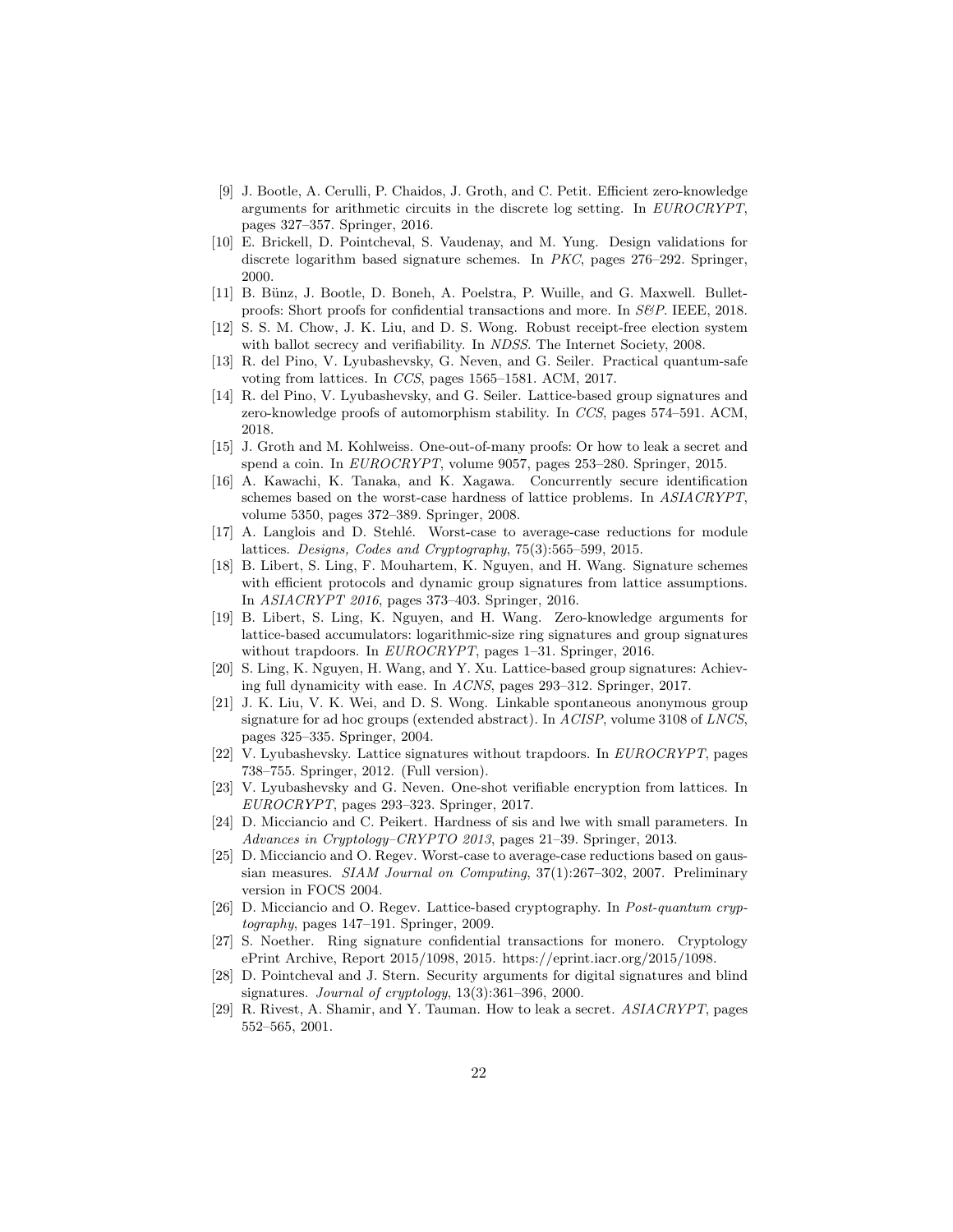[9] J. Bootle, A. Cerulli, P. Chaidos, J. Groth, and C. Petit. Efficient zero-knowledge arguments for arithmetic circuits in the discrete log setting. In *EUROCRYPT*, pages 327–357. Springer, 2016.

[10] E. Brickell, D. Pointcheval, S. Vaudenay, and M. Yung. Design validations for discrete logarithm based signature schemes. In *PKC*, pages 276–292. Springer, 2000.

[11] B. Bünz, J. Bootle, D. Boneh, A. Poelstra, P. Wuille, and G. Maxwell. Bulletproofs: Short proofs for confidential transactions and more. In *S&P*. IEEE, 2018.

[12] S. S. M. Chow, J. K. Liu, and D. S. Wong. Robust receipt-free election system with ballot secrecy and verifiability. In *NDSS*. The Internet Society, 2008.

[13] R. del Pino, V. Lyubashevsky, G. Neven, and G. Seiler. Practical quantum-safe voting from lattices. In *CCS*, pages 1565–1581. ACM, 2017.

[14] R. del Pino, V. Lyubashevsky, and G. Seiler. Lattice-based group signatures and zero-knowledge proofs of automorphism stability. In *CCS*, pages 574–591. ACM, 2018.

[15] J. Groth and M. Kohlweiss. One-out-of-many proofs: Or how to leak a secret and spend a coin. In *EUROCRYPT*, volume 9057, pages 253–280. Springer, 2015.

[16] A. Kawachi, K. Tanaka, and K. Xagawa. Concurrently secure identification schemes based on the worst-case hardness of lattice problems. In *ASIACRYPT*, volume 5350, pages 372–389. Springer, 2008.

[17] A. Langlois and D. Stehlé. Worst-case to average-case reductions for module lattices. *Designs, Codes and Cryptography*, 75(3):565–599, 2015.

[18] B. Libert, S. Ling, F. Mouhartem, K. Nguyen, and H. Wang. Signature schemes with efficient protocols and dynamic group signatures from lattice assumptions. In *ASIACRYPT 2016*, pages 373–403. Springer, 2016.

[19] B. Libert, S. Ling, K. Nguyen, and H. Wang. Zero-knowledge arguments for lattice-based accumulators: logarithmic-size ring signatures and group signatures without trapdoors. In *EUROCRYPT*, pages 1–31. Springer, 2016.

[20] S. Ling, K. Nguyen, H. Wang, and Y. Xu. Lattice-based group signatures: Achieving full dynamicity with ease. In *ACNS*, pages 293–312. Springer, 2017.

[21] J. K. Liu, V. K. Wei, and D. S. Wong. Linkable spontaneous anonymous group signature for ad hoc groups (extended abstract). In *ACISP*, volume 3108 of *LNCS*, pages 325–335. Springer, 2004.

[22] V. Lyubashevsky. Lattice signatures without trapdoors. In *EUROCRYPT*, pages 738–755. Springer, 2012. (Full version).

[23] V. Lyubashevsky and G. Neven. One-shot verifiable encryption from lattices. In *EUROCRYPT*, pages 293–323. Springer, 2017.

[24] D. Micciancio and C. Peikert. Hardness of sis and lwe with small parameters. In *Advances in Cryptology–CRYPTO 2013*, pages 21–39. Springer, 2013.

[25] D. Micciancio and O. Regev. Worst-case to average-case reductions based on gaussian measures. *SIAM Journal on Computing*, 37(1):267–302, 2007. Preliminary version in FOCS 2004.

[26] D. Micciancio and O. Regev. Lattice-based cryptography. In *Post-quantum cryptography*, pages 147–191. Springer, 2009.

[27] S. Noether. Ring signature confidential transactions for monero. Cryptology ePrint Archive, Report 2015/1098, 2015. https://eprint.iacr.org/2015/1098.

[28] D. Pointcheval and J. Stern. Security arguments for digital signatures and blind signatures. *Journal of cryptology*, 13(3):361–396, 2000.

[29] R. Rivest, A. Shamir, and Y. Tauman. How to leak a secret. *ASIACRYPT*, pages 552–565, 2001.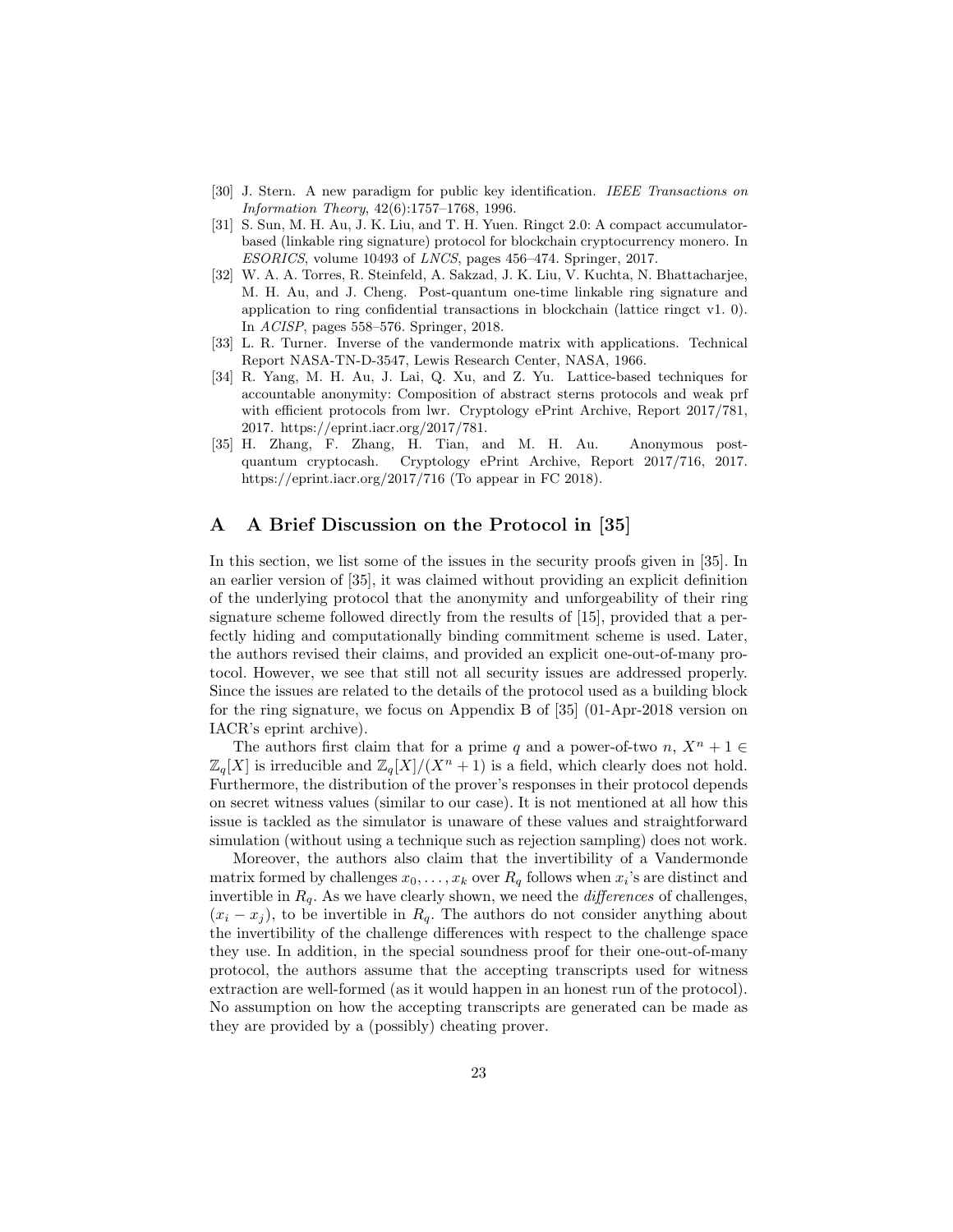[30] J. Stern. A new paradigm for public key identification. *IEEE Transactions on Information Theory*, 42(6):1757–1768, 1996.

[31] S. Sun, M. H. Au, J. K. Liu, and T. H. Yuen. Ringct 2.0: A compact accumulator-based (linkable ring signature) protocol for blockchain cryptocurrency monero. In *ESORICS*, volume 10493 of *LNCS*, pages 456–474. Springer, 2017.

[32] W. A. A. Torres, R. Steinfeld, A. Sakzad, J. K. Liu, V. Kuchta, N. Bhattacharjee, M. H. Au, and J. Cheng. Post-quantum one-time linkable ring signature and application to ring confidential transactions in blockchain (lattice ringct v1. 0). In *ACISP*, pages 558–576. Springer, 2018.

[33] L. R. Turner. Inverse of the vandermonde matrix with applications. Technical Report NASA-TN-D-3547, Lewis Research Center, NASA, 1966.

[34] R. Yang, M. H. Au, J. Lai, Q. Xu, and Z. Yu. Lattice-based techniques for accountable anonymity: Composition of abstract sterns protocols and weak prf with efficient protocols from lwr. Cryptology ePrint Archive, Report 2017/781, 2017. https://eprint.iacr.org/2017/781.

[35] H. Zhang, F. Zhang, H. Tian, and M. H. Au. Anonymous post-quantum cryptocash. Cryptology ePrint Archive, Report 2017/716, 2017. https://eprint.iacr.org/2017/716 (To appear in FC 2018).

# A A Brief Discussion on the Protocol in [35]

In this section, we list some of the issues in the security proofs given in [35]. In an earlier version of [35], it was claimed without providing an explicit definition of the underlying protocol that the anonymity and unforgeability of their ring signature scheme followed directly from the results of [15], provided that a perfectly hiding and computationally binding commitment scheme is used. Later, the authors revised their claims, and provided an explicit one-out-of-many protocol. However, we see that still not all security issues are addressed properly. Since the issues are related to the details of the protocol used as a building block for the ring signature, we focus on Appendix B of [35] (01-Apr-2018 version on IACR's eprint archive).

The authors first claim that for a prime $q$ and a power-of-two $n$, $X^n + 1 \in \mathbb{Z}_q[X]$ is irreducible and $\mathbb{Z}_q[X]/(X^n + 1)$ is a field, which clearly does not hold. Furthermore, the distribution of the prover's responses in their protocol depends on secret witness values (similar to our case). It is not mentioned at all how this issue is tackled as the simulator is unaware of these values and straightforward simulation (without using a technique such as rejection sampling) does not work.

Moreover, the authors also claim that the invertibility of a Vandermonde matrix formed by challenges $x_0, \ldots, x_k$ over $R_q$ follows when $x_i$'s are distinct and invertible in $R_q$. As we have clearly shown, we need the *differences* of challenges, $(x_i - x_j)$, to be invertible in $R_q$. The authors do not consider anything about the invertibility of the challenge differences with respect to the challenge space they use. In addition, in the special soundness proof for their one-out-of-many protocol, the authors assume that the accepting transcripts used for witness extraction are well-formed (as it would happen in an honest run of the protocol). No assumption on how the accepting transcripts are generated can be made as they are provided by a (possibly) cheating prover.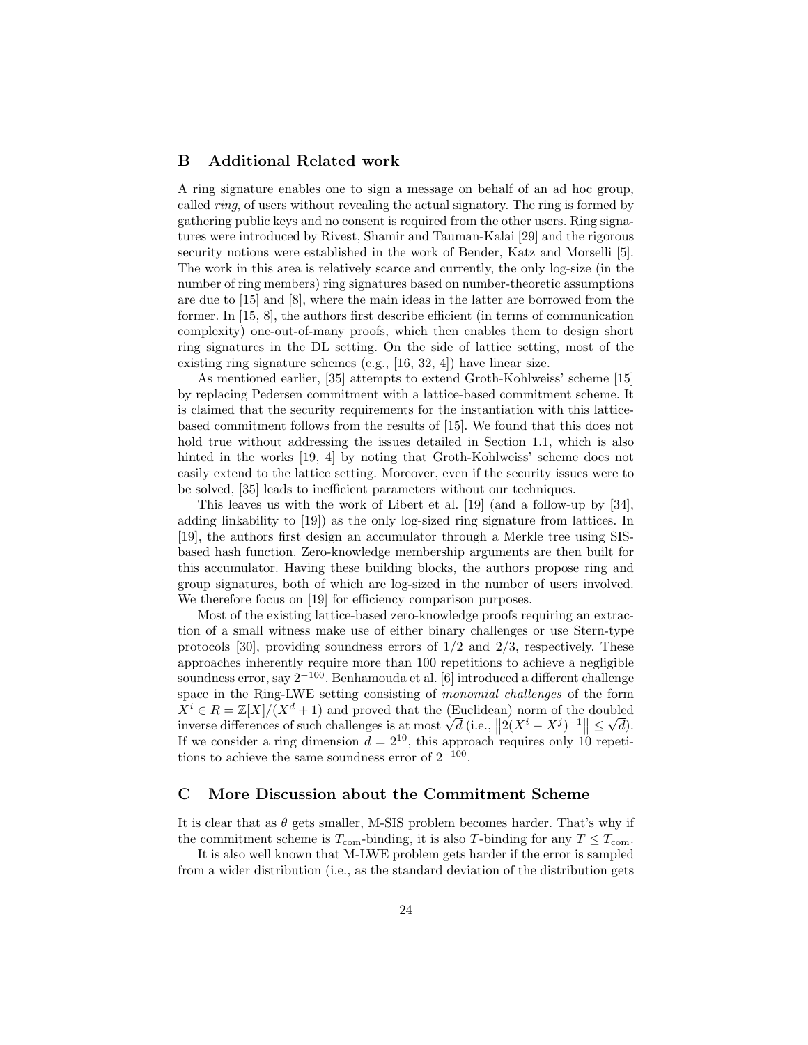## B Additional Related work

A ring signature enables one to sign a message on behalf of an ad hoc group, called *ring*, of users without revealing the actual signatory. The ring is formed by gathering public keys and no consent is required from the other users. Ring signatures were introduced by Rivest, Shamir and Tauman-Kalai [29] and the rigorous security notions were established in the work of Bender, Katz and Morselli [5]. The work in this area is relatively scarce and currently, the only log-size (in the number of ring members) ring signatures based on number-theoretic assumptions are due to [15] and [8], where the main ideas in the latter are borrowed from the former. In [15, 8], the authors first describe efficient (in terms of communication complexity) one-out-of-many proofs, which then enables them to design short ring signatures in the DL setting. On the side of lattice setting, most of the existing ring signature schemes (e.g., [16, 32, 4]) have linear size.

As mentioned earlier, [35] attempts to extend Groth-Kohlweiss' scheme [15] by replacing Pedersen commitment with a lattice-based commitment scheme. It is claimed that the security requirements for the instantiation with this lattice-based commitment follows from the results of [15]. We found that this does not hold true without addressing the issues detailed in Section 1.1, which is also hinted in the works [19, 4] by noting that Groth-Kohlweiss' scheme does not easily extend to the lattice setting. Moreover, even if the security issues were to be solved, [35] leads to inefficient parameters without our techniques.

This leaves us with the work of Libert et al. [19] (and a follow-up by [34], adding linkability to [19]) as the only log-sized ring signature from lattices. In [19], the authors first design an accumulator through a Merkle tree using SIS-based hash function. Zero-knowledge membership arguments are then built for this accumulator. Having these building blocks, the authors propose ring and group signatures, both of which are log-sized in the number of users involved. We therefore focus on [19] for efficiency comparison purposes.

Most of the existing lattice-based zero-knowledge proofs requiring an extraction of a small witness make use of either binary challenges or use Stern-type protocols [30], providing soundness errors of 1/2 and 2/3, respectively. These approaches inherently require more than 100 repetitions to achieve a negligible soundness error, say $2^{-100}$. Benhamouda et al. [6] introduced a different challenge space in the Ring-LWE setting consisting of *monomial challenges* of the form $X^i \in R = \mathbb{Z}[X]/(X^d + 1)$ and proved that the (Euclidean) norm of the doubled inverse differences of such challenges is at most $\sqrt{d}$ (i.e., $\left\|2(X^i - X^j)^{-1}\right\| \leq \sqrt{d}$). If we consider a ring dimension $d = 2^{10}$, this approach requires only 10 repetitions to achieve the same soundness error of $2^{-100}$.

## C More Discussion about the Commitment Scheme

It is clear that as $\theta$ gets smaller, M-SIS problem becomes harder. That's why if the commitment scheme is $T_{\text{com}}$-binding, it is also $T$-binding for any $T \leq T_{\text{com}}$.

It is also well known that M-LWE problem gets harder if the error is sampled from a wider distribution (i.e., as the standard deviation of the distribution gets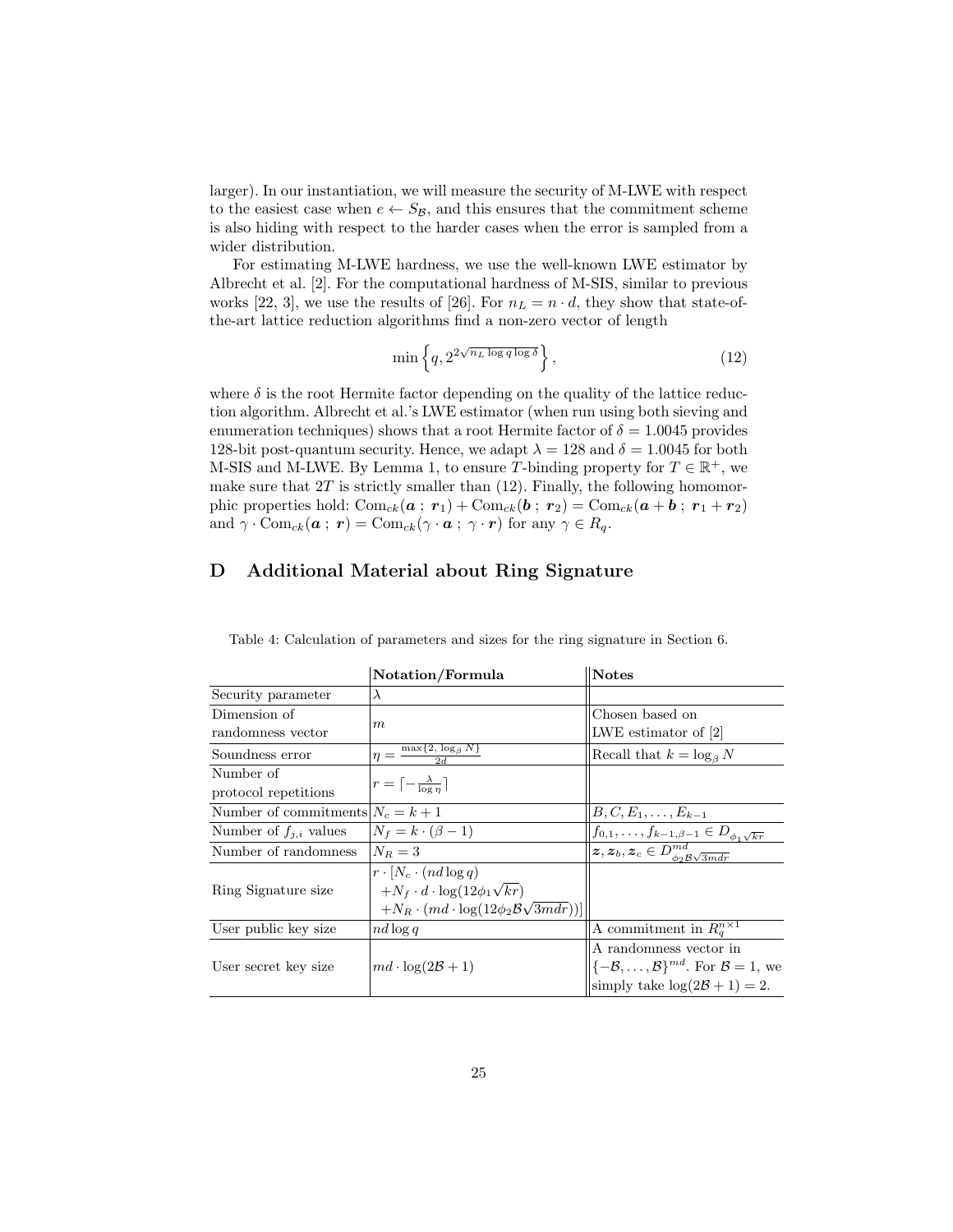larger). In our instantiation, we will measure the security of M-LWE with respect to the easiest case when $e \leftarrow S_{\mathcal{B}}$, and this ensures that the commitment scheme is also hiding with respect to the harder cases when the error is sampled from a wider distribution.

For estimating M-LWE hardness, we use the well-known LWE estimator by Albrecht et al. [2]. For the computational hardness of M-SIS, similar to previous works [22, 3], we use the results of [26]. For $n_L = n \cdot d$, they show that state-of-the-art lattice reduction algorithms find a non-zero vector of length

$$\min\left\{q, 2^{2\sqrt{n_L \log q \log \delta}}\right\}, \tag{12}$$

where $\delta$ is the root Hermite factor depending on the quality of the lattice reduction algorithm. Albrecht et al.'s LWE estimator (when run using both sieving and enumeration techniques) shows that a root Hermite factor of $\delta = 1.0045$ provides 128-bit post-quantum security. Hence, we adapt $\lambda = 128$ and $\delta = 1.0045$ for both M-SIS and M-LWE. By Lemma 1, to ensure $T$-binding property for $T \in \mathbb{R}^+$, we make sure that $2T$ is strictly smaller than (12). Finally, the following homomorphic properties hold: $\mathrm{Com}_{ck}(\boldsymbol{a}\ ;\ \boldsymbol{r}_1) + \mathrm{Com}_{ck}(\boldsymbol{b}\ ;\ \boldsymbol{r}_2) = \mathrm{Com}_{ck}(\boldsymbol{a} + \boldsymbol{b}\ ;\ \boldsymbol{r}_1 + \boldsymbol{r}_2)$ and $\gamma \cdot \mathrm{Com}_{ck}(\boldsymbol{a}\ ;\ \boldsymbol{r}) = \mathrm{Com}_{ck}(\gamma \cdot \boldsymbol{a}\ ;\ \gamma \cdot \boldsymbol{r})$ for any $\gamma \in R_q$.

# D Additional Material about Ring Signature

Table 4: Calculation of parameters and sizes for the ring signature in Section 6.

| | **Notation/Formula** | **Notes** |
|---|---|---|
| Security parameter | $\lambda$ | |
| Dimension of randomness vector | $m$ | Chosen based on LWE estimator of [2] |
| Soundness error | $\eta = \frac{\max\{2, \log_\beta N\}}{2d}$ | Recall that $k = \log_\beta N$ |
| Number of protocol repetitions | $r = \lceil -\frac{\lambda}{\log \eta} \rceil$ | |
| Number of commitments | $N_c = k + 1$ | $B, C, E_1, \ldots, E_{k-1}$ |
| Number of $f_{j,i}$ values | $N_f = k \cdot (\beta - 1)$ | $f_{0,1}, \ldots, f_{k-1,\beta-1} \in D_{\phi_1 \sqrt{kr}}$ |
| Number of randomness | $N_R = 3$ | $\boldsymbol{z}, \boldsymbol{z}_b, \boldsymbol{z}_c \in D^{md}_{\phi_2 \mathcal{B} \sqrt{3mdr}}$ |
| Ring Signature size | $r \cdot [N_c \cdot (nd \log q)$ $+ N_f \cdot d \cdot \log(12\phi_1\sqrt{kr})$ $+ N_R \cdot (md \cdot \log(12\phi_2\mathcal{B}\sqrt{3mdr}))]$ | |
| User public key size | $nd \log q$ | A commitment in $R_q^{n \times 1}$ |
| User secret key size | $md \cdot \log(2\mathcal{B} + 1)$ | A randomness vector in $\{-\mathcal{B}, \ldots, \mathcal{B}\}^{md}$. For $\mathcal{B} = 1$, we simply take $\log(2\mathcal{B} + 1) = 2$. |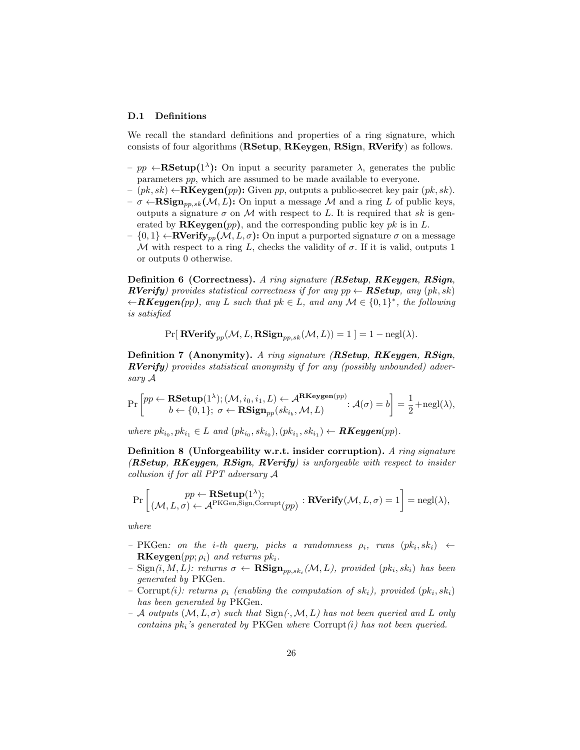### D.1 Definitions

We recall the standard definitions and properties of a ring signature, which consists of four algorithms (**RSetup**, **RKeygen**, **RSign**, **RVerify**) as follows.

- $pp \leftarrow$**RSetup**$(1^\lambda)$**:** On input a security parameter $\lambda$, generates the public parameters $pp$, which are assumed to be made available to everyone.
- $(pk, sk) \leftarrow$**RKeygen**$(pp)$**:** Given $pp$, outputs a public-secret key pair $(pk, sk)$.
- $\sigma \leftarrow$**RSign**$_{pp,sk}(\mathcal{M}, L)$**:** On input a message $\mathcal{M}$ and a ring $L$ of public keys, outputs a signature $\sigma$ on $\mathcal{M}$ with respect to $L$. It is required that $sk$ is generated by **RKeygen**$(pp)$, and the corresponding public key $pk$ is in $L$.
- $\{0, 1\} \leftarrow$**RVerify**$_{pp}(\mathcal{M}, L, \sigma)$**:** On input a purported signature $\sigma$ on a message $\mathcal{M}$ with respect to a ring $L$, checks the validity of $\sigma$. If it is valid, outputs 1 or outputs 0 otherwise.

**Definition 6 (Correctness).** *A ring signature (**RSetup**, **RKeygen**, **RSign**, **RVerify**) provides statistical correctness if for any $pp \leftarrow$ **RSetup**, any $(pk, sk)$ $\leftarrow$**RKeygen**$(pp)$, any $L$ such that $pk \in L$, and any $\mathcal{M} \in \{0, 1\}^*$, the following is satisfied*

$$\Pr[\ \mathbf{RVerify}_{pp}(\mathcal{M}, L, \mathbf{RSign}_{pp,sk}(\mathcal{M}, L)) = 1\ ] = 1 - \mathrm{negl}(\lambda).$$

**Definition 7 (Anonymity).** *A ring signature (**RSetup**, **RKeygen**, **RSign**, **RVerify**) provides statistical anonymity if for any (possibly unbounded) adversary $\mathcal{A}$*

$$\Pr\left[\begin{matrix} pp \leftarrow \mathbf{RSetup}(1^\lambda); (\mathcal{M}, i_0, i_1, L) \leftarrow \mathcal{A}^{\mathbf{RKeygen}(pp)} \\ b \leftarrow \{0, 1\};\ \sigma \leftarrow \mathbf{RSign}_{pp}(sk_{i_b}, \mathcal{M}, L) \end{matrix} : \mathcal{A}(\sigma) = b\right] = \frac{1}{2} + \mathrm{negl}(\lambda),$$

*where $pk_{i_0}, pk_{i_1} \in L$ and $(pk_{i_0}, sk_{i_0}), (pk_{i_1}, sk_{i_1}) \leftarrow$ **RKeygen**$(pp)$.*

**Definition 8 (Unforgeability w.r.t. insider corruption).** *A ring signature (**RSetup**, **RKeygen**, **RSign**, **RVerify**) is unforgeable with respect to insider collusion if for all PPT adversary $\mathcal{A}$*

$$\Pr\left[\begin{matrix} pp \leftarrow \mathbf{RSetup}(1^\lambda); \\ (\mathcal{M}, L, \sigma) \leftarrow \mathcal{A}^{\mathrm{PKGen,Sign,Corrupt}}(pp) \end{matrix} : \mathbf{RVerify}(\mathcal{M}, L, \sigma) = 1\right] = \mathrm{negl}(\lambda),$$

*where*

- PKGen*: on the $i$-th query, picks a randomness $\rho_i$, runs $(pk_i, sk_i) \leftarrow$ **RKeygen**$(pp; \rho_i)$ and returns $pk_i$.*
- Sign*$(i, M, L)$: returns $\sigma \leftarrow$ **RSign**$_{pp,sk_i}(\mathcal{M}, L)$, provided $(pk_i, sk_i)$ has been generated by* PKGen*.*
- Corrupt*$(i)$: returns $\rho_i$ (enabling the computation of $sk_i$), provided $(pk_i, sk_i)$ has been generated by* PKGen*.*
- *$\mathcal{A}$ outputs $(\mathcal{M}, L, \sigma)$ such that* Sign*$(\cdot, \mathcal{M}, L)$ has not been queried and $L$ only contains $pk_i$'s generated by* PKGen *where* Corrupt*$(i)$ has not been queried.*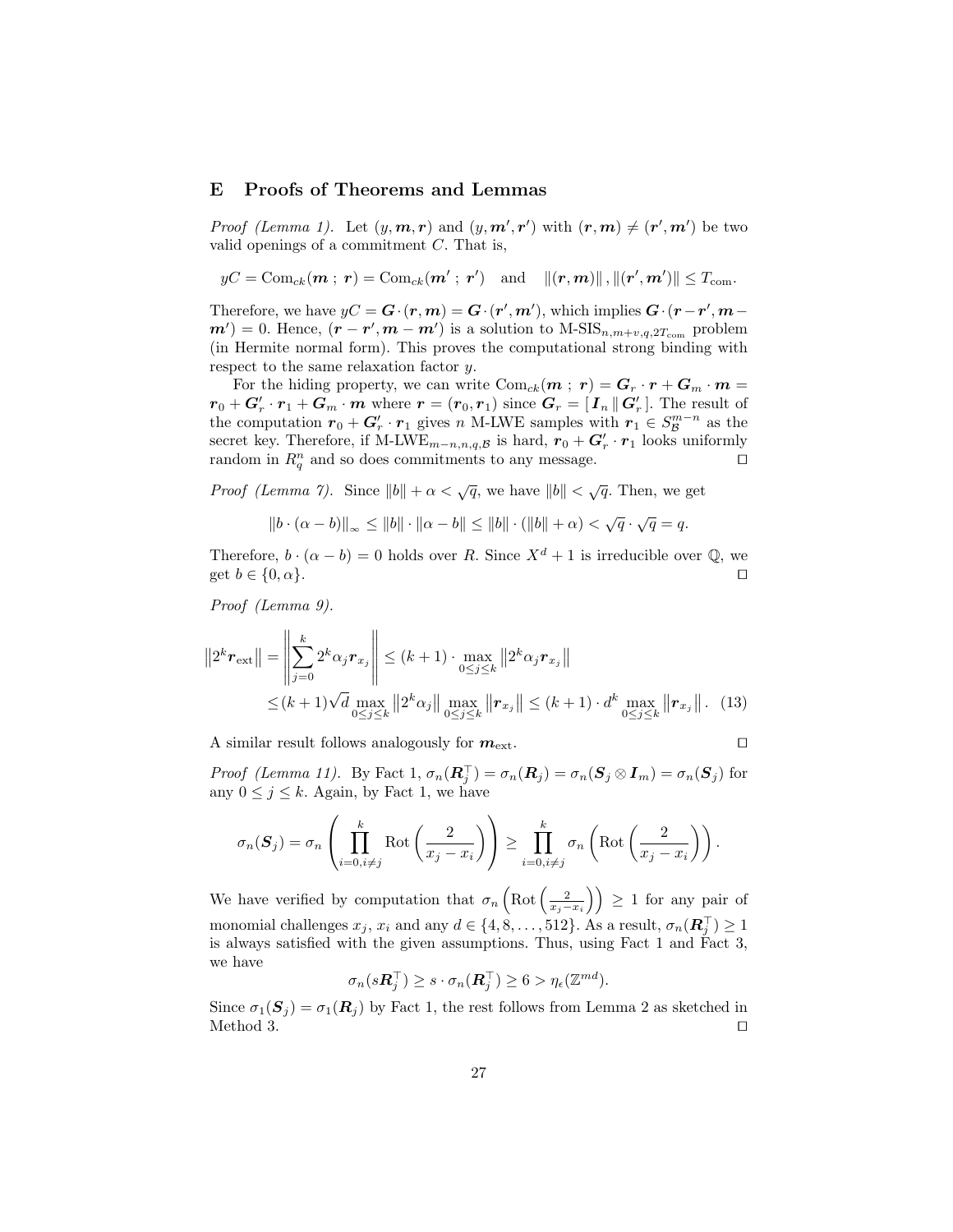## E Proofs of Theorems and Lemmas

*Proof (Lemma 1).* Let $(y, \boldsymbol{m}, \boldsymbol{r})$ and $(y, \boldsymbol{m}', \boldsymbol{r}')$ with $(\boldsymbol{r}, \boldsymbol{m}) \neq (\boldsymbol{r}', \boldsymbol{m}')$ be two valid openings of a commitment $C$. That is,

$$yC = \mathrm{Com}_{ck}(\boldsymbol{m}\ ;\ \boldsymbol{r}) = \mathrm{Com}_{ck}(\boldsymbol{m}'\ ;\ \boldsymbol{r}') \quad \text{and} \quad \|(\boldsymbol{r}, \boldsymbol{m})\|, \|(\boldsymbol{r}', \boldsymbol{m}')\| \leq T_{\mathrm{com}}.$$

Therefore, we have $yC = \boldsymbol{G} \cdot (\boldsymbol{r}, \boldsymbol{m}) = \boldsymbol{G} \cdot (\boldsymbol{r}', \boldsymbol{m}')$, which implies $\boldsymbol{G} \cdot (\boldsymbol{r} - \boldsymbol{r}', \boldsymbol{m} - \boldsymbol{m}') = 0$. Hence, $(\boldsymbol{r} - \boldsymbol{r}', \boldsymbol{m} - \boldsymbol{m}')$ is a solution to M-SIS$_{n,m+v,q,2T_{\mathrm{com}}}$ problem (in Hermite normal form). This proves the computational strong binding with respect to the same relaxation factor $y$.

For the hiding property, we can write $\mathrm{Com}_{ck}(\boldsymbol{m}\ ;\ \boldsymbol{r}) = \boldsymbol{G}_r \cdot \boldsymbol{r} + \boldsymbol{G}_m \cdot \boldsymbol{m} = \boldsymbol{r}_0 + \boldsymbol{G}_r' \cdot \boldsymbol{r}_1 + \boldsymbol{G}_m \cdot \boldsymbol{m}$ where $\boldsymbol{r} = (\boldsymbol{r}_0, \boldsymbol{r}_1)$ since $\boldsymbol{G}_r = [\,\boldsymbol{I}_n \,\|\, \boldsymbol{G}_r'\,]$. The result of the computation $\boldsymbol{r}_0 + \boldsymbol{G}_r' \cdot \boldsymbol{r}_1$ gives $n$ M-LWE samples with $\boldsymbol{r}_1 \in S_{\mathcal{B}}^{m-n}$ as the secret key. Therefore, if M-LWE$_{m-n,n,q,\mathcal{B}}$ is hard, $\boldsymbol{r}_0 + \boldsymbol{G}_r' \cdot \boldsymbol{r}_1$ looks uniformly random in $R_q^n$ and so does commitments to any message. $\square$

*Proof (Lemma 7).* Since $\|b\| + \alpha < \sqrt{q}$, we have $\|b\| < \sqrt{q}$. Then, we get

$$\|b \cdot (\alpha - b)\|_\infty \leq \|b\| \cdot \|\alpha - b\| \leq \|b\| \cdot (\|b\| + \alpha) < \sqrt{q} \cdot \sqrt{q} = q.$$

Therefore, $b \cdot (\alpha - b) = 0$ holds over $R$. Since $X^d + 1$ is irreducible over $\mathbb{Q}$, we get $b \in \{0, \alpha\}$. $\square$

*Proof (Lemma 9).*

$$\begin{aligned}
\left\|2^k \boldsymbol{r}_{\mathrm{ext}}\right\| = \left\| \sum_{j=0}^{k} 2^k \alpha_j \boldsymbol{r}_{x_j} \right\| &\leq (k+1) \cdot \max_{0 \leq j \leq k} \left\|2^k \alpha_j \boldsymbol{r}_{x_j}\right\| \\
&\leq (k+1)\sqrt{d} \max_{0 \leq j \leq k} \left\|2^k \alpha_j\right\| \max_{0 \leq j \leq k} \left\|\boldsymbol{r}_{x_j}\right\| \leq (k+1) \cdot d^k \max_{0 \leq j \leq k} \left\|\boldsymbol{r}_{x_j}\right\|. \quad (13)
\end{aligned}$$

A similar result follows analogously for $\boldsymbol{m}_{\mathrm{ext}}$. $\square$

*Proof (Lemma 11).* By Fact 1, $\sigma_n(\boldsymbol{R}_j^\top) = \sigma_n(\boldsymbol{R}_j) = \sigma_n(\boldsymbol{S}_j \otimes \boldsymbol{I}_m) = \sigma_n(\boldsymbol{S}_j)$ for any $0 \leq j \leq k$. Again, by Fact 1, we have

$$\sigma_n(\boldsymbol{S}_j) = \sigma_n\left( \prod_{i=0, i \neq j}^{k} \mathrm{Rot}\left(\frac{2}{x_j - x_i}\right) \right) \geq \prod_{i=0, i \neq j}^{k} \sigma_n\left( \mathrm{Rot}\left(\frac{2}{x_j - x_i}\right) \right).$$

We have verified by computation that $\sigma_n\left(\mathrm{Rot}\left(\frac{2}{x_j - x_i}\right)\right) \geq 1$ for any pair of monomial challenges $x_j$, $x_i$ and any $d \in \{4, 8, \ldots, 512\}$. As a result, $\sigma_n(\boldsymbol{R}_j^\top) \geq 1$ is always satisfied with the given assumptions. Thus, using Fact 1 and Fact 3, we have

$$\sigma_n(s\boldsymbol{R}_j^\top) \geq s \cdot \sigma_n(\boldsymbol{R}_j^\top) \geq 6 > \eta_\epsilon(\mathbb{Z}^{md}).$$

Since $\sigma_1(\boldsymbol{S}_j) = \sigma_1(\boldsymbol{R}_j)$ by Fact 1, the rest follows from Lemma 2 as sketched in Method 3. $\square$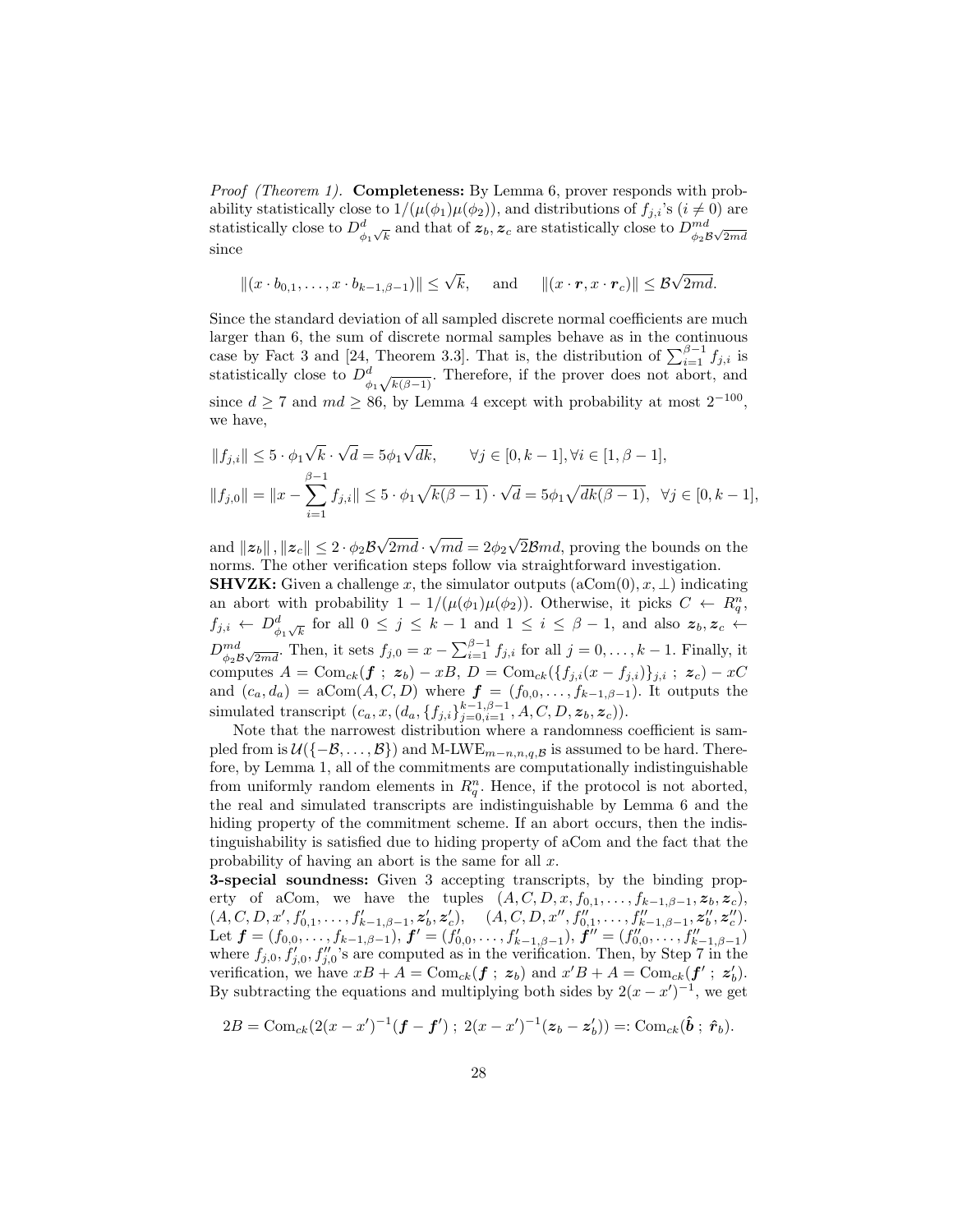*Proof (Theorem 1).* **Completeness:** By Lemma 6, prover responds with probability statistically close to $1/(\mu(\phi_1)\mu(\phi_2))$, and distributions of $f_{j,i}$'s ($i \neq 0$) are statistically close to $D^d_{\phi_1\sqrt{k}}$ and that of $\boldsymbol{z}_b, \boldsymbol{z}_c$ are statistically close to $D^{md}_{\phi_2 \mathcal{B}\sqrt{2md}}$ since

$$\|(x \cdot b_{0,1}, \dots, x \cdot b_{k-1,\beta-1})\| \leq \sqrt{k}, \quad \text{ and } \quad \|(x \cdot \boldsymbol{r}, x \cdot \boldsymbol{r}_c)\| \leq \mathcal{B}\sqrt{2md}.$$

Since the standard deviation of all sampled discrete normal coefficients are much larger than 6, the sum of discrete normal samples behave as in the continuous case by Fact 3 and [24, Theorem 3.3]. That is, the distribution of $\sum_{i=1}^{\beta-1} f_{j,i}$ is statistically close to $D^d_{\phi_1\sqrt{k(\beta-1)}}$. Therefore, if the prover does not abort, and since $d \geq 7$ and $md \geq 86$, by Lemma 4 except with probability at most $2^{-100}$, we have,

$$\|f_{j,i}\| \leq 5 \cdot \phi_1\sqrt{k} \cdot \sqrt{d} = 5\phi_1\sqrt{dk}, \qquad \forall j \in [0, k-1], \forall i \in [1, \beta-1],$$

$$\|f_{j,0}\| = \|x - \sum_{i=1}^{\beta-1} f_{j,i}\| \leq 5 \cdot \phi_1\sqrt{k(\beta-1)} \cdot \sqrt{d} = 5\phi_1\sqrt{dk(\beta-1)}, \quad \forall j \in [0, k-1],$$

and $\|\boldsymbol{z}_b\|, \|\boldsymbol{z}_c\| \leq 2 \cdot \phi_2\mathcal{B}\sqrt{2md} \cdot \sqrt{md} = 2\phi_2\sqrt{2}\mathcal{B}md$, proving the bounds on the norms. The other verification steps follow via straightforward investigation.

**SHVZK:** Given a challenge $x$, the simulator outputs $(\text{aCom}(0), x, \perp)$ indicating an abort with probability $1 - 1/(\mu(\phi_1)\mu(\phi_2))$. Otherwise, it picks $C \leftarrow R_q^n$, $f_{j,i} \leftarrow D^d_{\phi_1\sqrt{k}}$ for all $0 \leq j \leq k-1$ and $1 \leq i \leq \beta-1$, and also $\boldsymbol{z}_b, \boldsymbol{z}_c \leftarrow D^{md}_{\phi_2\mathcal{B}\sqrt{2md}}$. Then, it sets $f_{j,0} = x - \sum_{i=1}^{\beta-1} f_{j,i}$ for all $j = 0, \dots, k-1$. Finally, it computes $A = \text{Com}_{ck}(\boldsymbol{f}\ ;\ \boldsymbol{z}_b) - xB$, $D = \text{Com}_{ck}(\{f_{j,i}(x - f_{j,i})\}_{j,i}\ ;\ \boldsymbol{z}_c) - xC$ and $(c_a, d_a) = \text{aCom}(A, C, D)$ where $\boldsymbol{f} = (f_{0,0}, \dots, f_{k-1,\beta-1})$. It outputs the simulated transcript $(c_a, x, (d_a, \{f_{j,i}\}_{j=0,i=1}^{k-1,\beta-1}, A, C, D, \boldsymbol{z}_b, \boldsymbol{z}_c))$.

Note that the narrowest distribution where a randomness coefficient is sampled from is $\mathcal{U}(\{-\mathcal{B}, \dots, \mathcal{B}\})$ and M-LWE$_{m-n,n,q,\mathcal{B}}$ is assumed to be hard. Therefore, by Lemma 1, all of the commitments are computationally indistinguishable from uniformly random elements in $R_q^n$. Hence, if the protocol is not aborted, the real and simulated transcripts are indistinguishable by Lemma 6 and the hiding property of the commitment scheme. If an abort occurs, then the indistinguishability is satisfied due to hiding property of aCom and the fact that the probability of having an abort is the same for all $x$.

**3-special soundness:** Given 3 accepting transcripts, by the binding property of aCom, we have the tuples $(A, C, D, x, f_{0,1}, \dots, f_{k-1,\beta-1}, \boldsymbol{z}_b, \boldsymbol{z}_c)$, $(A, C, D, x', f'_{0,1}, \dots, f'_{k-1,\beta-1}, \boldsymbol{z}'_b, \boldsymbol{z}'_c)$, $(A, C, D, x'', f''_{0,1}, \dots, f''_{k-1,\beta-1}, \boldsymbol{z}''_b, \boldsymbol{z}''_c)$. Let $\boldsymbol{f} = (f_{0,0}, \dots, f_{k-1,\beta-1})$, $\boldsymbol{f}' = (f'_{0,0}, \dots, f'_{k-1,\beta-1})$, $\boldsymbol{f}'' = (f''_{0,0}, \dots, f''_{k-1,\beta-1})$ where $f_{j,0}, f'_{j,0}, f''_{j,0}$'s are computed as in the verification. Then, by Step 7 in the verification, we have $xB + A = \text{Com}_{ck}(\boldsymbol{f}\ ;\ \boldsymbol{z}_b)$ and $x'B + A = \text{Com}_{ck}(\boldsymbol{f}'\ ;\ \boldsymbol{z}'_b)$. By subtracting the equations and multiplying both sides by $2(x - x')^{-1}$, we get

$$2B = \text{Com}_{ck}(2(x-x')^{-1}(\boldsymbol{f} - \boldsymbol{f}')\ ;\ 2(x-x')^{-1}(\boldsymbol{z}_b - \boldsymbol{z}'_b)) =: \text{Com}_{ck}(\hat{\boldsymbol{b}}\ ;\ \hat{\boldsymbol{r}}_b).$$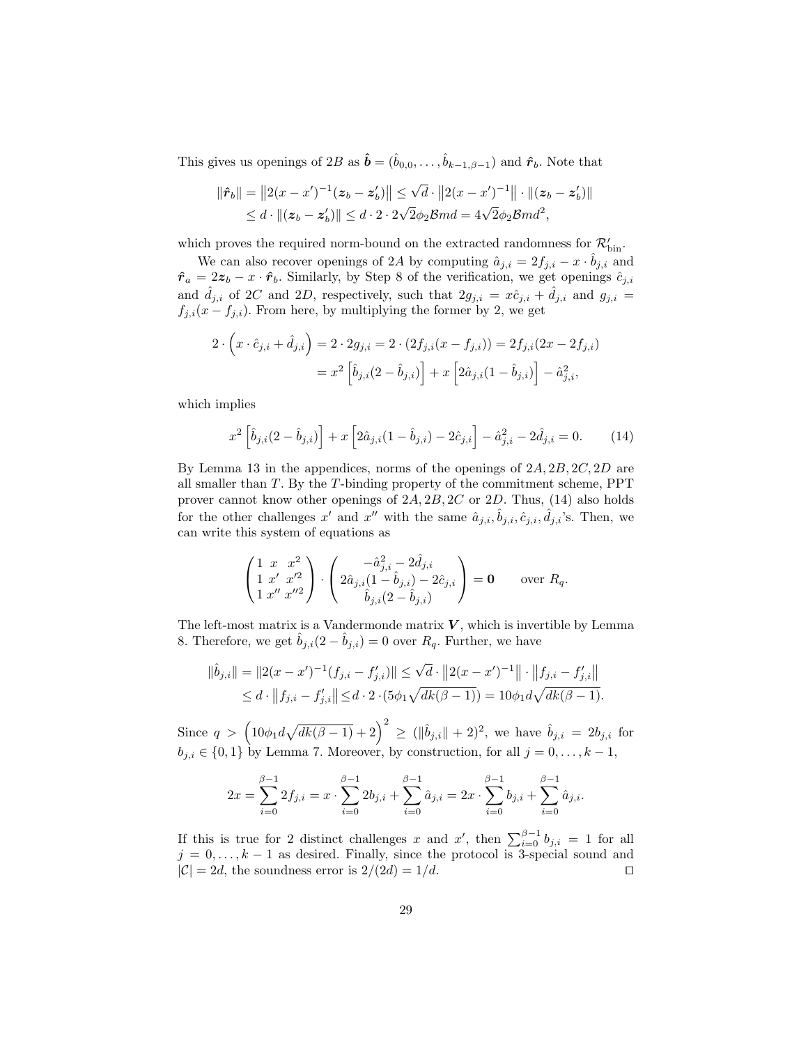This gives us openings of $2B$ as $\hat{\boldsymbol{b}} = (\hat{b}_{0,0}, \ldots, \hat{b}_{k-1,\beta-1})$ and $\hat{\boldsymbol{r}}_b$. Note that

$$\|\hat{\boldsymbol{r}}_b\| = \left\|2(x-x')^{-1}(\boldsymbol{z}_b - \boldsymbol{z}'_b)\right\| \leq \sqrt{d} \cdot \left\|2(x-x')^{-1}\right\| \cdot \|(\boldsymbol{z}_b - \boldsymbol{z}'_b)\|$$
$$\leq d \cdot \|(\boldsymbol{z}_b - \boldsymbol{z}'_b)\| \leq d \cdot 2 \cdot 2\sqrt{2}\phi_2 \mathcal{B} md = 4\sqrt{2}\phi_2 \mathcal{B} md^2,$$

which proves the required norm-bound on the extracted randomness for $\mathcal{R}'_{\text{bin}}$.

We can also recover openings of $2A$ by computing $\hat{a}_{j,i} = 2f_{j,i} - x \cdot \hat{b}_{j,i}$ and $\hat{\boldsymbol{r}}_a = 2\boldsymbol{z}_b - x \cdot \hat{\boldsymbol{r}}_b$. Similarly, by Step 8 of the verification, we get openings $\hat{c}_{j,i}$ and $\hat{d}_{j,i}$ of $2C$ and $2D$, respectively, such that $2g_{j,i} = x\hat{c}_{j,i} + \hat{d}_{j,i}$ and $g_{j,i} = f_{j,i}(x - f_{j,i})$. From here, by multiplying the former by 2, we get

$$2 \cdot \left(x \cdot \hat{c}_{j,i} + \hat{d}_{j,i}\right) = 2 \cdot 2g_{j,i} = 2 \cdot (2f_{j,i}(x - f_{j,i})) = 2f_{j,i}(2x - 2f_{j,i})$$
$$= x^2 \left[\hat{b}_{j,i}(2 - \hat{b}_{j,i})\right] + x\left[2\hat{a}_{j,i}(1 - \hat{b}_{j,i})\right] - \hat{a}^2_{j,i},$$

which implies

$$x^2 \left[\hat{b}_{j,i}(2 - \hat{b}_{j,i})\right] + x\left[2\hat{a}_{j,i}(1 - \hat{b}_{j,i}) - 2\hat{c}_{j,i}\right] - \hat{a}^2_{j,i} - 2\hat{d}_{j,i} = 0. \tag{14}$$

By Lemma 13 in the appendices, norms of the openings of $2A, 2B, 2C, 2D$ are all smaller than $T$. By the $T$-binding property of the commitment scheme, PPT prover cannot know other openings of $2A, 2B, 2C$ or $2D$. Thus, (14) also holds for the other challenges $x'$ and $x''$ with the same $\hat{a}_{j,i}, \hat{b}_{j,i}, \hat{c}_{j,i}, \hat{d}_{j,i}$'s. Then, we can write this system of equations as

$$\begin{pmatrix} 1 & x & x^2 \\ 1 & x' & x'^2 \\ 1 & x'' & x''^2 \end{pmatrix} \cdot \begin{pmatrix} -\hat{a}^2_{j,i} - 2\hat{d}_{j,i} \\ 2\hat{a}_{j,i}(1 - \hat{b}_{j,i}) - 2\hat{c}_{j,i} \\ \hat{b}_{j,i}(2 - \hat{b}_{j,i}) \end{pmatrix} = \boldsymbol{0} \qquad \text{over } R_q.$$

The left-most matrix is a Vandermonde matrix $\boldsymbol{V}$, which is invertible by Lemma 8. Therefore, we get $\hat{b}_{j,i}(2 - \hat{b}_{j,i}) = 0$ over $R_q$. Further, we have

$$\|\hat{b}_{j,i}\| = \|2(x-x')^{-1}(f_{j,i} - f'_{j,i})\| \leq \sqrt{d} \cdot \left\|2(x-x')^{-1}\right\| \cdot \left\|f_{j,i} - f'_{j,i}\right\|$$
$$\leq d \cdot \left\|f_{j,i} - f'_{j,i}\right\| \leq d \cdot 2 \cdot (5\phi_1 \sqrt{dk(\beta-1)}) = 10\phi_1 d\sqrt{dk(\beta-1)}.$$

Since $q > \left(10\phi_1 d\sqrt{dk(\beta-1)} + 2\right)^2 \geq (\|\hat{b}_{j,i}\| + 2)^2$, we have $\hat{b}_{j,i} = 2b_{j,i}$ for $b_{j,i} \in \{0,1\}$ by Lemma 7. Moreover, by construction, for all $j = 0, \ldots, k-1$,

$$2x = \sum_{i=0}^{\beta-1} 2f_{j,i} = x \cdot \sum_{i=0}^{\beta-1} 2b_{j,i} + \sum_{i=0}^{\beta-1} \hat{a}_{j,i} = 2x \cdot \sum_{i=0}^{\beta-1} b_{j,i} + \sum_{i=0}^{\beta-1} \hat{a}_{j,i}.$$

If this is true for 2 distinct challenges $x$ and $x'$, then $\sum_{i=0}^{\beta-1} b_{j,i} = 1$ for all $j = 0, \ldots, k-1$ as desired. Finally, since the protocol is 3-special sound and $|\mathcal{C}| = 2d$, the soundness error is $2/(2d) = 1/d$. $\square$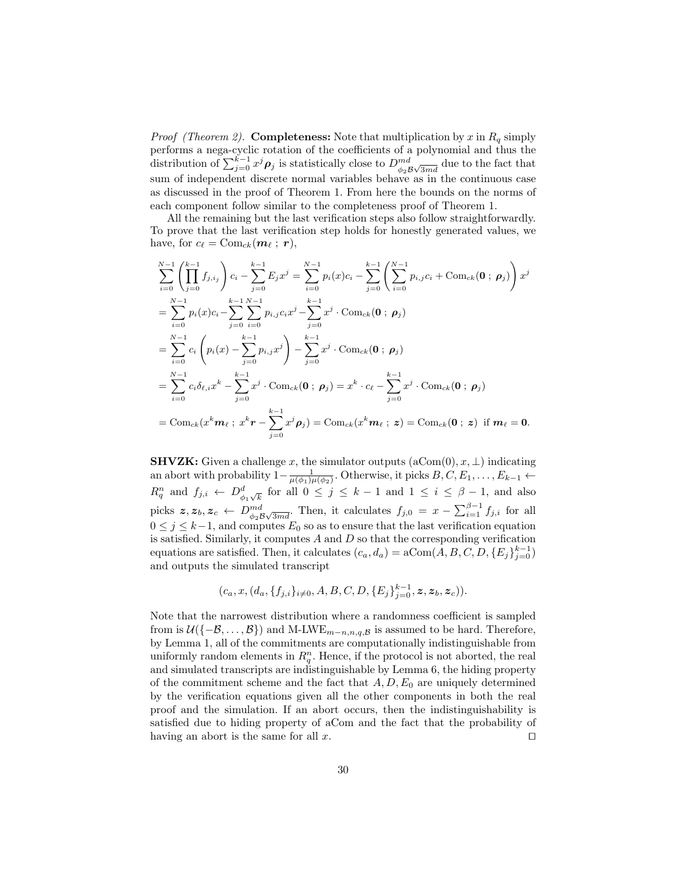*Proof (Theorem 2).* **Completeness:** Note that multiplication by $x$ in $R_q$ simply performs a nega-cyclic rotation of the coefficients of a polynomial and thus the distribution of $\sum_{j=0}^{k-1} x^j \boldsymbol{\rho}_j$ is statistically close to $D^{md}_{\phi_2 \mathcal{B}\sqrt{3md}}$ due to the fact that sum of independent discrete normal variables behave as in the continuous case as discussed in the proof of Theorem 1. From here the bounds on the norms of each component follow similar to the completeness proof of Theorem 1.

All the remaining but the last verification steps also follow straightforwardly. To prove that the last verification step holds for honestly generated values, we have, for $c_\ell = \text{Com}_{ck}(\boldsymbol{m}_\ell \,;\, \boldsymbol{r})$,

$$
\begin{aligned}
&\sum_{i=0}^{N-1} \left( \prod_{j=0}^{k-1} f_{j,i_j} \right) c_i - \sum_{j=0}^{k-1} E_j x^j = \sum_{i=0}^{N-1} p_i(x) c_i - \sum_{j=0}^{k-1} \left( \sum_{i=0}^{N-1} p_{i,j} c_i + \text{Com}_{ck}(\boldsymbol{0} \,;\, \boldsymbol{\rho}_j) \right) x^j \\
&= \sum_{i=0}^{N-1} p_i(x) c_i - \sum_{j=0}^{k-1} \sum_{i=0}^{N-1} p_{i,j} c_i x^j - \sum_{j=0}^{k-1} x^j \cdot \text{Com}_{ck}(\boldsymbol{0} \,;\, \boldsymbol{\rho}_j) \\
&= \sum_{i=0}^{N-1} c_i \left( p_i(x) - \sum_{j=0}^{k-1} p_{i,j} x^j \right) - \sum_{j=0}^{k-1} x^j \cdot \text{Com}_{ck}(\boldsymbol{0} \,;\, \boldsymbol{\rho}_j) \\
&= \sum_{i=0}^{N-1} c_i \delta_{\ell,i} x^k - \sum_{j=0}^{k-1} x^j \cdot \text{Com}_{ck}(\boldsymbol{0} \,;\, \boldsymbol{\rho}_j) = x^k \cdot c_\ell - \sum_{j=0}^{k-1} x^j \cdot \text{Com}_{ck}(\boldsymbol{0} \,;\, \boldsymbol{\rho}_j) \\
&= \text{Com}_{ck}(x^k \boldsymbol{m}_\ell \,;\, x^k \boldsymbol{r} - \sum_{j=0}^{k-1} x^j \boldsymbol{\rho}_j) = \text{Com}_{ck}(x^k \boldsymbol{m}_\ell \,;\, \boldsymbol{z}) = \text{Com}_{ck}(\boldsymbol{0} \,;\, \boldsymbol{z}) \text{ if } \boldsymbol{m}_\ell = \boldsymbol{0}.
\end{aligned}
$$

**SHVZK:** Given a challenge $x$, the simulator outputs $(\text{aCom}(0), x, \perp)$ indicating an abort with probability $1 - \frac{1}{\mu(\phi_1)\mu(\phi_2)}$. Otherwise, it picks $B, C, E_1, \ldots, E_{k-1} \leftarrow R_q^n$ and $f_{j,i} \leftarrow D^d_{\phi_1\sqrt{k}}$ for all $0 \leq j \leq k-1$ and $1 \leq i \leq \beta - 1$, and also picks $\boldsymbol{z}, \boldsymbol{z}_b, \boldsymbol{z}_c \leftarrow D^{md}_{\phi_2 \mathcal{B}\sqrt{3md}}$. Then, it calculates $f_{j,0} = x - \sum_{i=1}^{\beta-1} f_{j,i}$ for all $0 \leq j \leq k-1$, and computes $E_0$ so as to ensure that the last verification equation is satisfied. Similarly, it computes $A$ and $D$ so that the corresponding verification equations are satisfied. Then, it calculates $(c_a, d_a) = \text{aCom}(A, B, C, D, \{E_j\}_{j=0}^{k-1})$ and outputs the simulated transcript

$$
(c_a, x, (d_a, \{f_{j,i}\}_{i \neq 0}, A, B, C, D, \{E_j\}_{j=0}^{k-1}, \boldsymbol{z}, \boldsymbol{z}_b, \boldsymbol{z}_c)).
$$

Note that the narrowest distribution where a randomness coefficient is sampled from is $\mathcal{U}(\{-\mathcal{B}, \ldots, \mathcal{B}\})$ and M-LWE$_{m-n,n,q,\mathcal{B}}$ is assumed to be hard. Therefore, by Lemma 1, all of the commitments are computationally indistinguishable from uniformly random elements in $R_q^n$. Hence, if the protocol is not aborted, the real and simulated transcripts are indistinguishable by Lemma 6, the hiding property of the commitment scheme and the fact that $A, D, E_0$ are uniquely determined by the verification equations given all the other components in both the real proof and the simulation. If an abort occurs, then the indistinguishability is satisfied due to hiding property of aCom and the fact that the probability of having an abort is the same for all $x$. □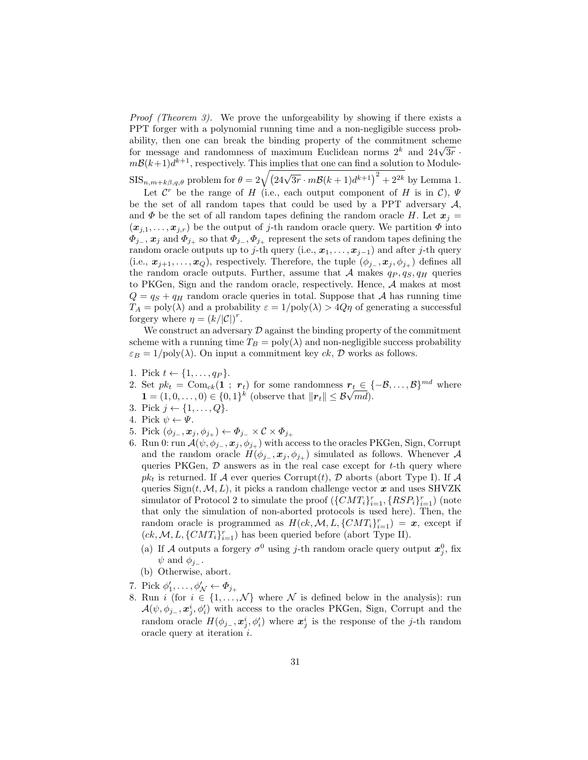*Proof (Theorem 3).* We prove the unforgeability by showing if there exists a PPT forger with a polynomial running time and a non-negligible success probability, then one can break the binding property of the commitment scheme for message and randomness of maximum Euclidean norms $2^k$ and $24\sqrt{3r} \cdot m\mathcal{B}(k+1)d^{k+1}$, respectively. This implies that one can find a solution to Module-SIS$_{n,m+k\beta,q,\theta}$ problem for $\theta = 2\sqrt{\left(24\sqrt{3r} \cdot m\mathcal{B}(k+1)d^{k+1}\right)^2 + 2^{2k}}$ by Lemma 1.

Let $\mathcal{C}^r$ be the range of $H$ (i.e., each output component of $H$ is in $\mathcal{C}$), $\Psi$ be the set of all random tapes that could be used by a PPT adversary $\mathcal{A}$, and $\Phi$ be the set of all random tapes defining the random oracle $H$. Let $\boldsymbol{x}_j = (\boldsymbol{x}_{j,1}, \ldots, \boldsymbol{x}_{j,r})$ be the output of $j$-th random oracle query. We partition $\Phi$ into $\Phi_{j_-}$, $\boldsymbol{x}_j$ and $\Phi_{j_+}$ so that $\Phi_{j_-}, \Phi_{j_+}$ represent the sets of random tapes defining the random oracle outputs up to $j$-th query (i.e., $\boldsymbol{x}_1, \ldots, \boldsymbol{x}_{j-1}$) and after $j$-th query (i.e., $\boldsymbol{x}_{j+1}, \ldots, \boldsymbol{x}_Q$), respectively. Therefore, the tuple $(\phi_{j_-}, \boldsymbol{x}_j, \phi_{j_+})$ defines all the random oracle outputs. Further, assume that $\mathcal{A}$ makes $q_P, q_S, q_H$ queries to PKGen, Sign and the random oracle, respectively. Hence, $\mathcal{A}$ makes at most $Q = q_S + q_H$ random oracle queries in total. Suppose that $\mathcal{A}$ has running time $T_A = \text{poly}(\lambda)$ and a probability $\varepsilon = 1/\text{poly}(\lambda) > 4Q\eta$ of generating a successful forgery where $\eta = (k/|\mathcal{C}|)^r$.

We construct an adversary $\mathcal{D}$ against the binding property of the commitment scheme with a running time $T_B = \text{poly}(\lambda)$ and non-negligible success probability $\varepsilon_B = 1/\text{poly}(\lambda)$. On input a commitment key $ck$, $\mathcal{D}$ works as follows.

1. Pick $t \leftarrow \{1, \ldots, q_P\}$.
2. Set $pk_t = \text{Com}_{ck}(\boldsymbol{1}\ ;\ \boldsymbol{r}_t)$ for some randomness $\boldsymbol{r}_t \in \{-\mathcal{B}, \ldots, \mathcal{B}\}^{md}$ where $\boldsymbol{1} = (1, 0, \ldots, 0) \in \{0,1\}^k$ (observe that $\|\boldsymbol{r}_t\| \leq \mathcal{B}\sqrt{md}$).
3. Pick $j \leftarrow \{1, \ldots, Q\}$.
4. Pick $\psi \leftarrow \Psi$.
5. Pick $(\phi_{j_-}, \boldsymbol{x}_j, \phi_{j_+}) \leftarrow \Phi_{j_-} \times \mathcal{C} \times \Phi_{j_+}$
6. Run 0: run $\mathcal{A}(\psi, \phi_{j_-}, \boldsymbol{x}_j, \phi_{j_+})$ with access to the oracles PKGen, Sign, Corrupt and the random oracle $H(\phi_{j_-}, \boldsymbol{x}_j, \phi_{j_+})$ simulated as follows. Whenever $\mathcal{A}$ queries PKGen, $\mathcal{D}$ answers as in the real case except for $t$-th query where $pk_t$ is returned. If $\mathcal{A}$ ever queries Corrupt($t$), $\mathcal{D}$ aborts (abort Type I). If $\mathcal{A}$ queries Sign($t, \mathcal{M}, L$), it picks a random challenge vector $\boldsymbol{x}$ and uses SHVZK simulator of Protocol 2 to simulate the proof $(\{CMT_i\}_{i=1}^r, \{RSP_i\}_{i=1}^r)$ (note that only the simulation of non-aborted protocols is used here). Then, the random oracle is programmed as $H(ck, \mathcal{M}, L, \{CMT_i\}_{i=1}^r) = \boldsymbol{x}$, except if $(ck, \mathcal{M}, L, \{CMT_i\}_{i=1}^r)$ has been queried before (abort Type II).
   (a) If $\mathcal{A}$ outputs a forgery $\sigma^0$ using $j$-th random oracle query output $\boldsymbol{x}_j^0$, fix $\psi$ and $\phi_{j_-}$.
   (b) Otherwise, abort.
7. Pick $\phi'_1, \ldots, \phi'_{\mathcal{N}} \leftarrow \Phi_{j_+}$
8. Run $i$ (for $i \in \{1, \ldots, \mathcal{N}\}$ where $\mathcal{N}$ is defined below in the analysis): run $\mathcal{A}(\psi, \phi_{j_-}, \boldsymbol{x}_j^i, \phi'_i)$ with access to the oracles PKGen, Sign, Corrupt and the random oracle $H(\phi_{j_-}, \boldsymbol{x}_j^i, \phi'_i)$ where $\boldsymbol{x}_j^i$ is the response of the $j$-th random oracle query at iteration $i$.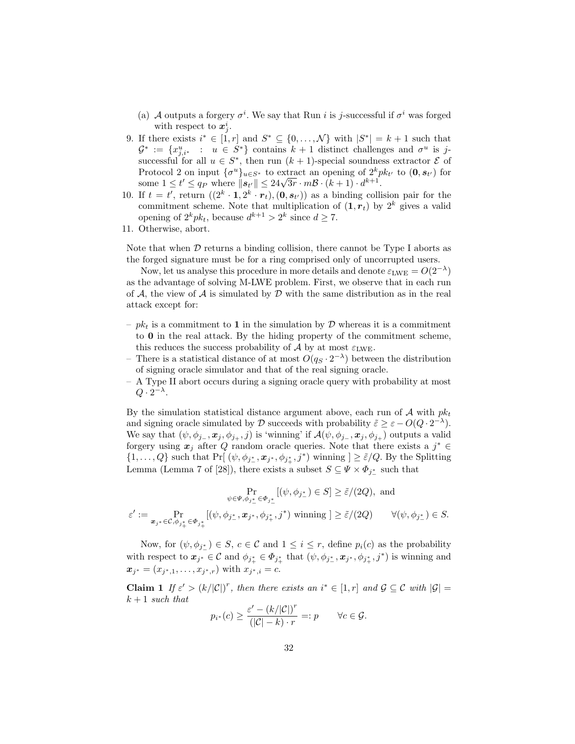(a) $\mathcal{A}$ outputs a forgery $\sigma^i$. We say that Run $i$ is $j$-successful if $\sigma^i$ was forged with respect to $\boldsymbol{x}_j^i$.

9. If there exists $i^* \in [1, r]$ and $S^* \subseteq \{0, \ldots, \mathcal{N}\}$ with $|S^*| = k+1$ such that $\mathcal{G}^* := \{x^u_{j,i^*} \ : \ u \in S^*\}$ contains $k+1$ distinct challenges and $\sigma^u$ is $j$-successful for all $u \in S^*$, then run $(k+1)$-special soundness extractor $\mathcal{E}$ of Protocol 2 on input $\{\sigma^u\}_{u \in S^*}$ to extract an opening of $2^k pk_{t'}$ to $(\boldsymbol{0}, \boldsymbol{s}_{t'})$ for some $1 \leq t' \leq q_P$ where $\|\boldsymbol{s}_{t'}\| \leq 24\sqrt{3r} \cdot m\mathcal{B} \cdot (k+1) \cdot d^{k+1}$.
10. If $t = t'$, return $((2^k \cdot \boldsymbol{1}, 2^k \cdot \boldsymbol{r}_t), (\boldsymbol{0}, \boldsymbol{s}_{t'}))$ as a binding collision pair for the commitment scheme. Note that multiplication of $(\boldsymbol{1}, \boldsymbol{r}_t)$ by $2^k$ gives a valid opening of $2^k pk_t$, because $d^{k+1} > 2^k$ since $d \geq 7$.
11. Otherwise, abort.

Note that when $\mathcal{D}$ returns a binding collision, there cannot be Type I aborts as the forged signature must be for a ring comprised only of uncorrupted users.

Now, let us analyse this procedure in more details and denote $\varepsilon_{\text{LWE}} = O(2^{-\lambda})$ as the advantage of solving M-LWE problem. First, we observe that in each run of $\mathcal{A}$, the view of $\mathcal{A}$ is simulated by $\mathcal{D}$ with the same distribution as in the real attack except for:

- $pk_t$ is a commitment to $\boldsymbol{1}$ in the simulation by $\mathcal{D}$ whereas it is a commitment to $\boldsymbol{0}$ in the real attack. By the hiding property of the commitment scheme, this reduces the success probability of $\mathcal{A}$ by at most $\varepsilon_{\text{LWE}}$.
- There is a statistical distance of at most $O(q_S \cdot 2^{-\lambda})$ between the distribution of signing oracle simulator and that of the real signing oracle.
- A Type II abort occurs during a signing oracle query with probability at most $Q \cdot 2^{-\lambda}$.

By the simulation statistical distance argument above, each run of $\mathcal{A}$ with $pk_t$ and signing oracle simulated by $\mathcal{D}$ succeeds with probability $\tilde{\varepsilon} \geq \varepsilon - O(Q \cdot 2^{-\lambda})$. We say that $(\psi, \phi_{j_-}, \boldsymbol{x}_j, \phi_{j_+}, j)$ is 'winning' if $\mathcal{A}(\psi, \phi_{j_-}, \boldsymbol{x}_j, \phi_{j_+})$ outputs a valid forgery using $\boldsymbol{x}_j$ after $Q$ random oracle queries. Note that there exists a $j^* \in \{1, \ldots, Q\}$ such that $\Pr[\ (\psi, \phi_{j^*_-}, \boldsymbol{x}_{j^*}, \phi_{j^*_+}, j^*) \text{ winning }] \geq \tilde{\varepsilon}/Q$. By the Splitting Lemma (Lemma 7 of [28]), there exists a subset $S \subseteq \Psi \times \Phi_{j^*_-}$ such that

$$\Pr_{\psi \in \Psi, \phi_{j^*_-} \in \Phi_{j^*_-}}[(\psi, \phi_{j^*_-}) \in S] \geq \tilde{\varepsilon}/(2Q), \text{ and}$$

$$\varepsilon' := \Pr_{\boldsymbol{x}_{j^*} \in \mathcal{C}, \phi_{j^*_+} \in \Phi_{j^*_+}}[(\psi, \phi_{j^*_-}, \boldsymbol{x}_{j^*}, \phi_{j^*_+}, j^*) \text{ winning }] \geq \tilde{\varepsilon}/(2Q) \qquad \forall (\psi, \phi_{j^*_-}) \in S.$$

Now, for $(\psi, \phi_{j^*_-}) \in S$, $c \in \mathcal{C}$ and $1 \leq i \leq r$, define $p_i(c)$ as the probability with respect to $\boldsymbol{x}_{j^*} \in \mathcal{C}$ and $\phi_{j^*_+} \in \Phi_{j^*_+}$ that $(\psi, \phi_{j^*_-}, \boldsymbol{x}_{j^*}, \phi_{j^*_+}, j^*)$ is winning and $\boldsymbol{x}_{j^*} = (x_{j^*,1}, \ldots, x_{j^*,r})$ with $x_{j^*,i} = c$.

**Claim 1** *If $\varepsilon' > (k/|\mathcal{C}|)^r$, then there exists an $i^* \in [1, r]$ and $\mathcal{G} \subseteq \mathcal{C}$ with $|\mathcal{G}| = k+1$ such that*

$$p_{i^*}(c) \geq \frac{\varepsilon' - (k/|\mathcal{C}|)^r}{(|\mathcal{C}| - k) \cdot r} =: p \qquad \forall c \in \mathcal{G}.$$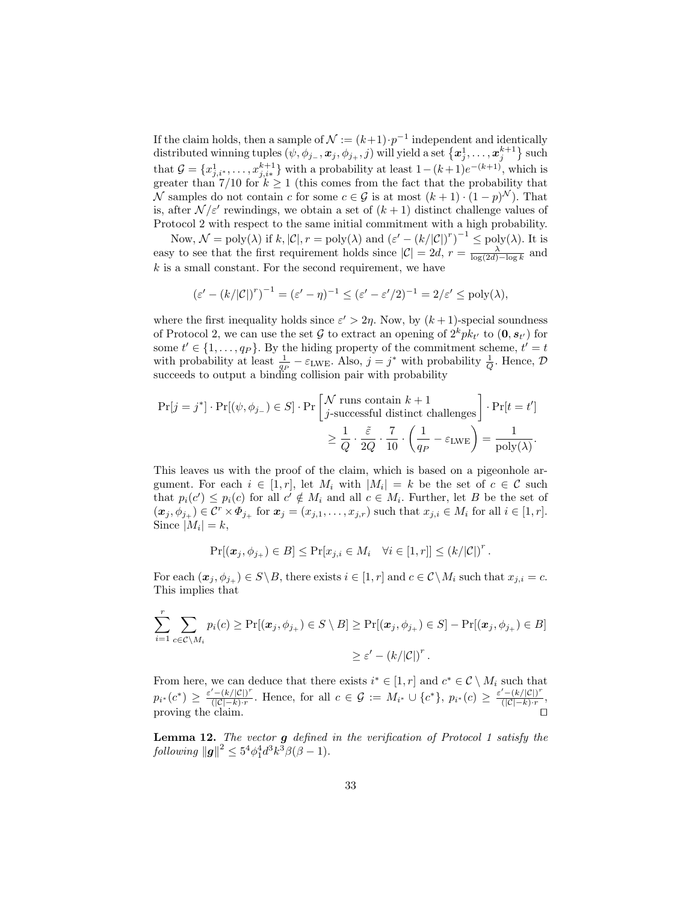If the claim holds, then a sample of $\mathcal{N} := (k+1)\cdot p^{-1}$ independent and identically distributed winning tuples $(\psi, \phi_{j_-}, \boldsymbol{x}_j, \phi_{j_+}, j)$ will yield a set $\{\boldsymbol{x}_j^1, \ldots, \boldsymbol{x}_j^{k+1}\}$ such that $\mathcal{G} = \{x^1_{j,i^*}, \ldots, x^{k+1}_{j,i^*}\}$ with a probability at least $1-(k+1)e^{-(k+1)}$, which is greater than $7/10$ for $k \geq 1$ (this comes from the fact that the probability that $\mathcal{N}$ samples do not contain $c$ for some $c \in \mathcal{G}$ is at most $(k+1)\cdot(1-p)^{\mathcal{N}}$). That is, after $\mathcal{N}/\varepsilon'$ rewindings, we obtain a set of $(k+1)$ distinct challenge values of Protocol 2 with respect to the same initial commitment with a high probability.

Now, $\mathcal{N} = \text{poly}(\lambda)$ if $k, |\mathcal{C}|, r = \text{poly}(\lambda)$ and $\left(\varepsilon' - (k/|\mathcal{C}|)^r\right)^{-1} \leq \text{poly}(\lambda)$. It is easy to see that the first requirement holds since $|\mathcal{C}| = 2d$, $r = \frac{\lambda}{\log(2d)-\log k}$ and $k$ is a small constant. For the second requirement, we have

$$\left(\varepsilon' - (k/|\mathcal{C}|)^r\right)^{-1} = (\varepsilon' - \eta)^{-1} \leq (\varepsilon' - \varepsilon'/2)^{-1} = 2/\varepsilon' \leq \text{poly}(\lambda),$$

where the first inequality holds since $\varepsilon' > 2\eta$. Now, by $(k+1)$-special soundness of Protocol 2, we can use the set $\mathcal{G}$ to extract an opening of $2^k pk_{t'}$ to $(\mathbf{0}, \boldsymbol{s}_{t'})$ for some $t' \in \{1, \ldots, q_P\}$. By the hiding property of the commitment scheme, $t' = t$ with probability at least $\frac{1}{q_P} - \varepsilon_{\text{LWE}}$. Also, $j = j^*$ with probability $\frac{1}{Q}$. Hence, $\mathcal{D}$ succeeds to output a binding collision pair with probability

$$\Pr[j = j^*]\cdot\Pr[(\psi, \phi_{j_-}) \in S]\cdot\Pr\left[\begin{matrix}\mathcal{N} \text{ runs contain } k+1 \\ j\text{-successful distinct challenges}\end{matrix}\right]\cdot\Pr[t = t']$$
$$\geq \frac{1}{Q}\cdot\frac{\tilde{\varepsilon}}{2Q}\cdot\frac{7}{10}\cdot\left(\frac{1}{q_P} - \varepsilon_{\text{LWE}}\right) = \frac{1}{\text{poly}(\lambda)}.$$

This leaves us with the proof of the claim, which is based on a pigeonhole argument. For each $i \in [1, r]$, let $M_i$ with $|M_i| = k$ be the set of $c \in \mathcal{C}$ such that $p_i(c') \leq p_i(c)$ for all $c' \notin M_i$ and all $c \in M_i$. Further, let $B$ be the set of $(\boldsymbol{x}_j, \phi_{j_+}) \in \mathcal{C}^r \times \Phi_{j_+}$ for $\boldsymbol{x}_j = (x_{j,1}, \ldots, x_{j,r})$ such that $x_{j,i} \in M_i$ for all $i \in [1, r]$. Since $|M_i| = k$,

$$\Pr[(\boldsymbol{x}_j, \phi_{j_+}) \in B] \leq \Pr[x_{j,i} \in M_i \quad \forall i \in [1, r]] \leq (k/|\mathcal{C}|)^r.$$

For each $(\boldsymbol{x}_j, \phi_{j_+}) \in S \setminus B$, there exists $i \in [1, r]$ and $c \in \mathcal{C} \setminus M_i$ such that $x_{j,i} = c$. This implies that

$$\sum_{i=1}^{r}\sum_{c \in \mathcal{C}\setminus M_i} p_i(c) \geq \Pr[(\boldsymbol{x}_j, \phi_{j_+}) \in S \setminus B] \geq \Pr[(\boldsymbol{x}_j, \phi_{j_+}) \in S] - \Pr[(\boldsymbol{x}_j, \phi_{j_+}) \in B]$$
$$\geq \varepsilon' - (k/|\mathcal{C}|)^r.$$

From here, we can deduce that there exists $i^* \in [1, r]$ and $c^* \in \mathcal{C} \setminus M_i$ such that $p_{i^*}(c^*) \geq \frac{\varepsilon' - (k/|\mathcal{C}|)^r}{(|\mathcal{C}|-k)\cdot r}$. Hence, for all $c \in \mathcal{G} := M_{i^*} \cup \{c^*\}$, $p_{i^*}(c) \geq \frac{\varepsilon' - (k/|\mathcal{C}|)^r}{(|\mathcal{C}|-k)\cdot r}$, proving the claim. ◻

**Lemma 12.** *The vector $\boldsymbol{g}$ defined in the verification of Protocol 1 satisfy the following $\|\boldsymbol{g}\|^2 \leq 5^4\phi_1^4 d^3 k^3 \beta(\beta - 1)$.*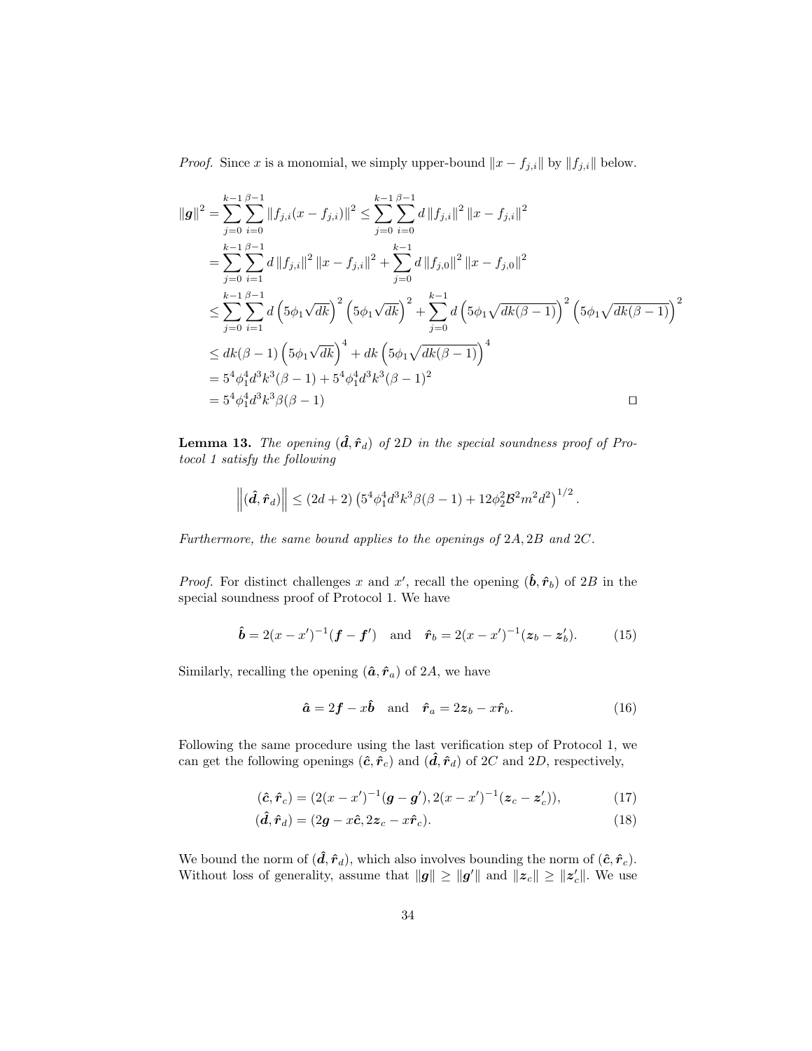*Proof.* Since $x$ is a monomial, we simply upper-bound $\|x - f_{j,i}\|$ by $\|f_{j,i}\|$ below.

$$
\begin{aligned}
\|\boldsymbol{g}\|^2 &= \sum_{j=0}^{k-1} \sum_{i=0}^{\beta-1} \|f_{j,i}(x - f_{j,i})\|^2 \leq \sum_{j=0}^{k-1} \sum_{i=0}^{\beta-1} d \|f_{j,i}\|^2 \|x - f_{j,i}\|^2 \\
&= \sum_{j=0}^{k-1} \sum_{i=1}^{\beta-1} d \|f_{j,i}\|^2 \|x - f_{j,i}\|^2 + \sum_{j=0}^{k-1} d \|f_{j,0}\|^2 \|x - f_{j,0}\|^2 \\
&\leq \sum_{j=0}^{k-1} \sum_{i=1}^{\beta-1} d \left(5\phi_1 \sqrt{dk}\right)^2 \left(5\phi_1 \sqrt{dk}\right)^2 + \sum_{j=0}^{k-1} d \left(5\phi_1 \sqrt{dk(\beta-1)}\right)^2 \left(5\phi_1 \sqrt{dk(\beta-1)}\right)^2 \\
&\leq dk(\beta-1)\left(5\phi_1 \sqrt{dk}\right)^4 + dk\left(5\phi_1 \sqrt{dk(\beta-1)}\right)^4 \\
&= 5^4 \phi_1^4 d^3 k^3 (\beta-1) + 5^4 \phi_1^4 d^3 k^3 (\beta-1)^2 \\
&= 5^4 \phi_1^4 d^3 k^3 \beta(\beta-1)
\end{aligned}
$$

□

**Lemma 13.** *The opening $(\hat{\boldsymbol{d}}, \hat{\boldsymbol{r}}_d)$ of $2D$ in the special soundness proof of Protocol 1 satisfy the following*

$$
\left\|(\hat{\boldsymbol{d}}, \hat{\boldsymbol{r}}_d)\right\| \leq (2d+2)\left(5^4 \phi_1^4 d^3 k^3 \beta(\beta-1) + 12\phi_2^2 \mathcal{B}^2 m^2 d^2\right)^{1/2}.
$$

*Furthermore, the same bound applies to the openings of $2A, 2B$ and $2C$.*

*Proof.* For distinct challenges $x$ and $x'$, recall the opening $(\hat{\boldsymbol{b}}, \hat{\boldsymbol{r}}_b)$ of $2B$ in the special soundness proof of Protocol 1. We have

$$
\hat{\boldsymbol{b}} = 2(x - x')^{-1}(\boldsymbol{f} - \boldsymbol{f}') \quad \text{and} \quad \hat{\boldsymbol{r}}_b = 2(x - x')^{-1}(\boldsymbol{z}_b - \boldsymbol{z}_b'). \tag{15}
$$

Similarly, recalling the opening $(\hat{\boldsymbol{a}}, \hat{\boldsymbol{r}}_a)$ of $2A$, we have

$$
\hat{\boldsymbol{a}} = 2\boldsymbol{f} - x\hat{\boldsymbol{b}} \quad \text{and} \quad \hat{\boldsymbol{r}}_a = 2\boldsymbol{z}_b - x\hat{\boldsymbol{r}}_b. \tag{16}
$$

Following the same procedure using the last verification step of Protocol 1, we can get the following openings $(\hat{\boldsymbol{c}}, \hat{\boldsymbol{r}}_c)$ and $(\hat{\boldsymbol{d}}, \hat{\boldsymbol{r}}_d)$ of $2C$ and $2D$, respectively,

$$
(\hat{\boldsymbol{c}}, \hat{\boldsymbol{r}}_c) = (2(x - x')^{-1}(\boldsymbol{g} - \boldsymbol{g}'), 2(x - x')^{-1}(\boldsymbol{z}_c - \boldsymbol{z}_c')), \tag{17}
$$

$$
(\hat{\boldsymbol{d}}, \hat{\boldsymbol{r}}_d) = (2\boldsymbol{g} - x\hat{\boldsymbol{c}}, 2\boldsymbol{z}_c - x\hat{\boldsymbol{r}}_c). \tag{18}
$$

We bound the norm of $(\hat{\boldsymbol{d}}, \hat{\boldsymbol{r}}_d)$, which also involves bounding the norm of $(\hat{\boldsymbol{c}}, \hat{\boldsymbol{r}}_c)$. Without loss of generality, assume that $\|\boldsymbol{g}\| \geq \|\boldsymbol{g}'\|$ and $\|\boldsymbol{z}_c\| \geq \|\boldsymbol{z}_c'\|$. We use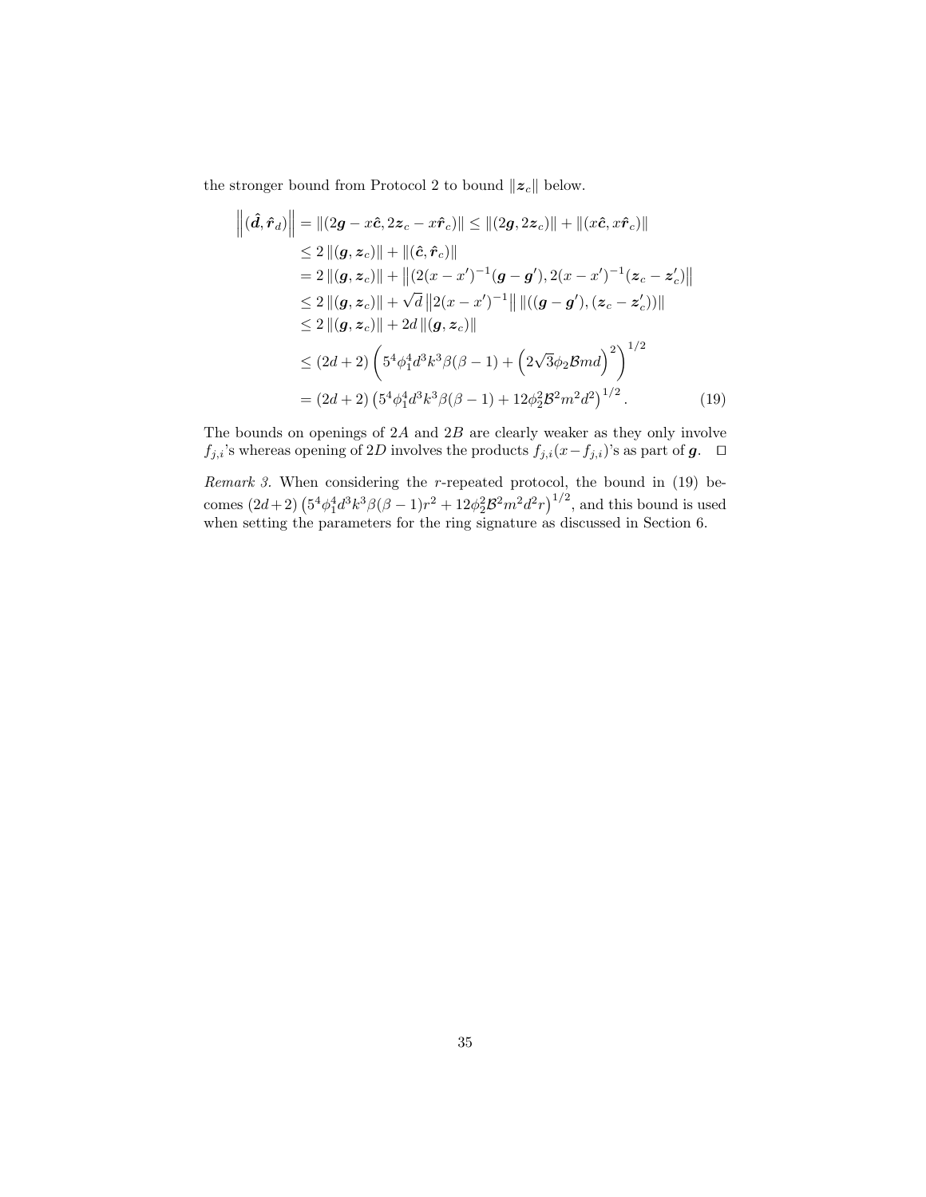the stronger bound from Protocol 2 to bound $\|\boldsymbol{z}_c\|$ below.

$$
\begin{aligned}
\left\|(\hat{\boldsymbol{d}}, \hat{\boldsymbol{r}}_d)\right\| &= \|(2\boldsymbol{g} - x\hat{\boldsymbol{c}}, 2\boldsymbol{z}_c - x\hat{\boldsymbol{r}}_c)\| \leq \|(2\boldsymbol{g}, 2\boldsymbol{z}_c)\| + \|(x\hat{\boldsymbol{c}}, x\hat{\boldsymbol{r}}_c)\| \\
&\leq 2\,\|(\boldsymbol{g}, \boldsymbol{z}_c)\| + \|(\hat{\boldsymbol{c}}, \hat{\boldsymbol{r}}_c)\| \\
&= 2\,\|(\boldsymbol{g}, \boldsymbol{z}_c)\| + \left\|(2(x-x')^{-1}(\boldsymbol{g} - \boldsymbol{g}'), 2(x-x')^{-1}(\boldsymbol{z}_c - \boldsymbol{z}_c')\right\| \\
&\leq 2\,\|(\boldsymbol{g}, \boldsymbol{z}_c)\| + \sqrt{d}\,\left\|2(x-x')^{-1}\right\|\,\|((\boldsymbol{g} - \boldsymbol{g}'), (\boldsymbol{z}_c - \boldsymbol{z}_c'))\| \\
&\leq 2\,\|(\boldsymbol{g}, \boldsymbol{z}_c)\| + 2d\,\|(\boldsymbol{g}, \boldsymbol{z}_c)\| \\
&\leq (2d+2)\left(5^4\phi_1^4 d^3 k^3 \beta(\beta-1) + \left(2\sqrt{3}\phi_2 \mathcal{B} m d\right)^2\right)^{1/2} \\
&= (2d+2)\left(5^4\phi_1^4 d^3 k^3 \beta(\beta-1) + 12\phi_2^2 \mathcal{B}^2 m^2 d^2\right)^{1/2}. \qquad (19)
\end{aligned}
$$

The bounds on openings of $2A$ and $2B$ are clearly weaker as they only involve $f_{j,i}$'s whereas opening of $2D$ involves the products $f_{j,i}(x - f_{j,i})$'s as part of $\boldsymbol{g}$. $\square$

*Remark 3.* When considering the $r$-repeated protocol, the bound in (19) becomes $(2d+2)\left(5^4\phi_1^4 d^3 k^3 \beta(\beta-1) r^2 + 12\phi_2^2 \mathcal{B}^2 m^2 d^2 r\right)^{1/2}$, and this bound is used when setting the parameters for the ring signature as discussed in Section 6.